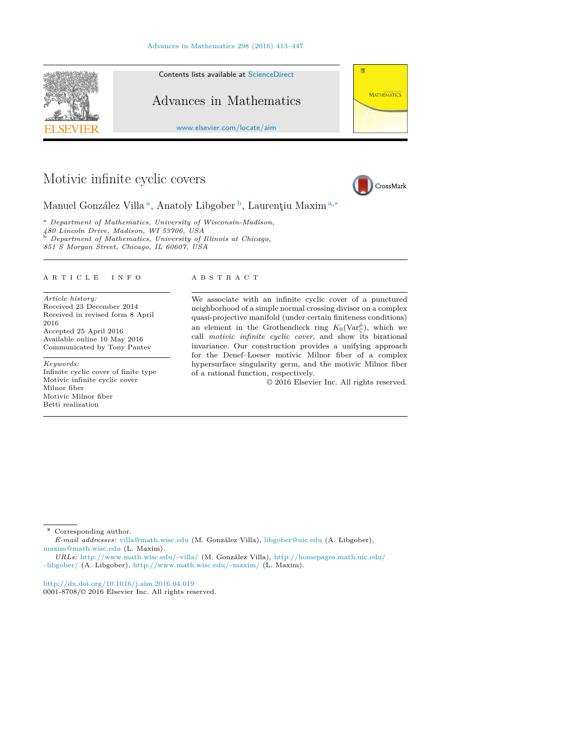# Motivic infinite cyclic covers

Manuel González Villa [a], Anatoly Libgober [b], Laurenţiu Maxim [a,*]

[a] *Department of Mathematics, University of Wisconsin-Madison, 480 Lincoln Drive, Madison, WI 53706, USA*

[b] *Department of Mathematics, University of Illinois at Chicago, 851 S Morgan Street, Chicago, IL 60607, USA*

---

A R T I C L E   I N F O

*Article history:*
Received 23 December 2014
Received in revised form 8 April 2016
Accepted 25 April 2016
Available online 10 May 2016
Communicated by Tony Pantev

*Keywords:*
Infinite cyclic cover of finite type
Motivic infinite cyclic cover
Milnor fiber
Motivic Milnor fiber
Betti realization

A B S T R A C T

We associate with an infinite cyclic cover of a punctured neighborhood of a simple normal crossing divisor on a complex quasi-projective manifold (under certain finiteness conditions) an element in the Grothendieck ring $K_0(\mathrm{Var}^{\hat{\mu}}_{\mathbb{C}})$, which we call *motivic infinite cyclic cover*, and show its birational invariance. Our construction provides a unifying approach for the Denef–Loeser motivic Milnor fiber of a complex hypersurface singularity germ, and the motivic Milnor fiber of a rational function, respectively.

© 2016 Elsevier Inc. All rights reserved.

---

\* Corresponding author.
*E-mail addresses:* villa@math.wisc.edu (M. González Villa), libgober@uic.edu (A. Libgober), maxim@math.wisc.edu (L. Maxim).
*URLs:* http://www.math.wisc.edu/~villa/ (M. González Villa), http://homepages.math.uic.edu/~libgober/ (A. Libgober), http://www.math.wisc.edu/~maxim/ (L. Maxim).

http://dx.doi.org/10.1016/j.aim.2016.04.019
0001-8708/© 2016 Elsevier Inc. All rights reserved.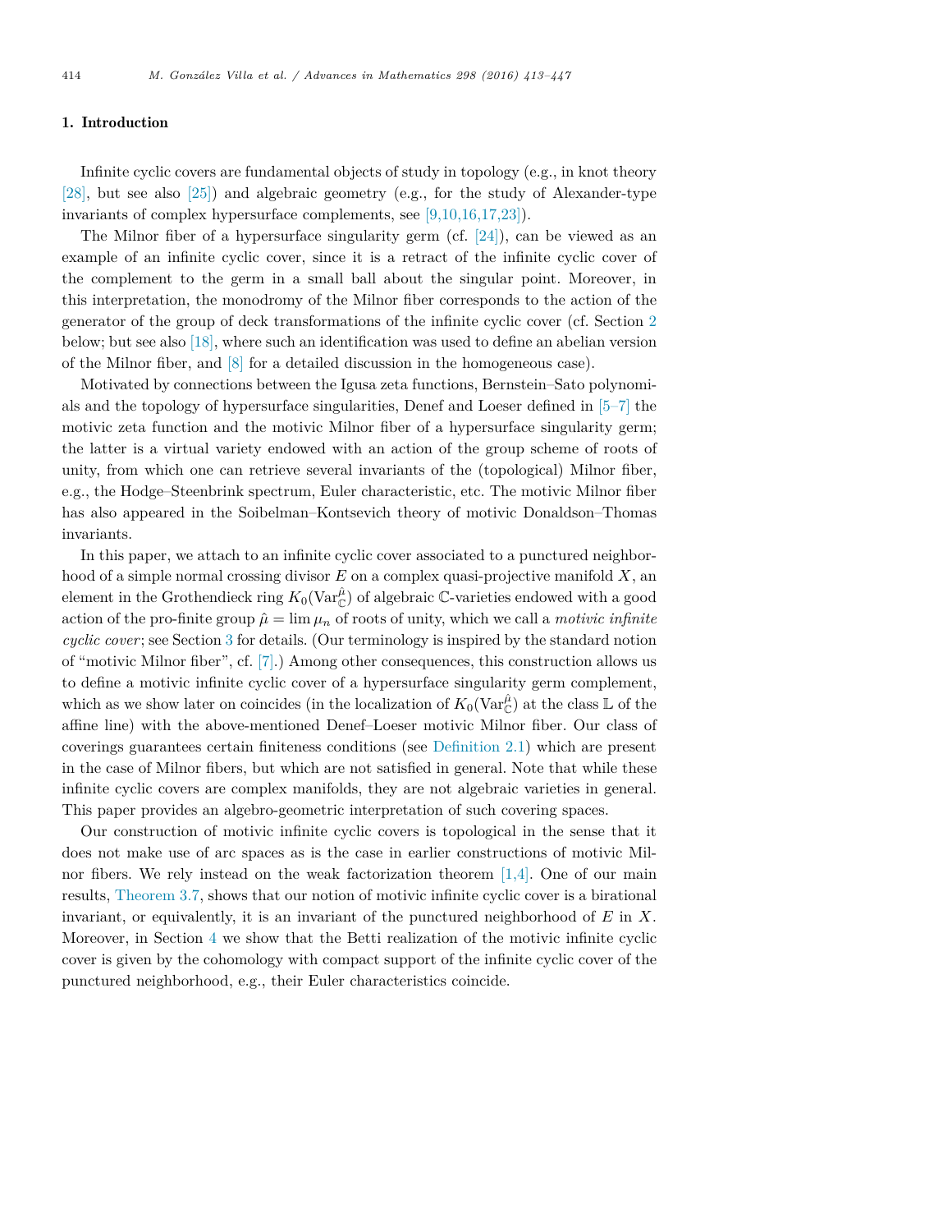## 1. Introduction

Infinite cyclic covers are fundamental objects of study in topology (e.g., in knot theory [28], but see also [25]) and algebraic geometry (e.g., for the study of Alexander-type invariants of complex hypersurface complements, see [9,10,16,17,23]).

The Milnor fiber of a hypersurface singularity germ (cf. [24]), can be viewed as an example of an infinite cyclic cover, since it is a retract of the infinite cyclic cover of the complement to the germ in a small ball about the singular point. Moreover, in this interpretation, the monodromy of the Milnor fiber corresponds to the action of the generator of the group of deck transformations of the infinite cyclic cover (cf. Section 2 below; but see also [18], where such an identification was used to define an abelian version of the Milnor fiber, and [8] for a detailed discussion in the homogeneous case).

Motivated by connections between the Igusa zeta functions, Bernstein–Sato polynomials and the topology of hypersurface singularities, Denef and Loeser defined in [5–7] the motivic zeta function and the motivic Milnor fiber of a hypersurface singularity germ; the latter is a virtual variety endowed with an action of the group scheme of roots of unity, from which one can retrieve several invariants of the (topological) Milnor fiber, e.g., the Hodge–Steenbrink spectrum, Euler characteristic, etc. The motivic Milnor fiber has also appeared in the Soibelman–Kontsevich theory of motivic Donaldson–Thomas invariants.

In this paper, we attach to an infinite cyclic cover associated to a punctured neighborhood of a simple normal crossing divisor $E$ on a complex quasi-projective manifold $X$, an element in the Grothendieck ring $K_0(\mathrm{Var}_{\mathbb{C}}^{\hat{\mu}})$ of algebraic $\mathbb{C}$-varieties endowed with a good action of the pro-finite group $\hat{\mu} = \lim \mu_n$ of roots of unity, which we call a *motivic infinite cyclic cover*; see Section 3 for details. (Our terminology is inspired by the standard notion of "motivic Milnor fiber", cf. [7].) Among other consequences, this construction allows us to define a motivic infinite cyclic cover of a hypersurface singularity germ complement, which as we show later on coincides (in the localization of $K_0(\mathrm{Var}_{\mathbb{C}}^{\hat{\mu}})$ at the class $\mathbb{L}$ of the affine line) with the above-mentioned Denef–Loeser motivic Milnor fiber. Our class of coverings guarantees certain finiteness conditions (see Definition 2.1) which are present in the case of Milnor fibers, but which are not satisfied in general. Note that while these infinite cyclic covers are complex manifolds, they are not algebraic varieties in general. This paper provides an algebro-geometric interpretation of such covering spaces.

Our construction of motivic infinite cyclic covers is topological in the sense that it does not make use of arc spaces as is the case in earlier constructions of motivic Milnor fibers. We rely instead on the weak factorization theorem [1,4]. One of our main results, Theorem 3.7, shows that our notion of motivic infinite cyclic cover is a birational invariant, or equivalently, it is an invariant of the punctured neighborhood of $E$ in $X$. Moreover, in Section 4 we show that the Betti realization of the motivic infinite cyclic cover is given by the cohomology with compact support of the infinite cyclic cover of the punctured neighborhood, e.g., their Euler characteristics coincide.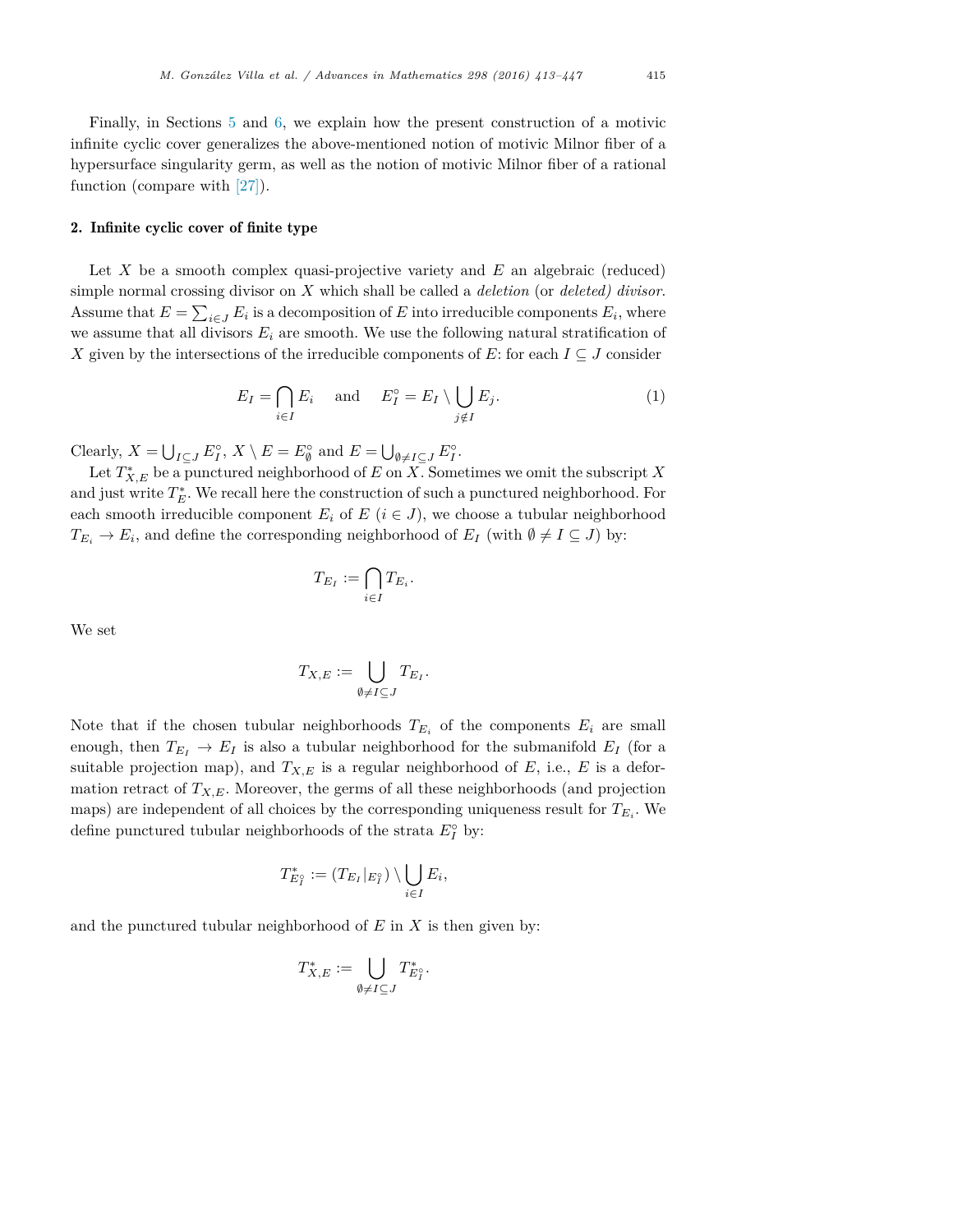Finally, in Sections 5 and 6, we explain how the present construction of a motivic infinite cyclic cover generalizes the above-mentioned notion of motivic Milnor fiber of a hypersurface singularity germ, as well as the notion of motivic Milnor fiber of a rational function (compare with [27]).

## 2. Infinite cyclic cover of finite type

Let $X$ be a smooth complex quasi-projective variety and $E$ an algebraic (reduced) simple normal crossing divisor on $X$ which shall be called a *deletion* (or *deleted) divisor*. Assume that $E = \sum_{i \in J} E_i$ is a decomposition of $E$ into irreducible components $E_i$, where we assume that all divisors $E_i$ are smooth. We use the following natural stratification of $X$ given by the intersections of the irreducible components of $E$: for each $I \subseteq J$ consider

$$E_I = \bigcap_{i \in I} E_i \quad \text{and} \quad E_I^\circ = E_I \setminus \bigcup_{j \notin I} E_j. \tag{1}$$

Clearly, $X = \bigcup_{I \subseteq J} E_I^\circ$, $X \setminus E = E_\emptyset^\circ$ and $E = \bigcup_{\emptyset \neq I \subseteq J} E_I^\circ$.

Let $T_{X,E}^*$ be a punctured neighborhood of $E$ on $X$. Sometimes we omit the subscript $X$ and just write $T_E^*$. We recall here the construction of such a punctured neighborhood. For each smooth irreducible component $E_i$ of $E$ ($i \in J$), we choose a tubular neighborhood $T_{E_i} \to E_i$, and define the corresponding neighborhood of $E_I$ (with $\emptyset \neq I \subseteq J$) by:

$$T_{E_I} := \bigcap_{i \in I} T_{E_i}.$$

We set

$$T_{X,E} := \bigcup_{\emptyset \neq I \subseteq J} T_{E_I}.$$

Note that if the chosen tubular neighborhoods $T_{E_i}$ of the components $E_i$ are small enough, then $T_{E_I} \to E_I$ is also a tubular neighborhood for the submanifold $E_I$ (for a suitable projection map), and $T_{X,E}$ is a regular neighborhood of $E$, i.e., $E$ is a deformation retract of $T_{X,E}$. Moreover, the germs of all these neighborhoods (and projection maps) are independent of all choices by the corresponding uniqueness result for $T_{E_i}$. We define punctured tubular neighborhoods of the strata $E_I^\circ$ by:

$$T_{E_I^\circ}^* := (T_{E_I}|_{E_I^\circ}) \setminus \bigcup_{i \in I} E_i,$$

and the punctured tubular neighborhood of $E$ in $X$ is then given by:

$$T_{X,E}^* := \bigcup_{\emptyset \neq I \subseteq J} T_{E_I^\circ}^*.$$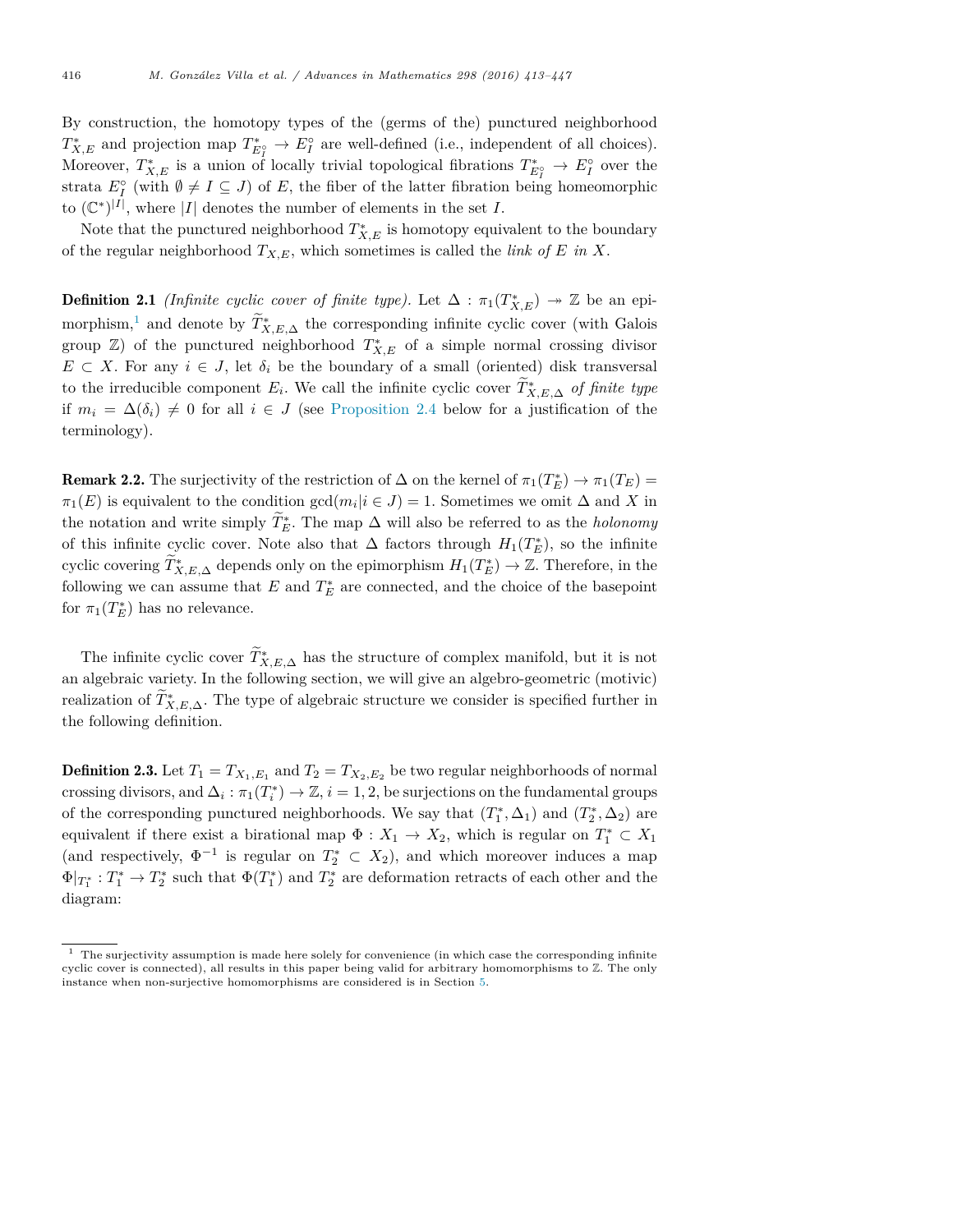By construction, the homotopy types of the (germs of the) punctured neighborhood $T^*_{X,E}$ and projection map $T^*_{E_I^\circ} \to E_I^\circ$ are well-defined (i.e., independent of all choices). Moreover, $T^*_{X,E}$ is a union of locally trivial topological fibrations $T^*_{E_I^\circ} \to E_I^\circ$ over the strata $E_I^\circ$ (with $\emptyset \neq I \subseteq J$) of $E$, the fiber of the latter fibration being homeomorphic to $(\mathbb{C}^*)^{|I|}$, where $|I|$ denotes the number of elements in the set $I$.

Note that the punctured neighborhood $T^*_{X,E}$ is homotopy equivalent to the boundary of the regular neighborhood $T_{X,E}$, which sometimes is called the *link of $E$ in $X$*.

**Definition 2.1** *(Infinite cyclic cover of finite type).* Let $\Delta : \pi_1(T^*_{X,E}) \twoheadrightarrow \mathbb{Z}$ be an epimorphism,[1] and denote by $\widetilde{T}^*_{X,E,\Delta}$ the corresponding infinite cyclic cover (with Galois group $\mathbb{Z}$) of the punctured neighborhood $T^*_{X,E}$ of a simple normal crossing divisor $E \subset X$. For any $i \in J$, let $\delta_i$ be the boundary of a small (oriented) disk transversal to the irreducible component $E_i$. We call the infinite cyclic cover $\widetilde{T}^*_{X,E,\Delta}$ *of finite type* if $m_i = \Delta(\delta_i) \neq 0$ for all $i \in J$ (see Proposition 2.4 below for a justification of the terminology).

**Remark 2.2.** The surjectivity of the restriction of $\Delta$ on the kernel of $\pi_1(T^*_E) \to \pi_1(T_E) = \pi_1(E)$ is equivalent to the condition $\gcd(m_i | i \in J) = 1$. Sometimes we omit $\Delta$ and $X$ in the notation and write simply $\widetilde{T}^*_E$. The map $\Delta$ will also be referred to as the *holonomy* of this infinite cyclic cover. Note also that $\Delta$ factors through $H_1(T^*_E)$, so the infinite cyclic covering $\widetilde{T}^*_{X,E,\Delta}$ depends only on the epimorphism $H_1(T^*_E) \to \mathbb{Z}$. Therefore, in the following we can assume that $E$ and $T^*_E$ are connected, and the choice of the basepoint for $\pi_1(T^*_E)$ has no relevance.

The infinite cyclic cover $\widetilde{T}^*_{X,E,\Delta}$ has the structure of complex manifold, but it is not an algebraic variety. In the following section, we will give an algebro-geometric (motivic) realization of $\widetilde{T}^*_{X,E,\Delta}$. The type of algebraic structure we consider is specified further in the following definition.

**Definition 2.3.** Let $T_1 = T_{X_1,E_1}$ and $T_2 = T_{X_2,E_2}$ be two regular neighborhoods of normal crossing divisors, and $\Delta_i : \pi_1(T^*_i) \to \mathbb{Z}$, $i = 1, 2$, be surjections on the fundamental groups of the corresponding punctured neighborhoods. We say that $(T^*_1, \Delta_1)$ and $(T^*_2, \Delta_2)$ are equivalent if there exist a birational map $\Phi : X_1 \to X_2$, which is regular on $T^*_1 \subset X_1$ (and respectively, $\Phi^{-1}$ is regular on $T^*_2 \subset X_2$), and which moreover induces a map $\Phi|_{T^*_1} : T^*_1 \to T^*_2$ such that $\Phi(T^*_1)$ and $T^*_2$ are deformation retracts of each other and the diagram:

[1] The surjectivity assumption is made here solely for convenience (in which case the corresponding infinite cyclic cover is connected), all results in this paper being valid for arbitrary homomorphisms to $\mathbb{Z}$. The only instance when non-surjective homomorphisms are considered is in Section 5.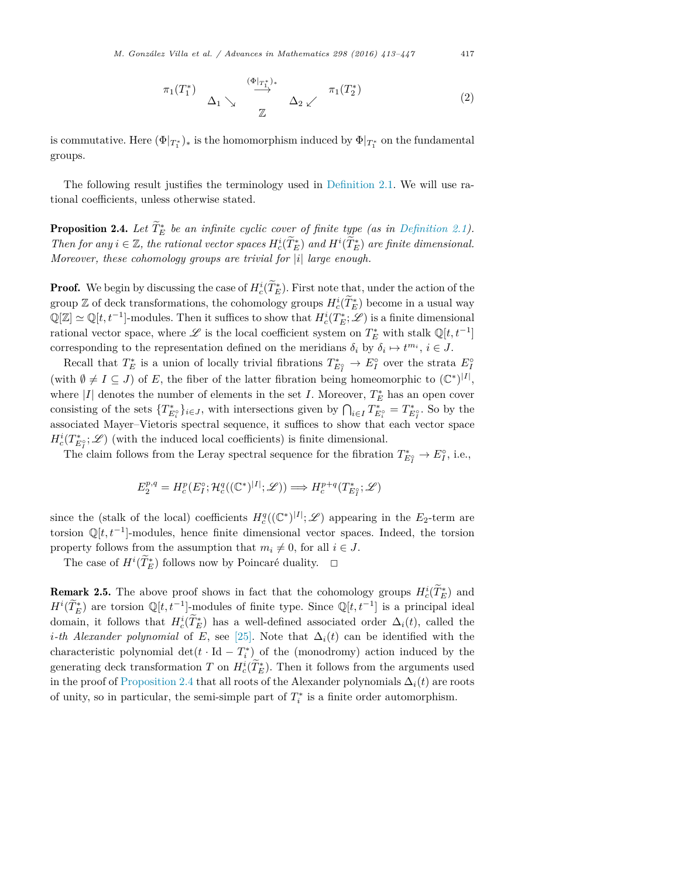$$\begin{array}{ccccc} \pi_1(T_1^*) & & \xrightarrow{(\Phi|_{T_1^*})_*} & & \pi_1(T_2^*) \\ & \Delta_1 \searrow & & \Delta_2 \swarrow & \\ & & \mathbb{Z} & & \end{array} \tag{2}$$

is commutative. Here $(\Phi|_{T_1^*})_*$ is the homomorphism induced by $\Phi|_{T_1^*}$ on the fundamental groups.

The following result justifies the terminology used in Definition 2.1. We will use rational coefficients, unless otherwise stated.

**Proposition 2.4.** *Let $\widetilde{T}_E^*$ be an infinite cyclic cover of finite type (as in Definition 2.1). Then for any $i \in \mathbb{Z}$, the rational vector spaces $H_c^i(\widetilde{T}_E^*)$ and $H^i(\widetilde{T}_E^*)$ are finite dimensional. Moreover, these cohomology groups are trivial for $|i|$ large enough.*

**Proof.** We begin by discussing the case of $H_c^i(\widetilde{T}_E^*)$. First note that, under the action of the group $\mathbb{Z}$ of deck transformations, the cohomology groups $H_c^i(\widetilde{T}_E^*)$ become in a usual way $\mathbb{Q}[\mathbb{Z}] \simeq \mathbb{Q}[t, t^{-1}]$-modules. Then it suffices to show that $H_c^i(T_E^*; \mathscr{L})$ is a finite dimensional rational vector space, where $\mathscr{L}$ is the local coefficient system on $T_E^*$ with stalk $\mathbb{Q}[t, t^{-1}]$ corresponding to the representation defined on the meridians $\delta_i$ by $\delta_i \mapsto t^{m_i}$, $i \in J$.

Recall that $T_E^*$ is a union of locally trivial fibrations $T_{E_I^\circ}^* \to E_I^\circ$ over the strata $E_I^\circ$ (with $\emptyset \neq I \subseteq J$) of $E$, the fiber of the latter fibration being homeomorphic to $(\mathbb{C}^*)^{|I|}$, where $|I|$ denotes the number of elements in the set $I$. Moreover, $T_E^*$ has an open cover consisting of the sets $\{T_{E_i^\circ}^*\}_{i \in J}$, with intersections given by $\bigcap_{i \in I} T_{E_i^\circ}^* = T_{E_I^\circ}^*$. So by the associated Mayer–Vietoris spectral sequence, it suffices to show that each vector space $H_c^i(T_{E_I^\circ}^*; \mathscr{L})$ (with the induced local coefficients) is finite dimensional.

The claim follows from the Leray spectral sequence for the fibration $T_{E_I^\circ}^* \to E_I^\circ$, i.e.,

$$E_2^{p,q} = H_c^p(E_I^\circ; \mathcal{H}_c^q((\mathbb{C}^*)^{|I|}; \mathscr{L})) \Longrightarrow H_c^{p+q}(T_{E_I^\circ}^*; \mathscr{L})$$

since the (stalk of the local) coefficients $H_c^q((\mathbb{C}^*)^{|I|}; \mathscr{L})$ appearing in the $E_2$-term are torsion $\mathbb{Q}[t, t^{-1}]$-modules, hence finite dimensional vector spaces. Indeed, the torsion property follows from the assumption that $m_i \neq 0$, for all $i \in J$.

The case of $H^i(\widetilde{T}_E^*)$ follows now by Poincaré duality. $\square$

**Remark 2.5.** The above proof shows in fact that the cohomology groups $H_c^i(\widetilde{T}_E^*)$ and $H^i(\widetilde{T}_E^*)$ are torsion $\mathbb{Q}[t, t^{-1}]$-modules of finite type. Since $\mathbb{Q}[t, t^{-1}]$ is a principal ideal domain, it follows that $H_c^i(\widetilde{T}_E^*)$ has a well-defined associated order $\Delta_i(t)$, called the *i-th Alexander polynomial* of $E$, see [25]. Note that $\Delta_i(t)$ can be identified with the characteristic polynomial $\det(t \cdot \mathrm{Id} - T_i^*)$ of the (monodromy) action induced by the generating deck transformation $T$ on $H_c^i(\widetilde{T}_E^*)$. Then it follows from the arguments used in the proof of Proposition 2.4 that all roots of the Alexander polynomials $\Delta_i(t)$ are roots of unity, so in particular, the semi-simple part of $T_i^*$ is a finite order automorphism.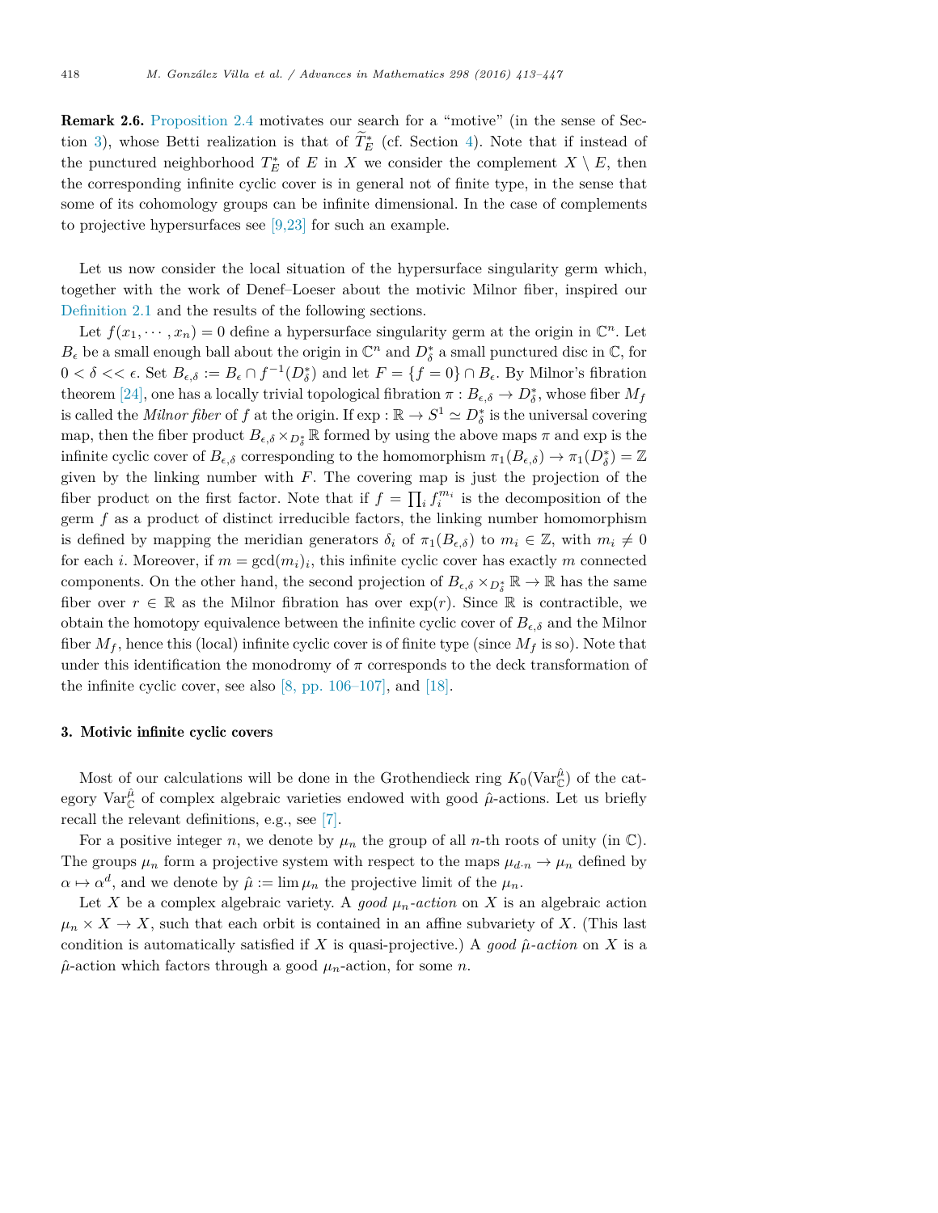**Remark 2.6.** Proposition 2.4 motivates our search for a "motive" (in the sense of Section 3), whose Betti realization is that of $\widetilde{T}_E^*$ (cf. Section 4). Note that if instead of the punctured neighborhood $T_E^*$ of $E$ in $X$ we consider the complement $X \setminus E$, then the corresponding infinite cyclic cover is in general not of finite type, in the sense that some of its cohomology groups can be infinite dimensional. In the case of complements to projective hypersurfaces see [9,23] for such an example.

Let us now consider the local situation of the hypersurface singularity germ which, together with the work of Denef–Loeser about the motivic Milnor fiber, inspired our Definition 2.1 and the results of the following sections.

Let $f(x_1, \cdots, x_n) = 0$ define a hypersurface singularity germ at the origin in $\mathbb{C}^n$. Let $B_\epsilon$ be a small enough ball about the origin in $\mathbb{C}^n$ and $D_\delta^*$ a small punctured disc in $\mathbb{C}$, for $0 < \delta << \epsilon$. Set $B_{\epsilon,\delta} := B_\epsilon \cap f^{-1}(D_\delta^*)$ and let $F = \{f = 0\} \cap B_\epsilon$. By Milnor's fibration theorem [24], one has a locally trivial topological fibration $\pi : B_{\epsilon,\delta} \to D_\delta^*$, whose fiber $M_f$ is called the *Milnor fiber* of $f$ at the origin. If $\exp : \mathbb{R} \to S^1 \simeq D_\delta^*$ is the universal covering map, then the fiber product $B_{\epsilon,\delta} \times_{D_\delta^*} \mathbb{R}$ formed by using the above maps $\pi$ and exp is the infinite cyclic cover of $B_{\epsilon,\delta}$ corresponding to the homomorphism $\pi_1(B_{\epsilon,\delta}) \to \pi_1(D_\delta^*) = \mathbb{Z}$ given by the linking number with $F$. The covering map is just the projection of the fiber product on the first factor. Note that if $f = \prod_i f_i^{m_i}$ is the decomposition of the germ $f$ as a product of distinct irreducible factors, the linking number homomorphism is defined by mapping the meridian generators $\delta_i$ of $\pi_1(B_{\epsilon,\delta})$ to $m_i \in \mathbb{Z}$, with $m_i \neq 0$ for each $i$. Moreover, if $m = \gcd(m_i)_i$, this infinite cyclic cover has exactly $m$ connected components. On the other hand, the second projection of $B_{\epsilon,\delta} \times_{D_\delta^*} \mathbb{R} \to \mathbb{R}$ has the same fiber over $r \in \mathbb{R}$ as the Milnor fibration has over $\exp(r)$. Since $\mathbb{R}$ is contractible, we obtain the homotopy equivalence between the infinite cyclic cover of $B_{\epsilon,\delta}$ and the Milnor fiber $M_f$, hence this (local) infinite cyclic cover is of finite type (since $M_f$ is so). Note that under this identification the monodromy of $\pi$ corresponds to the deck transformation of the infinite cyclic cover, see also [8, pp. 106–107], and [18].

## 3. Motivic infinite cyclic covers

Most of our calculations will be done in the Grothendieck ring $K_0(\mathrm{Var}_{\mathbb{C}}^{\hat{\mu}})$ of the category $\mathrm{Var}_{\mathbb{C}}^{\hat{\mu}}$ of complex algebraic varieties endowed with good $\hat{\mu}$-actions. Let us briefly recall the relevant definitions, e.g., see [7].

For a positive integer $n$, we denote by $\mu_n$ the group of all $n$-th roots of unity (in $\mathbb{C}$). The groups $\mu_n$ form a projective system with respect to the maps $\mu_{d \cdot n} \to \mu_n$ defined by $\alpha \mapsto \alpha^d$, and we denote by $\hat{\mu} := \lim \mu_n$ the projective limit of the $\mu_n$.

Let $X$ be a complex algebraic variety. A *good $\mu_n$-action* on $X$ is an algebraic action $\mu_n \times X \to X$, such that each orbit is contained in an affine subvariety of $X$. (This last condition is automatically satisfied if $X$ is quasi-projective.) A *good $\hat{\mu}$-action* on $X$ is a $\hat{\mu}$-action which factors through a good $\mu_n$-action, for some $n$.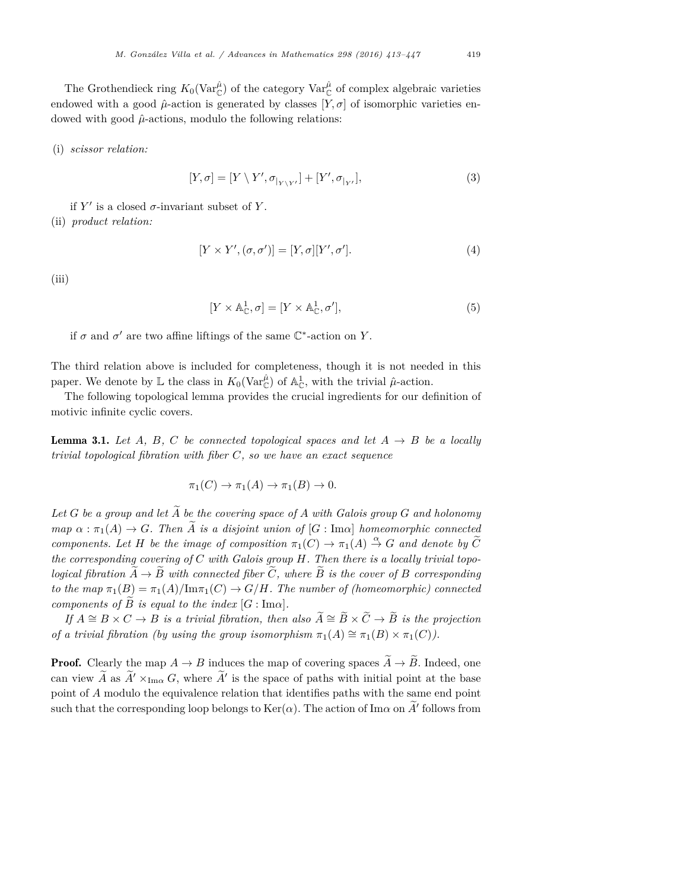The Grothendieck ring $K_0(\mathrm{Var}_{\mathbb{C}}^{\hat{\mu}})$ of the category $\mathrm{Var}_{\mathbb{C}}^{\hat{\mu}}$ of complex algebraic varieties endowed with a good $\hat{\mu}$-action is generated by classes $[Y, \sigma]$ of isomorphic varieties endowed with good $\hat{\mu}$-actions, modulo the following relations:

(i) *scissor relation:*

$$[Y, \sigma] = [Y \setminus Y', \sigma_{|_{Y \setminus Y'}}] + [Y', \sigma_{|_{Y'}}], \tag{3}$$

if $Y'$ is a closed $\sigma$-invariant subset of $Y$.

(ii) *product relation:*

$$[Y \times Y', (\sigma, \sigma')] = [Y, \sigma][Y', \sigma']. \tag{4}$$

(iii)

$$[Y \times \mathbb{A}_{\mathbb{C}}^1, \sigma] = [Y \times \mathbb{A}_{\mathbb{C}}^1, \sigma'], \tag{5}$$

if $\sigma$ and $\sigma'$ are two affine liftings of the same $\mathbb{C}^*$-action on $Y$.

The third relation above is included for completeness, though it is not needed in this paper. We denote by $\mathbb{L}$ the class in $K_0(\mathrm{Var}_{\mathbb{C}}^{\hat{\mu}})$ of $\mathbb{A}_{\mathbb{C}}^1$, with the trivial $\hat{\mu}$-action.

The following topological lemma provides the crucial ingredients for our definition of motivic infinite cyclic covers.

**Lemma 3.1.** *Let $A$, $B$, $C$ be connected topological spaces and let $A \to B$ be a locally trivial topological fibration with fiber $C$, so we have an exact sequence*

$$\pi_1(C) \to \pi_1(A) \to \pi_1(B) \to 0.$$

*Let $G$ be a group and let $\widetilde{A}$ be the covering space of $A$ with Galois group $G$ and holonomy map $\alpha : \pi_1(A) \to G$. Then $\widetilde{A}$ is a disjoint union of $[G : \mathrm{Im}\alpha]$ homeomorphic connected components. Let $H$ be the image of composition $\pi_1(C) \to \pi_1(A) \overset{\alpha}{\to} G$ and denote by $\widetilde{C}$ the corresponding covering of $C$ with Galois group $H$. Then there is a locally trivial topological fibration $\widetilde{A} \to \widetilde{B}$ with connected fiber $\widetilde{C}$, where $\widetilde{B}$ is the cover of $B$ corresponding to the map $\pi_1(B) = \pi_1(A)/\mathrm{Im}\pi_1(C) \to G/H$. The number of (homeomorphic) connected components of $\widetilde{B}$ is equal to the index $[G : \mathrm{Im}\alpha]$.*

*If $A \cong B \times C \to B$ is a trivial fibration, then also $\widetilde{A} \cong \widetilde{B} \times \widetilde{C} \to \widetilde{B}$ is the projection of a trivial fibration (by using the group isomorphism $\pi_1(A) \cong \pi_1(B) \times \pi_1(C)$).*

**Proof.** Clearly the map $A \to B$ induces the map of covering spaces $\widetilde{A} \to \widetilde{B}$. Indeed, one can view $\widetilde{A}$ as $\widetilde{A}' \times_{\mathrm{Im}\alpha} G$, where $\widetilde{A}'$ is the space of paths with initial point at the base point of $A$ modulo the equivalence relation that identifies paths with the same end point such that the corresponding loop belongs to $\mathrm{Ker}(\alpha)$. The action of $\mathrm{Im}\alpha$ on $\widetilde{A}'$ follows from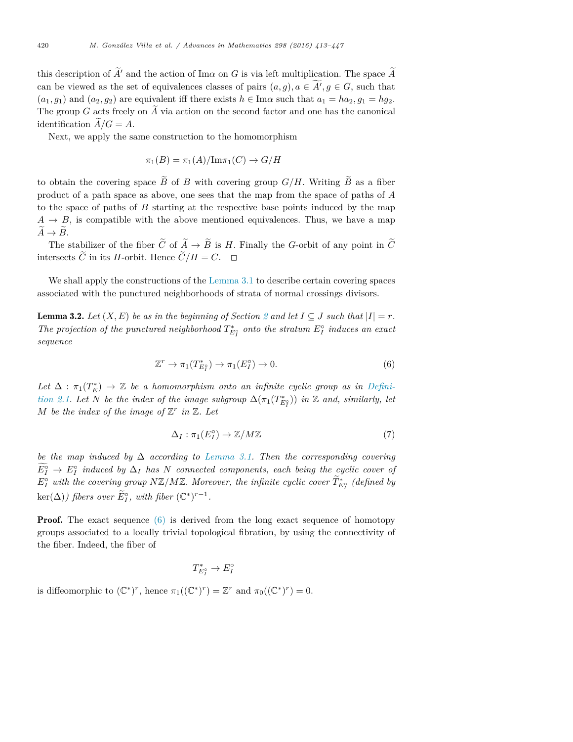this description of $\widetilde{A}'$ and the action of Im$\alpha$ on $G$ is via left multiplication. The space $\widetilde{A}$ can be viewed as the set of equivalences classes of pairs $(a, g), a \in \widetilde{A'}, g \in G$, such that $(a_1, g_1)$ and $(a_2, g_2)$ are equivalent iff there exists $h \in \mathrm{Im}\alpha$ such that $a_1 = ha_2, g_1 = hg_2$. The group $G$ acts freely on $\widetilde{A}$ via action on the second factor and one has the canonical identification $\widetilde{A}/G = A$.

Next, we apply the same construction to the homomorphism

$$\pi_1(B) = \pi_1(A)/\mathrm{Im}\pi_1(C) \to G/H$$

to obtain the covering space $\widetilde{B}$ of $B$ with covering group $G/H$. Writing $\widetilde{B}$ as a fiber product of a path space as above, one sees that the map from the space of paths of $A$ to the space of paths of $B$ starting at the respective base points induced by the map $A \to B$, is compatible with the above mentioned equivalences. Thus, we have a map $\widetilde{A} \to \widetilde{B}$.

The stabilizer of the fiber $\widetilde{C}$ of $\widetilde{A} \to \widetilde{B}$ is $H$. Finally the $G$-orbit of any point in $\widetilde{C}$ intersects $\widetilde{C}$ in its $H$-orbit. Hence $\widetilde{C}/H = C$. $\square$

We shall apply the constructions of the Lemma 3.1 to describe certain covering spaces associated with the punctured neighborhoods of strata of normal crossings divisors.

**Lemma 3.2.** *Let $(X, E)$ be as in the beginning of Section 2 and let $I \subseteq J$ such that $|I| = r$. The projection of the punctured neighborhood $T^*_{E_I^\circ}$ onto the stratum $E_I^\circ$ induces an exact sequence*

$$\mathbb{Z}^r \to \pi_1(T^*_{E_I^\circ}) \to \pi_1(E_I^\circ) \to 0. \tag{6}$$

*Let $\Delta : \pi_1(T^*_E) \to \mathbb{Z}$ be a homomorphism onto an infinite cyclic group as in Definition 2.1. Let $N$ be the index of the image subgroup $\Delta(\pi_1(T^*_{E_I^\circ}))$ in $\mathbb{Z}$ and, similarly, let $M$ be the index of the image of $\mathbb{Z}^r$ in $\mathbb{Z}$. Let*

$$\Delta_I : \pi_1(E_I^\circ) \to \mathbb{Z}/M\mathbb{Z} \tag{7}$$

*be the map induced by $\Delta$ according to Lemma 3.1. Then the corresponding covering $\widetilde{E_I^\circ} \to E_I^\circ$ induced by $\Delta_I$ has $N$ connected components, each being the cyclic cover of $E_I^\circ$ with the covering group $N\mathbb{Z}/M\mathbb{Z}$. Moreover, the infinite cyclic cover $\widetilde{T}^*_{E_I^\circ}$ (defined by $\ker(\Delta)$) fibers over $\widetilde{E}_I^\circ$, with fiber $(\mathbb{C}^*)^{r-1}$.*

**Proof.** The exact sequence (6) is derived from the long exact sequence of homotopy groups associated to a locally trivial topological fibration, by using the connectivity of the fiber. Indeed, the fiber of

$$T^*_{E_I^\circ} \to E_I^\circ$$

is diffeomorphic to $(\mathbb{C}^*)^r$, hence $\pi_1((\mathbb{C}^*)^r) = \mathbb{Z}^r$ and $\pi_0((\mathbb{C}^*)^r) = 0$.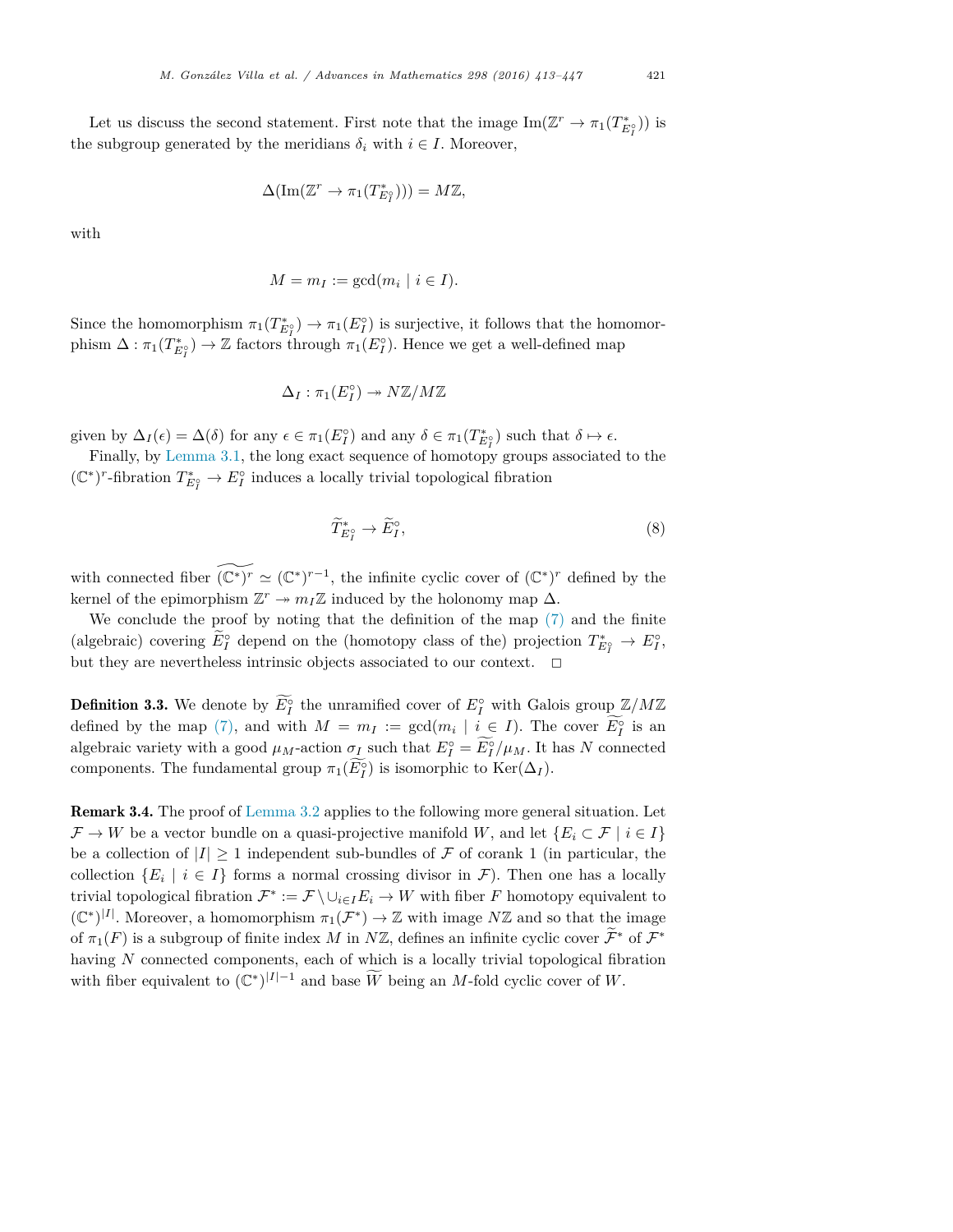Let us discuss the second statement. First note that the image $\operatorname{Im}(\mathbb{Z}^r \to \pi_1(T^*_{E_I^\circ}))$ is the subgroup generated by the meridians $\delta_i$ with $i \in I$. Moreover,

$$\Delta(\operatorname{Im}(\mathbb{Z}^r \to \pi_1(T^*_{E_I^\circ}))) = M\mathbb{Z},$$

with

$$M = m_I := \gcd(m_i \mid i \in I).$$

Since the homomorphism $\pi_1(T^*_{E_I^\circ}) \to \pi_1(E_I^\circ)$ is surjective, it follows that the homomorphism $\Delta : \pi_1(T^*_{E_I^\circ}) \to \mathbb{Z}$ factors through $\pi_1(E_I^\circ)$. Hence we get a well-defined map

$$\Delta_I : \pi_1(E_I^\circ) \twoheadrightarrow N\mathbb{Z}/M\mathbb{Z}$$

given by $\Delta_I(\epsilon) = \Delta(\delta)$ for any $\epsilon \in \pi_1(E_I^\circ)$ and any $\delta \in \pi_1(T^*_{E_I^\circ})$ such that $\delta \mapsto \epsilon$.

Finally, by Lemma 3.1, the long exact sequence of homotopy groups associated to the $(\mathbb{C}^*)^r$-fibration $T^*_{E_I^\circ} \to E_I^\circ$ induces a locally trivial topological fibration

$$\widetilde{T}^*_{E_I^\circ} \to \widetilde{E}_I^\circ, \tag{8}$$

with connected fiber $\widetilde{(\mathbb{C}^*)^r} \simeq (\mathbb{C}^*)^{r-1}$, the infinite cyclic cover of $(\mathbb{C}^*)^r$ defined by the kernel of the epimorphism $\mathbb{Z}^r \twoheadrightarrow m_I\mathbb{Z}$ induced by the holonomy map $\Delta$.

We conclude the proof by noting that the definition of the map (7) and the finite (algebraic) covering $\widetilde{E}_I^\circ$ depend on the (homotopy class of the) projection $T^*_{E_I^\circ} \to E_I^\circ$, but they are nevertheless intrinsic objects associated to our context. $\square$

**Definition 3.3.** We denote by $\widetilde{E}_I^\circ$ the unramified cover of $E_I^\circ$ with Galois group $\mathbb{Z}/M\mathbb{Z}$ defined by the map (7), and with $M = m_I := \gcd(m_i \mid i \in I)$. The cover $\widetilde{E}_I^\circ$ is an algebraic variety with a good $\mu_M$-action $\sigma_I$ such that $E_I^\circ = \widetilde{E}_I^\circ/\mu_M$. It has $N$ connected components. The fundamental group $\pi_1(\widetilde{E}_I^\circ)$ is isomorphic to $\operatorname{Ker}(\Delta_I)$.

**Remark 3.4.** The proof of Lemma 3.2 applies to the following more general situation. Let $\mathcal{F} \to W$ be a vector bundle on a quasi-projective manifold $W$, and let $\{E_i \subset \mathcal{F} \mid i \in I\}$ be a collection of $|I| \geq 1$ independent sub-bundles of $\mathcal{F}$ of corank 1 (in particular, the collection $\{E_i \mid i \in I\}$ forms a normal crossing divisor in $\mathcal{F}$). Then one has a locally trivial topological fibration $\mathcal{F}^* := \mathcal{F} \setminus \cup_{i \in I} E_i \to W$ with fiber $F$ homotopy equivalent to $(\mathbb{C}^*)^{|I|}$. Moreover, a homomorphism $\pi_1(\mathcal{F}^*) \to \mathbb{Z}$ with image $N\mathbb{Z}$ and so that the image of $\pi_1(F)$ is a subgroup of finite index $M$ in $N\mathbb{Z}$, defines an infinite cyclic cover $\widetilde{\mathcal{F}}^*$ of $\mathcal{F}^*$ having $N$ connected components, each of which is a locally trivial topological fibration with fiber equivalent to $(\mathbb{C}^*)^{|I|-1}$ and base $\widetilde{W}$ being an $M$-fold cyclic cover of $W$.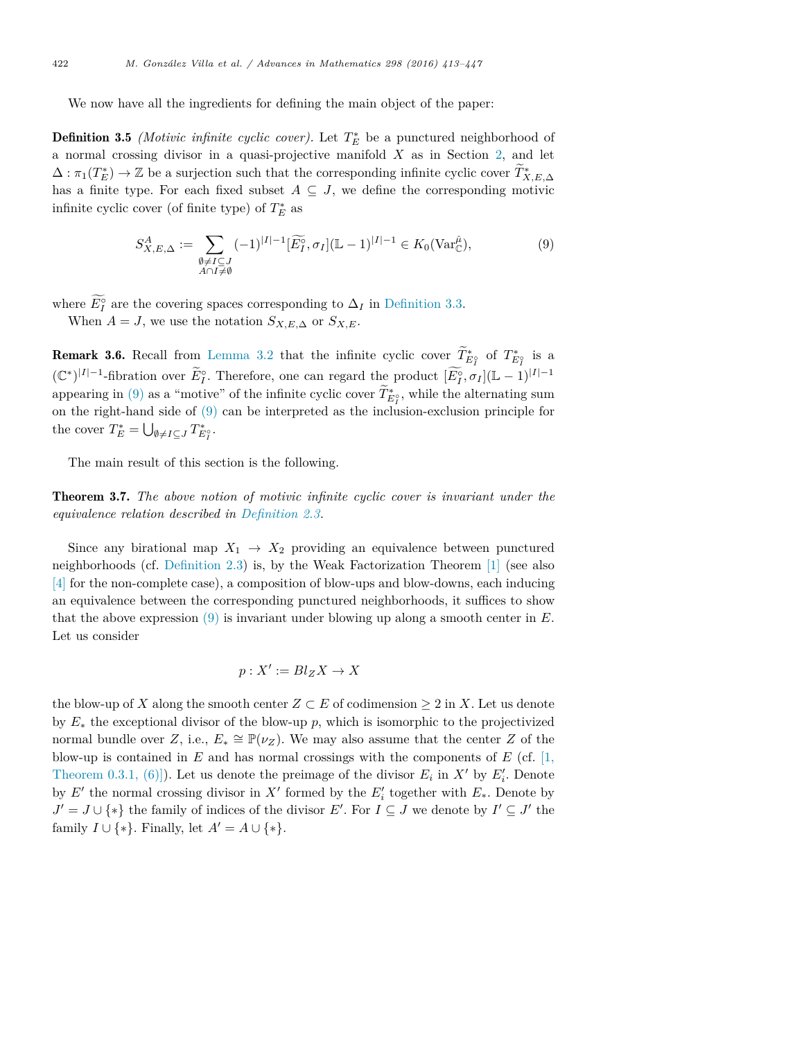We now have all the ingredients for defining the main object of the paper:

**Definition 3.5** *(Motivic infinite cyclic cover).* Let $T_E^*$ be a punctured neighborhood of a normal crossing divisor in a quasi-projective manifold $X$ as in Section 2, and let $\Delta : \pi_1(T_E^*) \to \mathbb{Z}$ be a surjection such that the corresponding infinite cyclic cover $\widetilde{T}^*_{X,E,\Delta}$ has a finite type. For each fixed subset $A \subseteq J$, we define the corresponding motivic infinite cyclic cover (of finite type) of $T_E^*$ as

$$S^A_{X,E,\Delta} := \sum_{\substack{\emptyset \neq I \subseteq J \\ A \cap I \neq \emptyset}} (-1)^{|I|-1} [\widetilde{E_I^\circ}, \sigma_I](\mathbb{L}-1)^{|I|-1} \in K_0(\mathrm{Var}_{\mathbb{C}}^{\hat{\mu}}), \tag{9}$$

where $\widetilde{E_I^\circ}$ are the covering spaces corresponding to $\Delta_I$ in Definition 3.3.

When $A = J$, we use the notation $S_{X,E,\Delta}$ or $S_{X,E}$.

**Remark 3.6.** Recall from Lemma 3.2 that the infinite cyclic cover $\widetilde{T}^*_{E_I^\circ}$ of $T^*_{E_I^\circ}$ is a $(\mathbb{C}^*)^{|I|-1}$-fibration over $\widetilde{E}_I^\circ$. Therefore, one can regard the product $[\widetilde{E_I^\circ}, \sigma_I](\mathbb{L}-1)^{|I|-1}$ appearing in (9) as a "motive" of the infinite cyclic cover $\widetilde{T}^*_{E_I^\circ}$, while the alternating sum on the right-hand side of (9) can be interpreted as the inclusion-exclusion principle for the cover $T_E^* = \bigcup_{\emptyset \neq I \subseteq J} T^*_{E_I^\circ}$.

The main result of this section is the following.

**Theorem 3.7.** *The above notion of motivic infinite cyclic cover is invariant under the equivalence relation described in Definition 2.3.*

Since any birational map $X_1 \to X_2$ providing an equivalence between punctured neighborhoods (cf. Definition 2.3) is, by the Weak Factorization Theorem [1] (see also [4] for the non-complete case), a composition of blow-ups and blow-downs, each inducing an equivalence between the corresponding punctured neighborhoods, it suffices to show that the above expression (9) is invariant under blowing up along a smooth center in $E$. Let us consider

$$p : X' := Bl_Z X \to X$$

the blow-up of $X$ along the smooth center $Z \subset E$ of codimension $\geq 2$ in $X$. Let us denote by $E_*$ the exceptional divisor of the blow-up $p$, which is isomorphic to the projectivized normal bundle over $Z$, i.e., $E_* \cong \mathbb{P}(\nu_Z)$. We may also assume that the center $Z$ of the blow-up is contained in $E$ and has normal crossings with the components of $E$ (cf. [1, Theorem 0.3.1, (6)]). Let us denote the preimage of the divisor $E_i$ in $X'$ by $E_i'$. Denote by $E'$ the normal crossing divisor in $X'$ formed by the $E_i'$ together with $E_*$. Denote by $J' = J \cup \{*\}$ the family of indices of the divisor $E'$. For $I \subseteq J$ we denote by $I' \subseteq J'$ the family $I \cup \{*\}$. Finally, let $A' = A \cup \{*\}$.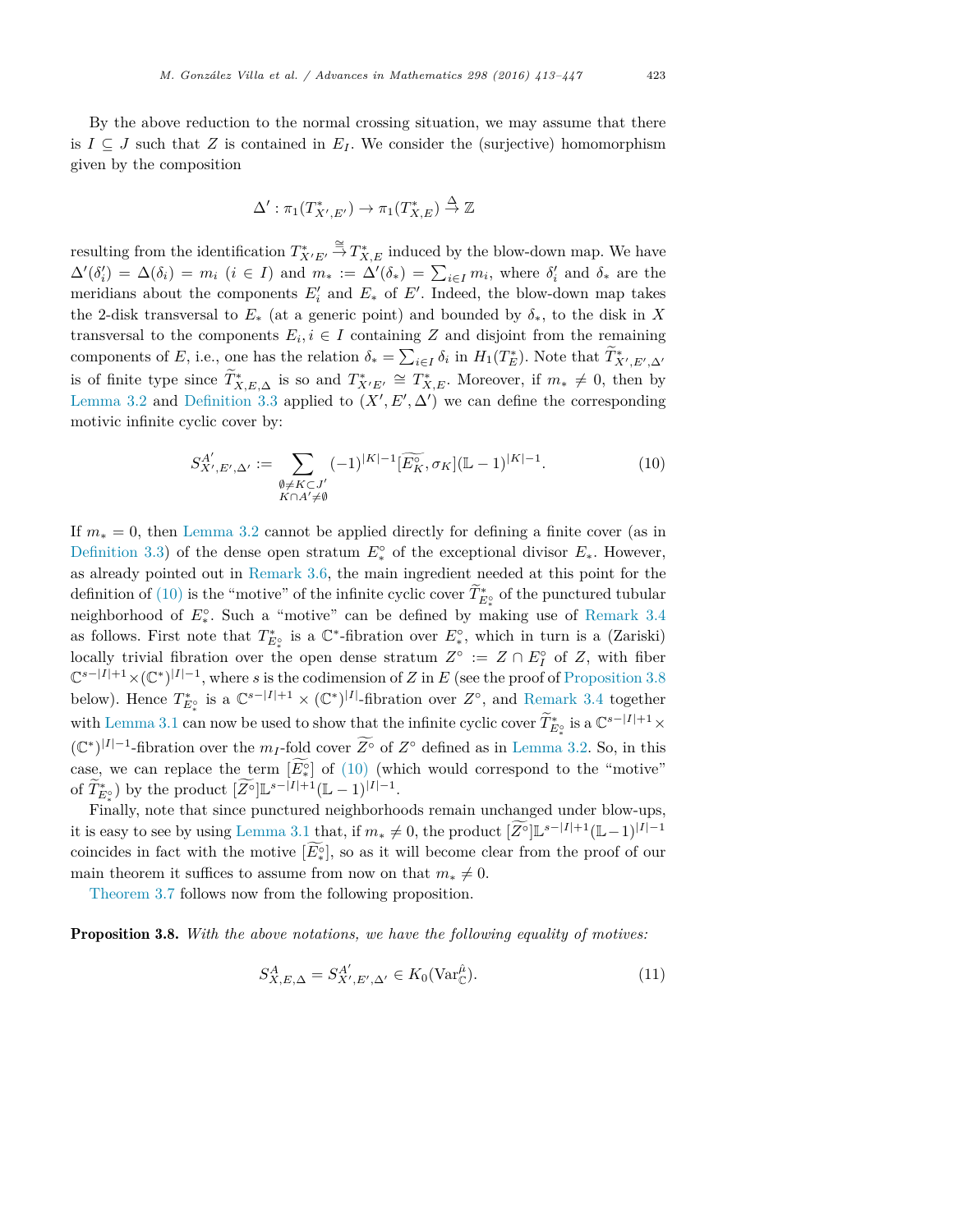By the above reduction to the normal crossing situation, we may assume that there is $I \subseteq J$ such that $Z$ is contained in $E_I$. We consider the (surjective) homomorphism given by the composition

$$\Delta' : \pi_1(T^*_{X',E'}) \to \pi_1(T^*_{X,E}) \stackrel{\Delta}{\to} \mathbb{Z}$$

resulting from the identification $T^*_{X'E'} \stackrel{\cong}{\to} T^*_{X,E}$ induced by the blow-down map. We have $\Delta'(\delta'_i) = \Delta(\delta_i) = m_i$ $(i \in I)$ and $m_* := \Delta'(\delta_*) = \sum_{i \in I} m_i$, where $\delta'_i$ and $\delta_*$ are the meridians about the components $E'_i$ and $E_*$ of $E'$. Indeed, the blow-down map takes the 2-disk transversal to $E_*$ (at a generic point) and bounded by $\delta_*$, to the disk in $X$ transversal to the components $E_i, i \in I$ containing $Z$ and disjoint from the remaining components of $E$, i.e., one has the relation $\delta_* = \sum_{i \in I} \delta_i$ in $H_1(T^*_E)$. Note that $\widetilde{T}^*_{X',E',\Delta'}$ is of finite type since $\widetilde{T}^*_{X,E,\Delta}$ is so and $T^*_{X'E'} \cong T^*_{X,E}$. Moreover, if $m_* \neq 0$, then by Lemma 3.2 and Definition 3.3 applied to $(X', E', \Delta')$ we can define the corresponding motivic infinite cyclic cover by:

$$S^{A'}_{X',E',\Delta'} := \sum_{\substack{\emptyset \neq K \subset J' \\ K \cap A' \neq \emptyset}} (-1)^{|K|-1} [\widetilde{E^\circ_K}, \sigma_K] (\mathbb{L}-1)^{|K|-1}. \tag{10}$$

If $m_* = 0$, then Lemma 3.2 cannot be applied directly for defining a finite cover (as in Definition 3.3) of the dense open stratum $E^\circ_*$ of the exceptional divisor $E_*$. However, as already pointed out in Remark 3.6, the main ingredient needed at this point for the definition of (10) is the "motive" of the infinite cyclic cover $\widetilde{T}^*_{E^\circ_*}$ of the punctured tubular neighborhood of $E^\circ_*$. Such a "motive" can be defined by making use of Remark 3.4 as follows. First note that $T^*_{E^\circ_*}$ is a $\mathbb{C}^*$-fibration over $E^\circ_*$, which in turn is a (Zariski) locally trivial fibration over the open dense stratum $Z^\circ := Z \cap E^\circ_I$ of $Z$, with fiber $\mathbb{C}^{s-|I|+1} \times (\mathbb{C}^*)^{|I|-1}$, where $s$ is the codimension of $Z$ in $E$ (see the proof of Proposition 3.8 below). Hence $T^*_{E^\circ_*}$ is a $\mathbb{C}^{s-|I|+1} \times (\mathbb{C}^*)^{|I|}$-fibration over $Z^\circ$, and Remark 3.4 together with Lemma 3.1 can now be used to show that the infinite cyclic cover $\widetilde{T}^*_{E^\circ_*}$ is a $\mathbb{C}^{s-|I|+1} \times (\mathbb{C}^*)^{|I|-1}$-fibration over the $m_I$-fold cover $\widetilde{Z^\circ}$ of $Z^\circ$ defined as in Lemma 3.2. So, in this case, we can replace the term $[\widetilde{E^\circ_*}]$ of (10) (which would correspond to the "motive" of $\widetilde{T}^*_{E^\circ_*}$) by the product $[\widetilde{Z^\circ}]\mathbb{L}^{s-|I|+1}(\mathbb{L}-1)^{|I|-1}$.

Finally, note that since punctured neighborhoods remain unchanged under blow-ups, it is easy to see by using Lemma 3.1 that, if $m_* \neq 0$, the product $[\widetilde{Z^\circ}]\mathbb{L}^{s-|I|+1}(\mathbb{L}-1)^{|I|-1}$ coincides in fact with the motive $[\widetilde{E^\circ_*}]$, so as it will become clear from the proof of our main theorem it suffices to assume from now on that $m_* \neq 0$.

Theorem 3.7 follows now from the following proposition.

**Proposition 3.8.** *With the above notations, we have the following equality of motives:*

$$S^A_{X,E,\Delta} = S^{A'}_{X',E',\Delta'} \in K_0(\mathrm{Var}^{\hat{\mu}}_{\mathbb{C}}). \tag{11}$$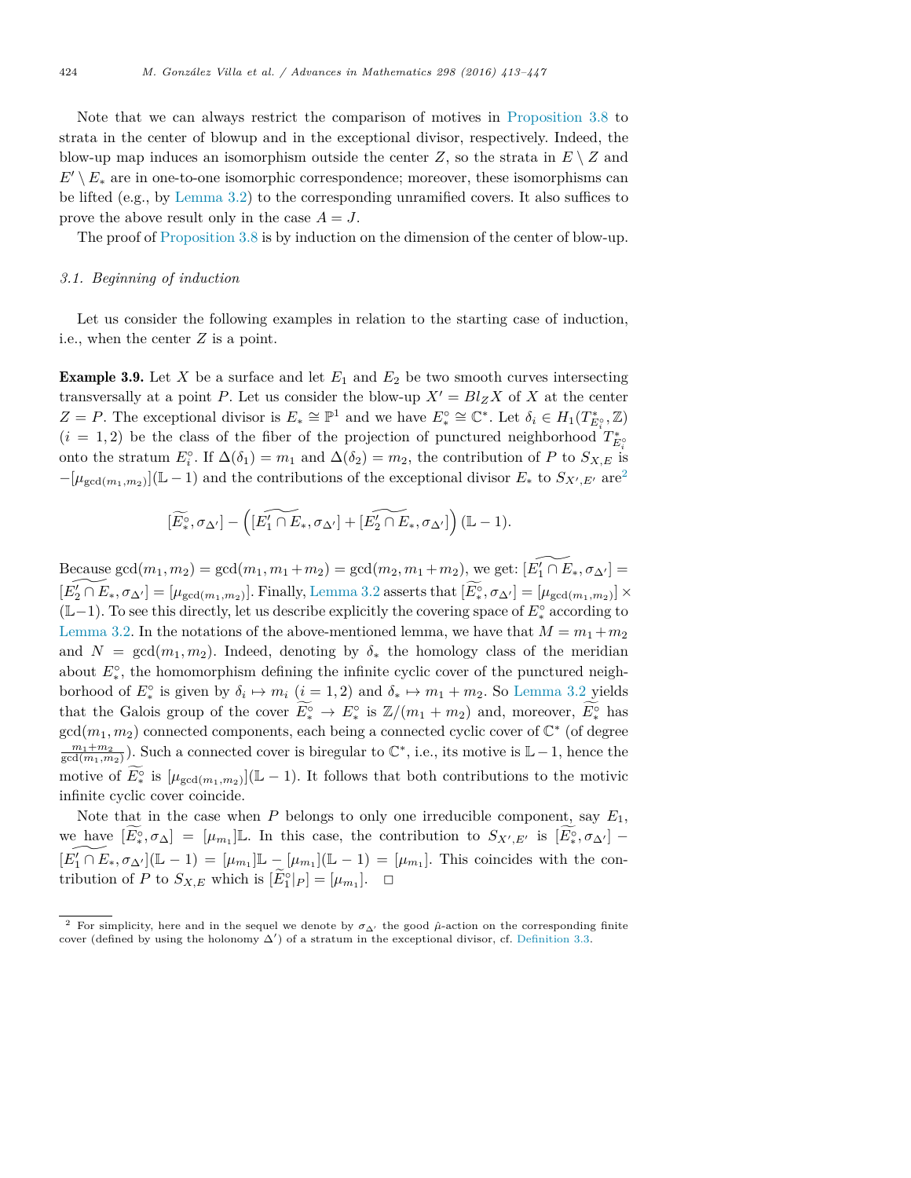Note that we can always restrict the comparison of motives in Proposition 3.8 to strata in the center of blowup and in the exceptional divisor, respectively. Indeed, the blow-up map induces an isomorphism outside the center $Z$, so the strata in $E \setminus Z$ and $E' \setminus E_*$ are in one-to-one isomorphic correspondence; moreover, these isomorphisms can be lifted (e.g., by Lemma 3.2) to the corresponding unramified covers. It also suffices to prove the above result only in the case $A = J$.

The proof of Proposition 3.8 is by induction on the dimension of the center of blow-up.

### 3.1. Beginning of induction

Let us consider the following examples in relation to the starting case of induction, i.e., when the center $Z$ is a point.

**Example 3.9.** Let $X$ be a surface and let $E_1$ and $E_2$ be two smooth curves intersecting transversally at a point $P$. Let us consider the blow-up $X' = Bl_Z X$ of $X$ at the center $Z = P$. The exceptional divisor is $E_* \cong \mathbb{P}^1$ and we have $E_*^\circ \cong \mathbb{C}^*$. Let $\delta_i \in H_1(T^*_{E_i^\circ}, \mathbb{Z})$ $(i = 1, 2)$ be the class of the fiber of the projection of punctured neighborhood $T^*_{E_i^\circ}$ onto the stratum $E_i^\circ$. If $\Delta(\delta_1) = m_1$ and $\Delta(\delta_2) = m_2$, the contribution of $P$ to $S_{X,E}$ is $-[\mu_{\gcd(m_1,m_2)}](\mathbb{L} - 1)$ and the contributions of the exceptional divisor $E_*$ to $S_{X',E'}$ are[2]

$$[\widetilde{E_*^\circ}, \sigma_{\Delta'}] - \left([\widetilde{E_1' \cap E_*}, \sigma_{\Delta'}] + [\widetilde{E_2' \cap E_*}, \sigma_{\Delta'}]\right)(\mathbb{L} - 1).$$

Because $\gcd(m_1, m_2) = \gcd(m_1, m_1 + m_2) = \gcd(m_2, m_1 + m_2)$, we get: $[\widetilde{E_1' \cap E_*}, \sigma_{\Delta'}] = [\widetilde{E_2' \cap E_*}, \sigma_{\Delta'}] = [\mu_{\gcd(m_1,m_2)}]$. Finally, Lemma 3.2 asserts that $[\widetilde{E_*^\circ}, \sigma_{\Delta'}] = [\mu_{\gcd(m_1,m_2)}] \times (\mathbb{L}-1)$. To see this directly, let us describe explicitly the covering space of $E_*^\circ$ according to Lemma 3.2. In the notations of the above-mentioned lemma, we have that $M = m_1 + m_2$ and $N = \gcd(m_1, m_2)$. Indeed, denoting by $\delta_*$ the homology class of the meridian about $E_*^\circ$, the homomorphism defining the infinite cyclic cover of the punctured neighborhood of $E_*^\circ$ is given by $\delta_i \mapsto m_i$ $(i = 1, 2)$ and $\delta_* \mapsto m_1 + m_2$. So Lemma 3.2 yields that the Galois group of the cover $\widetilde{E_*^\circ} \to E_*^\circ$ is $\mathbb{Z}/(m_1 + m_2)$ and, moreover, $\widetilde{E_*^\circ}$ has $\gcd(m_1, m_2)$ connected components, each being a connected cyclic cover of $\mathbb{C}^*$ (of degree $\frac{m_1+m_2}{\gcd(m_1,m_2)}$). Such a connected cover is biregular to $\mathbb{C}^*$, i.e., its motive is $\mathbb{L} - 1$, hence the motive of $\widetilde{E_*^\circ}$ is $[\mu_{\gcd(m_1,m_2)}](\mathbb{L} - 1)$. It follows that both contributions to the motivic infinite cyclic cover coincide.

Note that in the case when $P$ belongs to only one irreducible component, say $E_1$, we have $[\widetilde{E_*^\circ}, \sigma_\Delta] = [\mu_{m_1}]\mathbb{L}$. In this case, the contribution to $S_{X',E'}$ is $[\widetilde{E_*^\circ}, \sigma_{\Delta'}] - [\widetilde{E_1' \cap E_*}, \sigma_{\Delta'}](\mathbb{L} - 1) = [\mu_{m_1}]\mathbb{L} - [\mu_{m_1}](\mathbb{L} - 1) = [\mu_{m_1}]$. This coincides with the contribution of $P$ to $S_{X,E}$ which is $[\widetilde{E}_1^\circ|_P] = [\mu_{m_1}]$. $\square$

---

[2] For simplicity, here and in the sequel we denote by $\sigma_{\Delta'}$ the good $\hat{\mu}$-action on the corresponding finite cover (defined by using the holonomy $\Delta'$) of a stratum in the exceptional divisor, cf. Definition 3.3.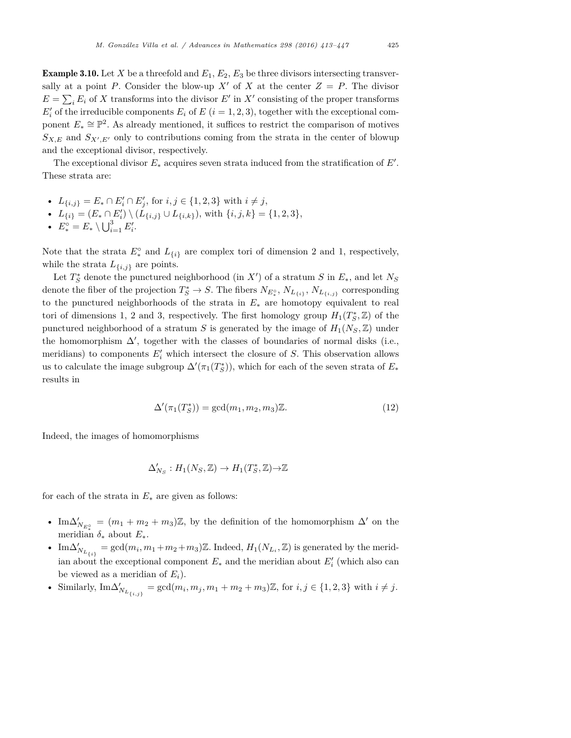**Example 3.10.** Let $X$ be a threefold and $E_1$, $E_2$, $E_3$ be three divisors intersecting transversally at a point $P$. Consider the blow-up $X'$ of $X$ at the center $Z = P$. The divisor $E = \sum_i E_i$ of $X$ transforms into the divisor $E'$ in $X'$ consisting of the proper transforms $E'_i$ of the irreducible components $E_i$ of $E$ ($i = 1, 2, 3$), together with the exceptional component $E_* \cong \mathbb{P}^2$. As already mentioned, it suffices to restrict the comparison of motives $S_{X,E}$ and $S_{X',E'}$ only to contributions coming from the strata in the center of blowup and the exceptional divisor, respectively.

The exceptional divisor $E_*$ acquires seven strata induced from the stratification of $E'$. These strata are:

- $L_{\{i,j\}} = E_* \cap E'_i \cap E'_j$, for $i, j \in \{1, 2, 3\}$ with $i \neq j$,
- $L_{\{i\}} = (E_* \cap E'_i) \setminus (L_{\{i,j\}} \cup L_{\{i,k\}})$, with $\{i, j, k\} = \{1, 2, 3\}$,
- $E_*^\circ = E_* \setminus \bigcup_{i=1}^3 E'_i$.

Note that the strata $E_*^\circ$ and $L_{\{i\}}$ are complex tori of dimension 2 and 1, respectively, while the strata $L_{\{i,j\}}$ are points.

Let $T_S^*$ denote the punctured neighborhood (in $X'$) of a stratum $S$ in $E_*$, and let $N_S$ denote the fiber of the projection $T_S^* \to S$. The fibers $N_{E_*^\circ}$, $N_{L_{\{i\}}}$, $N_{L_{\{i,j\}}}$ corresponding to the punctured neighborhoods of the strata in $E_*$ are homotopy equivalent to real tori of dimensions 1, 2 and 3, respectively. The first homology group $H_1(T_S^*, \mathbb{Z})$ of the punctured neighborhood of a stratum $S$ is generated by the image of $H_1(N_S, \mathbb{Z})$ under the homomorphism $\Delta'$, together with the classes of boundaries of normal disks (i.e., meridians) to components $E'_i$ which intersect the closure of $S$. This observation allows us to calculate the image subgroup $\Delta'(\pi_1(T_S^*))$, which for each of the seven strata of $E_*$ results in

$$\Delta'(\pi_1(T_S^*)) = \gcd(m_1, m_2, m_3)\mathbb{Z}. \tag{12}$$

Indeed, the images of homomorphisms

$$\Delta'_{N_S} : H_1(N_S, \mathbb{Z}) \to H_1(T_S^*, \mathbb{Z}) \to \mathbb{Z}$$

for each of the strata in $E_*$ are given as follows:

- $\mathrm{Im}\Delta'_{N_{E_*^\circ}} = (m_1 + m_2 + m_3)\mathbb{Z}$, by the definition of the homomorphism $\Delta'$ on the meridian $\delta_*$ about $E_*$.
- $\mathrm{Im}\Delta'_{N_{L_{\{i\}}}} = \gcd(m_i, m_1 + m_2 + m_3)\mathbb{Z}$. Indeed, $H_1(N_{L_i}, \mathbb{Z})$ is generated by the meridian about the exceptional component $E_*$ and the meridian about $E'_i$ (which also can be viewed as a meridian of $E_i$).
- Similarly, $\mathrm{Im}\Delta'_{N_{L_{\{i,j\}}}} = \gcd(m_i, m_j, m_1 + m_2 + m_3)\mathbb{Z}$, for $i, j \in \{1, 2, 3\}$ with $i \neq j$.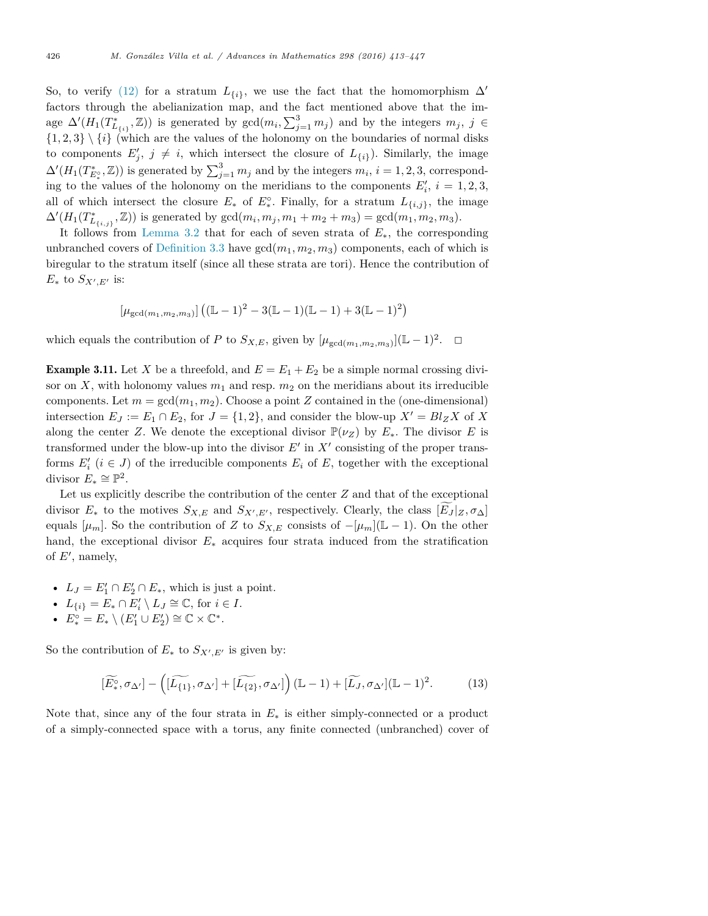So, to verify (12) for a stratum $L_{\{i\}}$, we use the fact that the homomorphism $\Delta'$ factors through the abelianization map, and the fact mentioned above that the image $\Delta'(H_1(T^*_{L_{\{i\}}}, \mathbb{Z}))$ is generated by $\gcd(m_i, \sum_{j=1}^3 m_j)$ and by the integers $m_j$, $j \in \{1,2,3\} \setminus \{i\}$ (which are the values of the holonomy on the boundaries of normal disks to components $E'_j$, $j \neq i$, which intersect the closure of $L_{\{i\}}$). Similarly, the image $\Delta'(H_1(T^*_{E^\circ_*}, \mathbb{Z}))$ is generated by $\sum_{j=1}^3 m_j$ and by the integers $m_i$, $i = 1,2,3$, corresponding to the values of the holonomy on the meridians to the components $E'_i$, $i = 1,2,3$, all of which intersect the closure $E_*$ of $E^\circ_*$. Finally, for a stratum $L_{\{i,j\}}$, the image $\Delta'(H_1(T^*_{L_{\{i,j\}}}, \mathbb{Z}))$ is generated by $\gcd(m_i, m_j, m_1 + m_2 + m_3) = \gcd(m_1, m_2, m_3)$.

It follows from Lemma 3.2 that for each of seven strata of $E_*$, the corresponding unbranched covers of Definition 3.3 have $\gcd(m_1, m_2, m_3)$ components, each of which is biregular to the stratum itself (since all these strata are tori). Hence the contribution of $E_*$ to $S_{X',E'}$ is:

$$[\mu_{\gcd(m_1,m_2,m_3)}]\left((\mathbb{L}-1)^2 - 3(\mathbb{L}-1)(\mathbb{L}-1) + 3(\mathbb{L}-1)^2\right)$$

which equals the contribution of $P$ to $S_{X,E}$, given by $[\mu_{\gcd(m_1,m_2,m_3)}](\mathbb{L}-1)^2$. $\square$

**Example 3.11.** Let $X$ be a threefold, and $E = E_1 + E_2$ be a simple normal crossing divisor on $X$, with holonomy values $m_1$ and resp. $m_2$ on the meridians about its irreducible components. Let $m = \gcd(m_1, m_2)$. Choose a point $Z$ contained in the (one-dimensional) intersection $E_J := E_1 \cap E_2$, for $J = \{1,2\}$, and consider the blow-up $X' = Bl_Z X$ of $X$ along the center $Z$. We denote the exceptional divisor $\mathbb{P}(\nu_Z)$ by $E_*$. The divisor $E$ is transformed under the blow-up into the divisor $E'$ in $X'$ consisting of the proper transforms $E'_i$ ($i \in J$) of the irreducible components $E_i$ of $E$, together with the exceptional divisor $E_* \cong \mathbb{P}^2$.

Let us explicitly describe the contribution of the center $Z$ and that of the exceptional divisor $E_*$ to the motives $S_{X,E}$ and $S_{X',E'}$, respectively. Clearly, the class $[\widetilde{E_J|_Z}, \sigma_\Delta]$ equals $[\mu_m]$. So the contribution of $Z$ to $S_{X,E}$ consists of $-[\mu_m](\mathbb{L}-1)$. On the other hand, the exceptional divisor $E_*$ acquires four strata induced from the stratification of $E'$, namely,

- $L_J = E'_1 \cap E'_2 \cap E_*$, which is just a point.
- $L_{\{i\}} = E_* \cap E'_i \setminus L_J \cong \mathbb{C}$, for $i \in I$.
- $E^\circ_* = E_* \setminus (E'_1 \cup E'_2) \cong \mathbb{C} \times \mathbb{C}^*$.

So the contribution of $E_*$ to $S_{X',E'}$ is given by:

$$[\widetilde{E^\circ_*}, \sigma_{\Delta'}] - \left([\widetilde{L_{\{1\}}}, \sigma_{\Delta'}] + [\widetilde{L_{\{2\}}}, \sigma_{\Delta'}]\right)(\mathbb{L}-1) + [\widetilde{L_J}, \sigma_{\Delta'}](\mathbb{L}-1)^2. \tag{13}$$

Note that, since any of the four strata in $E_*$ is either simply-connected or a product of a simply-connected space with a torus, any finite connected (unbranched) cover of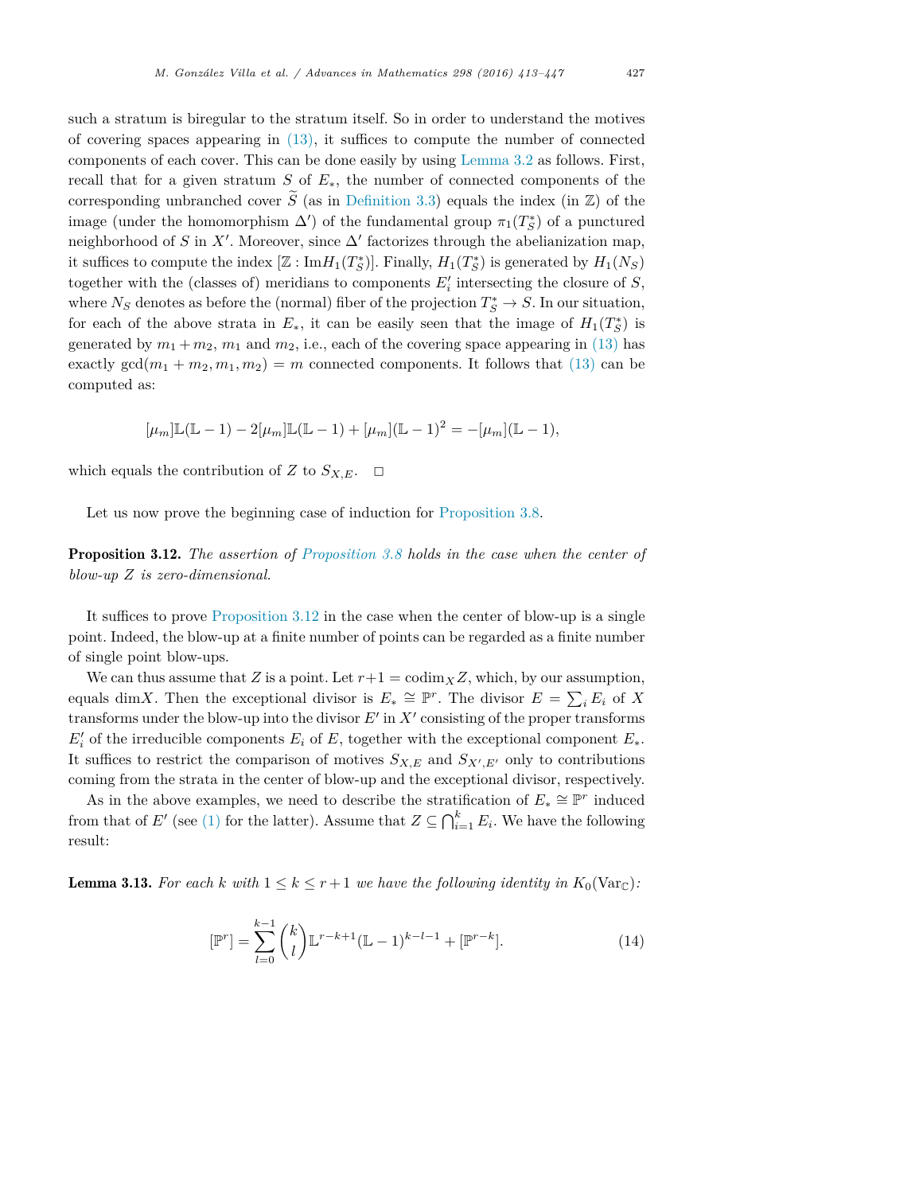such a stratum is biregular to the stratum itself. So in order to understand the motives of covering spaces appearing in (13), it suffices to compute the number of connected components of each cover. This can be done easily by using Lemma 3.2 as follows. First, recall that for a given stratum $S$ of $E_*$, the number of connected components of the corresponding unbranched cover $\widetilde{S}$ (as in Definition 3.3) equals the index (in $\mathbb{Z}$) of the image (under the homomorphism $\Delta'$) of the fundamental group $\pi_1(T_S^*)$ of a punctured neighborhood of $S$ in $X'$. Moreover, since $\Delta'$ factorizes through the abelianization map, it suffices to compute the index $[\mathbb{Z} : \mathrm{Im} H_1(T_S^*)]$. Finally, $H_1(T_S^*)$ is generated by $H_1(N_S)$ together with the (classes of) meridians to components $E_i'$ intersecting the closure of $S$, where $N_S$ denotes as before the (normal) fiber of the projection $T_S^* \to S$. In our situation, for each of the above strata in $E_*$, it can be easily seen that the image of $H_1(T_S^*)$ is generated by $m_1 + m_2$, $m_1$ and $m_2$, i.e., each of the covering space appearing in (13) has exactly $\gcd(m_1 + m_2, m_1, m_2) = m$ connected components. It follows that (13) can be computed as:

$$[\mu_m]\mathbb{L}(\mathbb{L}-1) - 2[\mu_m]\mathbb{L}(\mathbb{L}-1) + [\mu_m](\mathbb{L}-1)^2 = -[\mu_m](\mathbb{L}-1),$$

which equals the contribution of $Z$ to $S_{X,E}$. $\square$

Let us now prove the beginning case of induction for Proposition 3.8.

**Proposition 3.12.** *The assertion of Proposition 3.8 holds in the case when the center of blow-up $Z$ is zero-dimensional.*

It suffices to prove Proposition 3.12 in the case when the center of blow-up is a single point. Indeed, the blow-up at a finite number of points can be regarded as a finite number of single point blow-ups.

We can thus assume that $Z$ is a point. Let $r+1 = \mathrm{codim}_X Z$, which, by our assumption, equals $\dim X$. Then the exceptional divisor is $E_* \cong \mathbb{P}^r$. The divisor $E = \sum_i E_i$ of $X$ transforms under the blow-up into the divisor $E'$ in $X'$ consisting of the proper transforms $E_i'$ of the irreducible components $E_i$ of $E$, together with the exceptional component $E_*$. It suffices to restrict the comparison of motives $S_{X,E}$ and $S_{X',E'}$ only to contributions coming from the strata in the center of blow-up and the exceptional divisor, respectively.

As in the above examples, we need to describe the stratification of $E_* \cong \mathbb{P}^r$ induced from that of $E'$ (see (1) for the latter). Assume that $Z \subseteq \bigcap_{i=1}^k E_i$. We have the following result:

**Lemma 3.13.** *For each $k$ with $1 \leq k \leq r+1$ we have the following identity in $K_0(\mathrm{Var}_{\mathbb{C}})$:*

$$[\mathbb{P}^r] = \sum_{l=0}^{k-1} \binom{k}{l} \mathbb{L}^{r-k+1}(\mathbb{L}-1)^{k-l-1} + [\mathbb{P}^{r-k}]. \tag{14}$$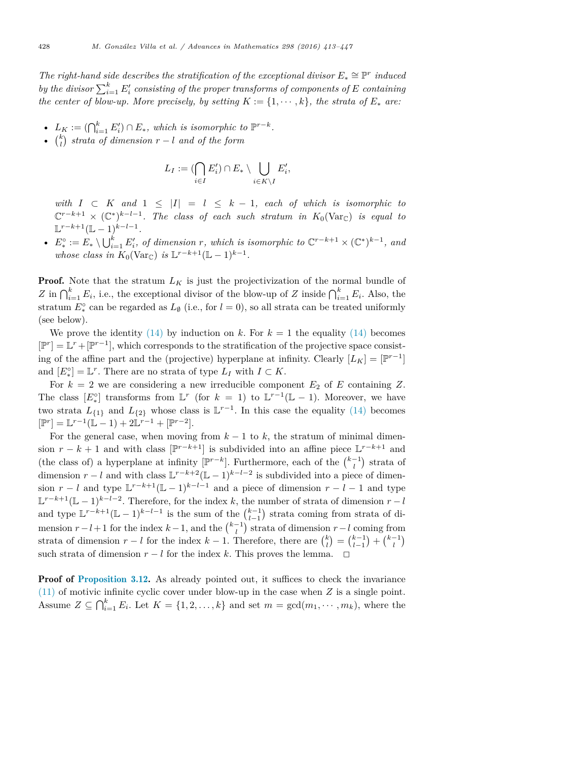*The right-hand side describes the stratification of the exceptional divisor $E_* \cong \mathbb{P}^r$ induced by the divisor $\sum_{i=1}^k E_i'$ consisting of the proper transforms of components of $E$ containing the center of blow-up. More precisely, by setting $K := \{1, \cdots, k\}$, the strata of $E_*$ are:*

- *$L_K := (\bigcap_{i=1}^k E_i') \cap E_*$, which is isomorphic to $\mathbb{P}^{r-k}$.*
- *$\binom{k}{l}$ strata of dimension $r - l$ and of the form*

$$L_I := (\bigcap_{i \in I} E_i') \cap E_* \setminus \bigcup_{i \in K \setminus I} E_i',$$

  *with $I \subset K$ and $1 \leq |I| = l \leq k - 1$, each of which is isomorphic to $\mathbb{C}^{r-k+1} \times (\mathbb{C}^*)^{k-l-1}$. The class of each such stratum in $K_0(\mathrm{Var}_{\mathbb{C}})$ is equal to $\mathbb{L}^{r-k+1}(\mathbb{L} - 1)^{k-l-1}$.*
- *$E_*^\circ := E_* \setminus \bigcup_{i=1}^k E_i'$, of dimension $r$, which is isomorphic to $\mathbb{C}^{r-k+1} \times (\mathbb{C}^*)^{k-1}$, and whose class in $K_0(\mathrm{Var}_{\mathbb{C}})$ is $\mathbb{L}^{r-k+1}(\mathbb{L} - 1)^{k-1}$.*

**Proof.** Note that the stratum $L_K$ is just the projectivization of the normal bundle of $Z$ in $\bigcap_{i=1}^k E_i$, i.e., the exceptional divisor of the blow-up of $Z$ inside $\bigcap_{i=1}^k E_i$. Also, the stratum $E_*^\circ$ can be regarded as $L_\emptyset$ (i.e., for $l = 0$), so all strata can be treated uniformly (see below).

We prove the identity (14) by induction on $k$. For $k = 1$ the equality (14) becomes $[\mathbb{P}^r] = \mathbb{L}^r + [\mathbb{P}^{r-1}]$, which corresponds to the stratification of the projective space consisting of the affine part and the (projective) hyperplane at infinity. Clearly $[L_K] = [\mathbb{P}^{r-1}]$ and $[E_*^\circ] = \mathbb{L}^r$. There are no strata of type $L_I$ with $I \subset K$.

For $k = 2$ we are considering a new irreducible component $E_2$ of $E$ containing $Z$. The class $[E_*^\circ]$ transforms from $\mathbb{L}^r$ (for $k = 1$) to $\mathbb{L}^{r-1}(\mathbb{L} - 1)$. Moreover, we have two strata $L_{\{1\}}$ and $L_{\{2\}}$ whose class is $\mathbb{L}^{r-1}$. In this case the equality (14) becomes $[\mathbb{P}^r] = \mathbb{L}^{r-1}(\mathbb{L} - 1) + 2\mathbb{L}^{r-1} + [\mathbb{P}^{r-2}]$.

For the general case, when moving from $k - 1$ to $k$, the stratum of minimal dimension $r - k + 1$ and with class $[\mathbb{P}^{r-k+1}]$ is subdivided into an affine piece $\mathbb{L}^{r-k+1}$ and (the class of) a hyperplane at infinity $[\mathbb{P}^{r-k}]$. Furthermore, each of the $\binom{k-1}{l}$ strata of dimension $r - l$ and with class $\mathbb{L}^{r-k+2}(\mathbb{L} - 1)^{k-l-2}$ is subdivided into a piece of dimension $r - l$ and type $\mathbb{L}^{r-k+1}(\mathbb{L} - 1)^{k-l-1}$ and a piece of dimension $r - l - 1$ and type $\mathbb{L}^{r-k+1}(\mathbb{L} - 1)^{k-l-2}$. Therefore, for the index $k$, the number of strata of dimension $r - l$ and type $\mathbb{L}^{r-k+1}(\mathbb{L} - 1)^{k-l-1}$ is the sum of the $\binom{k-1}{l-1}$ strata coming from strata of dimension $r - l + 1$ for the index $k - 1$, and the $\binom{k-1}{l}$ strata of dimension $r - l$ coming from strata of dimension $r - l$ for the index $k - 1$. Therefore, there are $\binom{k}{l} = \binom{k-1}{l-1} + \binom{k-1}{l}$ such strata of dimension $r - l$ for the index $k$. This proves the lemma. $\square$

**Proof of Proposition 3.12.** As already pointed out, it suffices to check the invariance (11) of motivic infinite cyclic cover under blow-up in the case when $Z$ is a single point. Assume $Z \subseteq \bigcap_{i=1}^k E_i$. Let $K = \{1, 2, \ldots, k\}$ and set $m = \gcd(m_1, \cdots, m_k)$, where the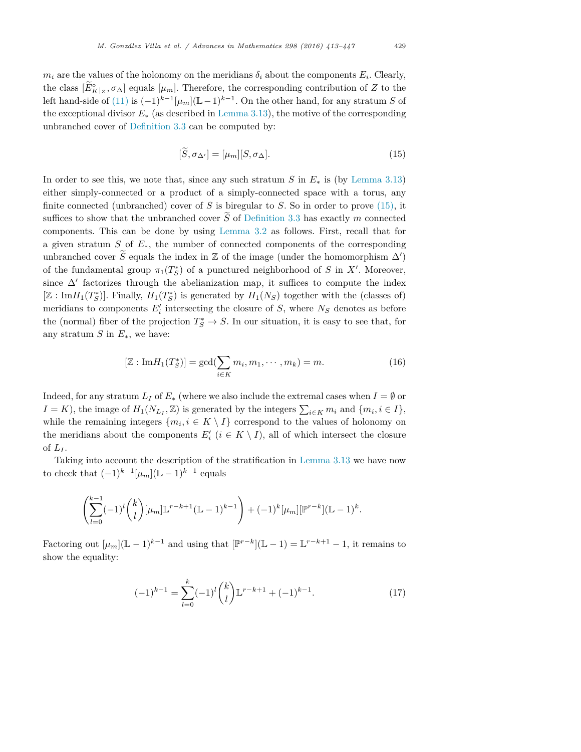$m_i$ are the values of the holonomy on the meridians $\delta_i$ about the components $E_i$. Clearly, the class $[\widetilde{E}^\circ_{K|_Z}, \sigma_\Delta]$ equals $[\mu_m]$. Therefore, the corresponding contribution of $Z$ to the left hand-side of (11) is $(-1)^{k-1}[\mu_m](\mathbb{L}-1)^{k-1}$. On the other hand, for any stratum $S$ of the exceptional divisor $E_*$ (as described in Lemma 3.13), the motive of the corresponding unbranched cover of Definition 3.3 can be computed by:

$$[\widetilde{S}, \sigma_{\Delta'}] = [\mu_m][S, \sigma_\Delta]. \tag{15}$$

In order to see this, we note that, since any such stratum $S$ in $E_*$ is (by Lemma 3.13) either simply-connected or a product of a simply-connected space with a torus, any finite connected (unbranched) cover of $S$ is biregular to $S$. So in order to prove (15), it suffices to show that the unbranched cover $\widetilde{S}$ of Definition 3.3 has exactly $m$ connected components. This can be done by using Lemma 3.2 as follows. First, recall that for a given stratum $S$ of $E_*$, the number of connected components of the corresponding unbranched cover $\widetilde{S}$ equals the index in $\mathbb{Z}$ of the image (under the homomorphism $\Delta'$) of the fundamental group $\pi_1(T^*_S)$ of a punctured neighborhood of $S$ in $X'$. Moreover, since $\Delta'$ factorizes through the abelianization map, it suffices to compute the index $[\mathbb{Z} : \mathrm{Im} H_1(T^*_S)]$. Finally, $H_1(T^*_S)$ is generated by $H_1(N_S)$ together with the (classes of) meridians to components $E'_i$ intersecting the closure of $S$, where $N_S$ denotes as before the (normal) fiber of the projection $T^*_S \to S$. In our situation, it is easy to see that, for any stratum $S$ in $E_*$, we have:

$$[\mathbb{Z} : \mathrm{Im} H_1(T^*_S)] = \gcd(\sum_{i \in K} m_i, m_1, \cdots, m_k) = m. \tag{16}$$

Indeed, for any stratum $L_I$ of $E_*$ (where we also include the extremal cases when $I = \emptyset$ or $I = K$), the image of $H_1(N_{L_I}, \mathbb{Z})$ is generated by the integers $\sum_{i \in K} m_i$ and $\{m_i, i \in I\}$, while the remaining integers $\{m_i, i \in K \setminus I\}$ correspond to the values of holonomy on the meridians about the components $E'_i$ $(i \in K \setminus I)$, all of which intersect the closure of $L_I$.

Taking into account the description of the stratification in Lemma 3.13 we have now to check that $(-1)^{k-1}[\mu_m](\mathbb{L}-1)^{k-1}$ equals

$$\left( \sum_{l=0}^{k-1} (-1)^l \binom{k}{l} [\mu_m] \mathbb{L}^{r-k+1} (\mathbb{L}-1)^{k-1} \right) + (-1)^k [\mu_m][\mathbb{P}^{r-k}](\mathbb{L}-1)^k.$$

Factoring out $[\mu_m](\mathbb{L}-1)^{k-1}$ and using that $[\mathbb{P}^{r-k}](\mathbb{L}-1) = \mathbb{L}^{r-k+1} - 1$, it remains to show the equality:

$$(-1)^{k-1} = \sum_{l=0}^{k} (-1)^l \binom{k}{l} \mathbb{L}^{r-k+1} + (-1)^{k-1}. \tag{17}$$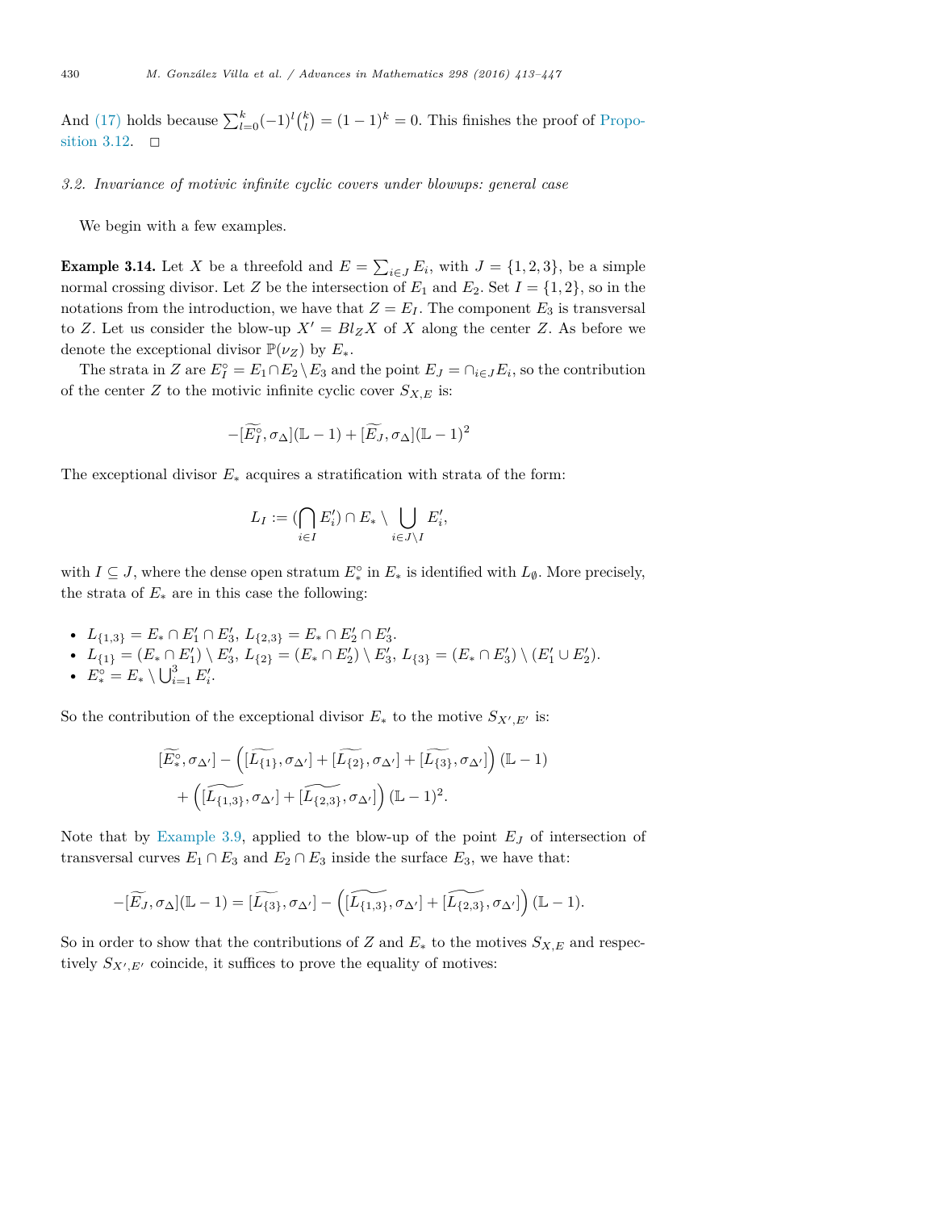And (17) holds because $\sum_{l=0}^{k}(-1)^l\binom{k}{l} = (1-1)^k = 0$. This finishes the proof of Proposition 3.12. $\square$

### 3.2. *Invariance of motivic infinite cyclic covers under blowups: general case*

We begin with a few examples.

**Example 3.14.** Let $X$ be a threefold and $E = \sum_{i\in J} E_i$, with $J = \{1,2,3\}$, be a simple normal crossing divisor. Let $Z$ be the intersection of $E_1$ and $E_2$. Set $I = \{1,2\}$, so in the notations from the introduction, we have that $Z = E_I$. The component $E_3$ is transversal to $Z$. Let us consider the blow-up $X' = Bl_Z X$ of $X$ along the center $Z$. As before we denote the exceptional divisor $\mathbb{P}(\nu_Z)$ by $E_*$.

The strata in $Z$ are $E_I^\circ = E_1 \cap E_2 \setminus E_3$ and the point $E_J = \cap_{i\in J} E_i$, so the contribution of the center $Z$ to the motivic infinite cyclic cover $S_{X,E}$ is:

$$-[\widetilde{E_I^\circ}, \sigma_\Delta](\mathbb{L}-1) + [\widetilde{E_J}, \sigma_\Delta](\mathbb{L}-1)^2$$

The exceptional divisor $E_*$ acquires a stratification with strata of the form:

$$L_I := (\bigcap_{i\in I} E'_i) \cap E_* \setminus \bigcup_{i\in J\setminus I} E'_i,$$

with $I \subseteq J$, where the dense open stratum $E_*^\circ$ in $E_*$ is identified with $L_\emptyset$. More precisely, the strata of $E_*$ are in this case the following:

- $L_{\{1,3\}} = E_* \cap E'_1 \cap E'_3$, $L_{\{2,3\}} = E_* \cap E'_2 \cap E'_3$.
- $L_{\{1\}} = (E_* \cap E'_1) \setminus E'_3$, $L_{\{2\}} = (E_* \cap E'_2) \setminus E'_3$, $L_{\{3\}} = (E_* \cap E'_3) \setminus (E'_1 \cup E'_2)$.
- $E_*^\circ = E_* \setminus \bigcup_{i=1}^3 E'_i$.

So the contribution of the exceptional divisor $E_*$ to the motive $S_{X',E'}$ is:

$$\begin{aligned}
&[\widetilde{E_*^\circ}, \sigma_{\Delta'}] - \left([\widetilde{L_{\{1\}}}, \sigma_{\Delta'}] + [\widetilde{L_{\{2\}}}, \sigma_{\Delta'}] + [\widetilde{L_{\{3\}}}, \sigma_{\Delta'}]\right)(\mathbb{L}-1) \\
&\quad + \left([\widetilde{L_{\{1,3\}}}, \sigma_{\Delta'}] + [\widetilde{L_{\{2,3\}}}, \sigma_{\Delta'}]\right)(\mathbb{L}-1)^2.
\end{aligned}$$

Note that by Example 3.9, applied to the blow-up of the point $E_J$ of intersection of transversal curves $E_1 \cap E_3$ and $E_2 \cap E_3$ inside the surface $E_3$, we have that:

$$-[\widetilde{E_J}, \sigma_\Delta](\mathbb{L}-1) = [\widetilde{L_{\{3\}}}, \sigma_{\Delta'}] - \left([\widetilde{L_{\{1,3\}}}, \sigma_{\Delta'}] + [\widetilde{L_{\{2,3\}}}, \sigma_{\Delta'}]\right)(\mathbb{L}-1).$$

So in order to show that the contributions of $Z$ and $E_*$ to the motives $S_{X,E}$ and respectively $S_{X',E'}$ coincide, it suffices to prove the equality of motives: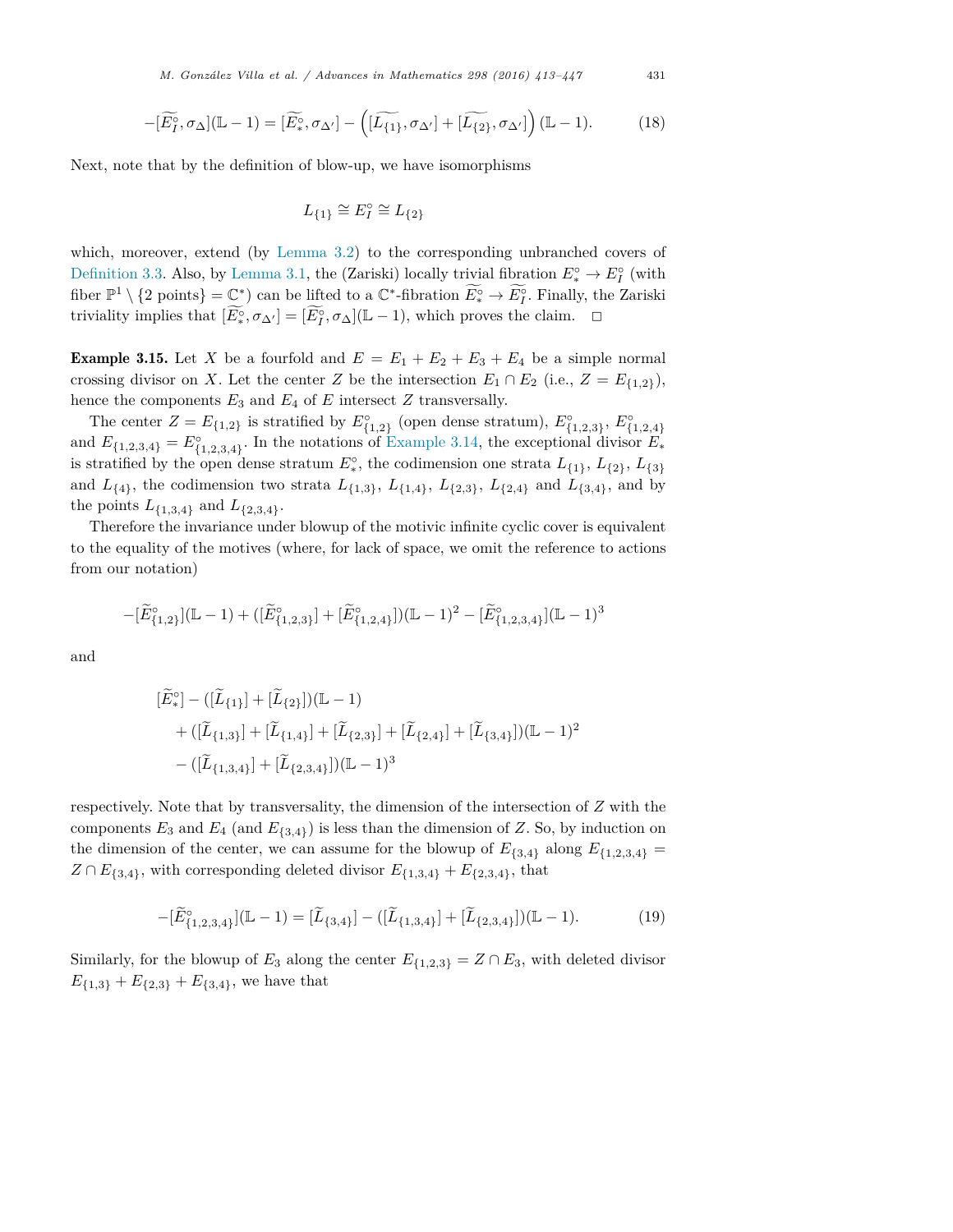$$-[\widetilde{E_I^\circ}, \sigma_\Delta](\mathbb{L}-1) = [\widetilde{E_*^\circ}, \sigma_{\Delta'}] - \left([\widetilde{L_{\{1\}}}, \sigma_{\Delta'}] + [\widetilde{L_{\{2\}}}, \sigma_{\Delta'}]\right)(\mathbb{L}-1). \tag{18}$$

Next, note that by the definition of blow-up, we have isomorphisms

$$L_{\{1\}} \cong E_I^\circ \cong L_{\{2\}}$$

which, moreover, extend (by Lemma 3.2) to the corresponding unbranched covers of Definition 3.3. Also, by Lemma 3.1, the (Zariski) locally trivial fibration $E_*^\circ \to E_I^\circ$ (with fiber $\mathbb{P}^1 \setminus \{2 \text{ points}\} = \mathbb{C}^*$) can be lifted to a $\mathbb{C}^*$-fibration $\widetilde{E_*^\circ} \to \widetilde{E_I^\circ}$. Finally, the Zariski triviality implies that $[\widetilde{E_*^\circ}, \sigma_{\Delta'}] = [\widetilde{E_I^\circ}, \sigma_\Delta](\mathbb{L}-1)$, which proves the claim. $\square$

**Example 3.15.** Let $X$ be a fourfold and $E = E_1 + E_2 + E_3 + E_4$ be a simple normal crossing divisor on $X$. Let the center $Z$ be the intersection $E_1 \cap E_2$ (i.e., $Z = E_{\{1,2\}}$), hence the components $E_3$ and $E_4$ of $E$ intersect $Z$ transversally.

The center $Z = E_{\{1,2\}}$ is stratified by $E_{\{1,2\}}^\circ$ (open dense stratum), $E_{\{1,2,3\}}^\circ$, $E_{\{1,2,4\}}^\circ$ and $E_{\{1,2,3,4\}} = E_{\{1,2,3,4\}}^\circ$. In the notations of Example 3.14, the exceptional divisor $E_*$ is stratified by the open dense stratum $E_*^\circ$, the codimension one strata $L_{\{1\}}$, $L_{\{2\}}$, $L_{\{3\}}$ and $L_{\{4\}}$, the codimension two strata $L_{\{1,3\}}$, $L_{\{1,4\}}$, $L_{\{2,3\}}$, $L_{\{2,4\}}$ and $L_{\{3,4\}}$, and by the points $L_{\{1,3,4\}}$ and $L_{\{2,3,4\}}$.

Therefore the invariance under blowup of the motivic infinite cyclic cover is equivalent to the equality of the motives (where, for lack of space, we omit the reference to actions from our notation)

$$-[\widetilde{E}_{\{1,2\}}^\circ](\mathbb{L}-1) + ([\widetilde{E}_{\{1,2,3\}}^\circ] + [\widetilde{E}_{\{1,2,4\}}^\circ])(\mathbb{L}-1)^2 - [\widetilde{E}_{\{1,2,3,4\}}^\circ](\mathbb{L}-1)^3$$

and

$$\begin{aligned}
&[\widetilde{E}_*^\circ] - ([\widetilde{L}_{\{1\}}] + [\widetilde{L}_{\{2\}}])(\mathbb{L}-1) \\
&\quad + ([\widetilde{L}_{\{1,3\}}] + [\widetilde{L}_{\{1,4\}}] + [\widetilde{L}_{\{2,3\}}] + [\widetilde{L}_{\{2,4\}}] + [\widetilde{L}_{\{3,4\}}])(\mathbb{L}-1)^2 \\
&\quad - ([\widetilde{L}_{\{1,3,4\}}] + [\widetilde{L}_{\{2,3,4\}}])(\mathbb{L}-1)^3
\end{aligned}$$

respectively. Note that by transversality, the dimension of the intersection of $Z$ with the components $E_3$ and $E_4$ (and $E_{\{3,4\}}$) is less than the dimension of $Z$. So, by induction on the dimension of the center, we can assume for the blowup of $E_{\{3,4\}}$ along $E_{\{1,2,3,4\}} = Z \cap E_{\{3,4\}}$, with corresponding deleted divisor $E_{\{1,3,4\}} + E_{\{2,3,4\}}$, that

$$-[\widetilde{E}_{\{1,2,3,4\}}^\circ](\mathbb{L}-1) = [\widetilde{L}_{\{3,4\}}] - ([\widetilde{L}_{\{1,3,4\}}] + [\widetilde{L}_{\{2,3,4\}}])(\mathbb{L}-1). \tag{19}$$

Similarly, for the blowup of $E_3$ along the center $E_{\{1,2,3\}} = Z \cap E_3$, with deleted divisor $E_{\{1,3\}} + E_{\{2,3\}} + E_{\{3,4\}}$, we have that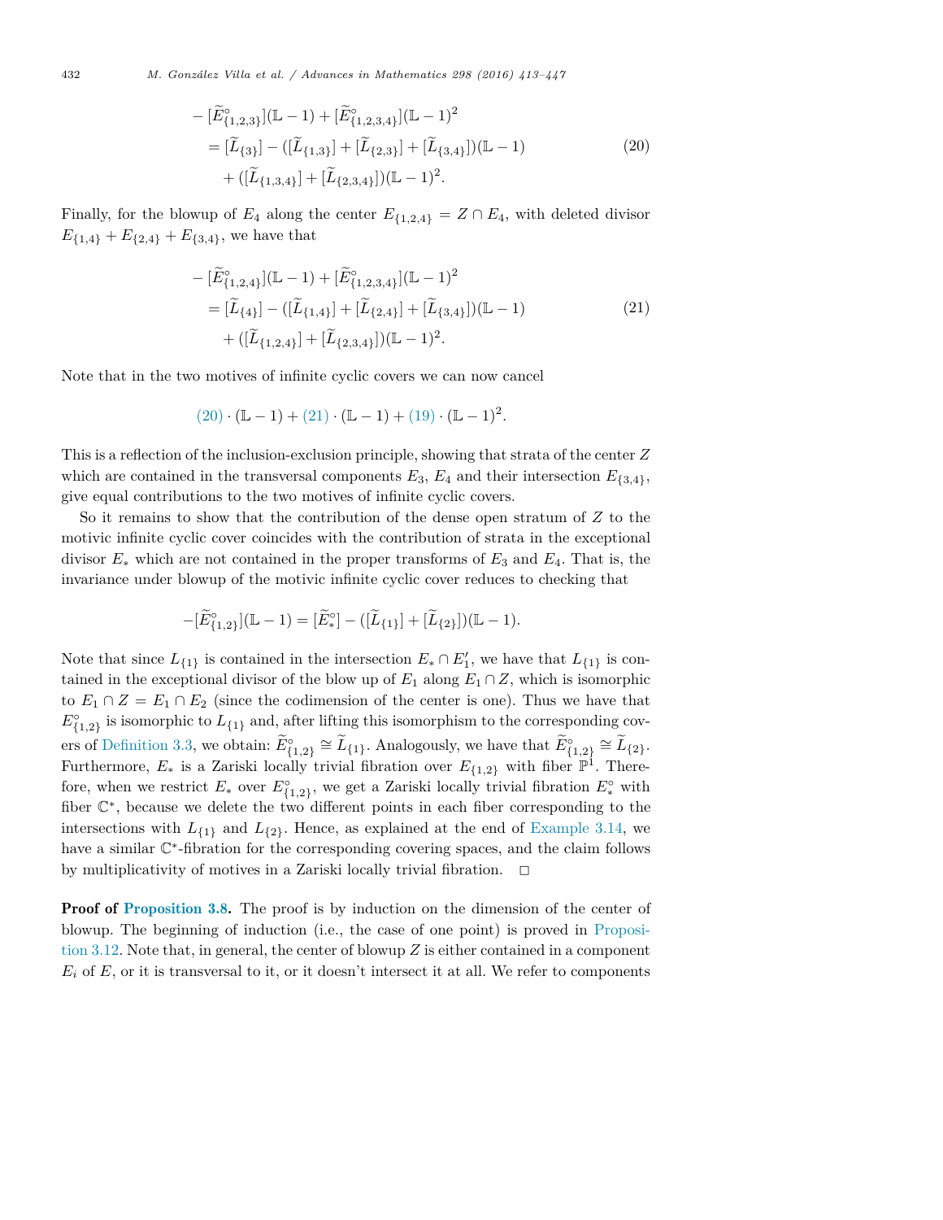$$
\begin{aligned}
&- [\widetilde{E}^{\circ}_{\{1,2,3\}}](\mathbb{L}-1) + [\widetilde{E}^{\circ}_{\{1,2,3,4\}}](\mathbb{L}-1)^2 \\
&\quad = [\widetilde{L}_{\{3\}}] - ([\widetilde{L}_{\{1,3\}}] + [\widetilde{L}_{\{2,3\}}] + [\widetilde{L}_{\{3,4\}}])(\mathbb{L}-1) \\
&\qquad + ([\widetilde{L}_{\{1,3,4\}}] + [\widetilde{L}_{\{2,3,4\}}])(\mathbb{L}-1)^2.
\end{aligned} \tag{20}
$$

Finally, for the blowup of $E_4$ along the center $E_{\{1,2,4\}} = Z \cap E_4$, with deleted divisor $E_{\{1,4\}} + E_{\{2,4\}} + E_{\{3,4\}}$, we have that

$$
\begin{aligned}
&- [\widetilde{E}^{\circ}_{\{1,2,4\}}](\mathbb{L}-1) + [\widetilde{E}^{\circ}_{\{1,2,3,4\}}](\mathbb{L}-1)^2 \\
&\quad = [\widetilde{L}_{\{4\}}] - ([\widetilde{L}_{\{1,4\}}] + [\widetilde{L}_{\{2,4\}}] + [\widetilde{L}_{\{3,4\}}])(\mathbb{L}-1) \\
&\qquad + ([\widetilde{L}_{\{1,2,4\}}] + [\widetilde{L}_{\{2,3,4\}}])(\mathbb{L}-1)^2.
\end{aligned} \tag{21}
$$

Note that in the two motives of infinite cyclic covers we can now cancel

$$
(20) \cdot (\mathbb{L}-1) + (21) \cdot (\mathbb{L}-1) + (19) \cdot (\mathbb{L}-1)^2.
$$

This is a reflection of the inclusion-exclusion principle, showing that strata of the center $Z$ which are contained in the transversal components $E_3$, $E_4$ and their intersection $E_{\{3,4\}}$, give equal contributions to the two motives of infinite cyclic covers.

So it remains to show that the contribution of the dense open stratum of $Z$ to the motivic infinite cyclic cover coincides with the contribution of strata in the exceptional divisor $E_*$ which are not contained in the proper transforms of $E_3$ and $E_4$. That is, the invariance under blowup of the motivic infinite cyclic cover reduces to checking that

$$
-[\widetilde{E}^{\circ}_{\{1,2\}}](\mathbb{L}-1) = [\widetilde{E}^{\circ}_{*}] - ([\widetilde{L}_{\{1\}}] + [\widetilde{L}_{\{2\}}])(\mathbb{L}-1).
$$

Note that since $L_{\{1\}}$ is contained in the intersection $E_* \cap E'_1$, we have that $L_{\{1\}}$ is contained in the exceptional divisor of the blow up of $E_1$ along $E_1 \cap Z$, which is isomorphic to $E_1 \cap Z = E_1 \cap E_2$ (since the codimension of the center is one). Thus we have that $E^{\circ}_{\{1,2\}}$ is isomorphic to $L_{\{1\}}$ and, after lifting this isomorphism to the corresponding covers of Definition 3.3, we obtain: $\widetilde{E}^{\circ}_{\{1,2\}} \cong \widetilde{L}_{\{1\}}$. Analogously, we have that $\widetilde{E}^{\circ}_{\{1,2\}} \cong \widetilde{L}_{\{2\}}$. Furthermore, $E_*$ is a Zariski locally trivial fibration over $E_{\{1,2\}}$ with fiber $\mathbb{P}^1$. Therefore, when we restrict $E_*$ over $E^{\circ}_{\{1,2\}}$, we get a Zariski locally trivial fibration $E^{\circ}_*$ with fiber $\mathbb{C}^*$, because we delete the two different points in each fiber corresponding to the intersections with $L_{\{1\}}$ and $L_{\{2\}}$. Hence, as explained at the end of Example 3.14, we have a similar $\mathbb{C}^*$-fibration for the corresponding covering spaces, and the claim follows by multiplicativity of motives in a Zariski locally trivial fibration. $\square$

**Proof of Proposition 3.8.** The proof is by induction on the dimension of the center of blowup. The beginning of induction (i.e., the case of one point) is proved in Proposition 3.12. Note that, in general, the center of blowup $Z$ is either contained in a component $E_i$ of $E$, or it is transversal to it, or it doesn't intersect it at all. We refer to components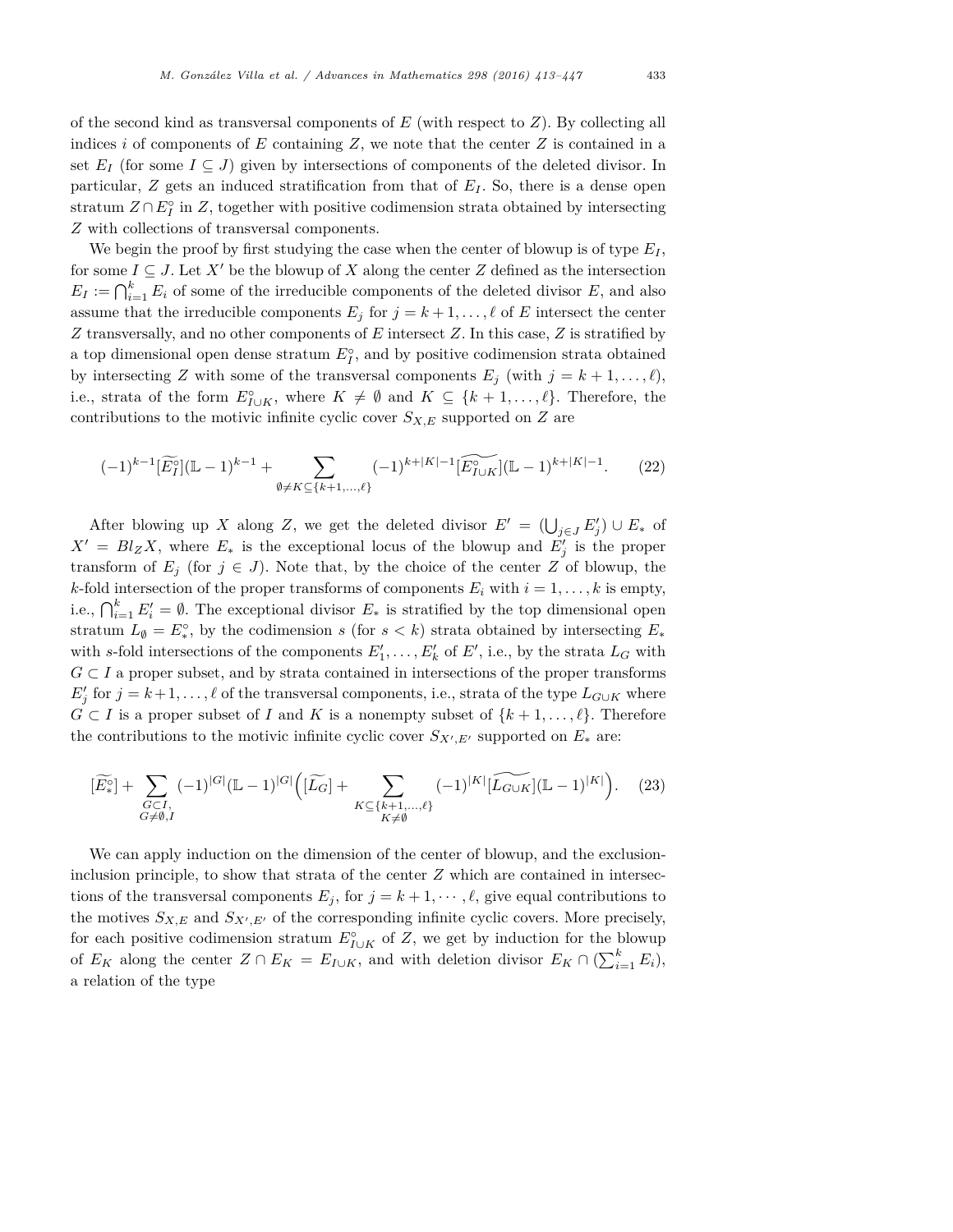of the second kind as transversal components of $E$ (with respect to $Z$). By collecting all indices $i$ of components of $E$ containing $Z$, we note that the center $Z$ is contained in a set $E_I$ (for some $I \subseteq J$) given by intersections of components of the deleted divisor. In particular, $Z$ gets an induced stratification from that of $E_I$. So, there is a dense open stratum $Z \cap E_I^\circ$ in $Z$, together with positive codimension strata obtained by intersecting $Z$ with collections of transversal components.

We begin the proof by first studying the case when the center of blowup is of type $E_I$, for some $I \subseteq J$. Let $X'$ be the blowup of $X$ along the center $Z$ defined as the intersection $E_I := \bigcap_{i=1}^k E_i$ of some of the irreducible components of the deleted divisor $E$, and also assume that the irreducible components $E_j$ for $j = k+1, \dots, \ell$ of $E$ intersect the center $Z$ transversally, and no other components of $E$ intersect $Z$. In this case, $Z$ is stratified by a top dimensional open dense stratum $E_I^\circ$, and by positive codimension strata obtained by intersecting $Z$ with some of the transversal components $E_j$ (with $j = k+1, \dots, \ell$), i.e., strata of the form $E_{I\cup K}^\circ$, where $K \neq \emptyset$ and $K \subseteq \{k+1, \dots, \ell\}$. Therefore, the contributions to the motivic infinite cyclic cover $S_{X,E}$ supported on $Z$ are

$$(-1)^{k-1}[\widetilde{E_I^\circ}](\mathbb{L}-1)^{k-1} + \sum_{\emptyset \neq K \subseteq \{k+1,\dots,\ell\}} (-1)^{k+|K|-1}[\widetilde{E_{I\cup K}^\circ}](\mathbb{L}-1)^{k+|K|-1}. \tag{22}$$

After blowing up $X$ along $Z$, we get the deleted divisor $E' = (\bigcup_{j\in J} E'_j) \cup E_*$ of $X' = Bl_Z X$, where $E_*$ is the exceptional locus of the blowup and $E'_j$ is the proper transform of $E_j$ (for $j \in J$). Note that, by the choice of the center $Z$ of blowup, the $k$-fold intersection of the proper transforms of components $E_i$ with $i = 1, \dots, k$ is empty, i.e., $\bigcap_{i=1}^k E'_i = \emptyset$. The exceptional divisor $E_*$ is stratified by the top dimensional open stratum $L_\emptyset = E_*^\circ$, by the codimension $s$ (for $s < k$) strata obtained by intersecting $E_*$ with $s$-fold intersections of the components $E'_1, \dots, E'_k$ of $E'$, i.e., by the strata $L_G$ with $G \subset I$ a proper subset, and by strata contained in intersections of the proper transforms $E'_j$ for $j = k+1, \dots, \ell$ of the transversal components, i.e., strata of the type $L_{G\cup K}$ where $G \subset I$ is a proper subset of $I$ and $K$ is a nonempty subset of $\{k+1, \dots, \ell\}$. Therefore the contributions to the motivic infinite cyclic cover $S_{X',E'}$ supported on $E_*$ are:

$$[\widetilde{E_*^\circ}] + \sum_{\substack{G\subset I,\\ G\neq\emptyset,I}} (-1)^{|G|}(\mathbb{L}-1)^{|G|}\Big([\widetilde{L_G}] + \sum_{\substack{K\subseteq\{k+1,\dots,\ell\}\\ K\neq\emptyset}} (-1)^{|K|}[\widetilde{L_{G\cup K}}](\mathbb{L}-1)^{|K|}\Big). \tag{23}$$

We can apply induction on the dimension of the center of blowup, and the exclusion-inclusion principle, to show that strata of the center $Z$ which are contained in intersections of the transversal components $E_j$, for $j = k+1, \cdots, \ell$, give equal contributions to the motives $S_{X,E}$ and $S_{X',E'}$ of the corresponding infinite cyclic covers. More precisely, for each positive codimension stratum $E_{I\cup K}^\circ$ of $Z$, we get by induction for the blowup of $E_K$ along the center $Z \cap E_K = E_{I\cup K}$, and with deletion divisor $E_K \cap (\sum_{i=1}^k E_i)$, a relation of the type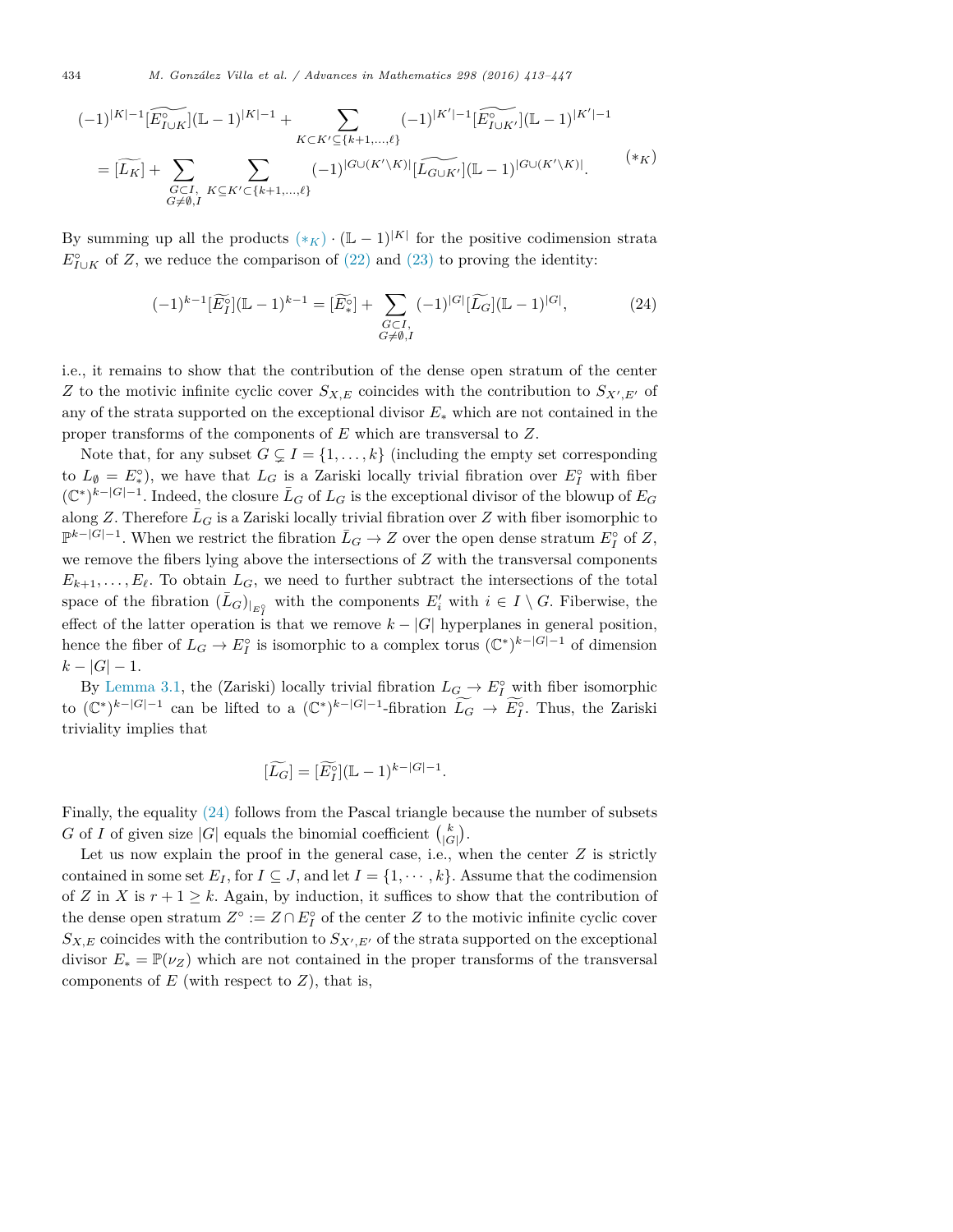$$
\begin{aligned}
&(-1)^{|K|-1}[\widetilde{E^\circ_{I\cup K}}](\mathbb{L}-1)^{|K|-1} + \sum_{K\subset K'\subseteq\{k+1,\dots,\ell\}} (-1)^{|K'|-1}[\widetilde{E^\circ_{I\cup K'}}](\mathbb{L}-1)^{|K'|-1} \\
&= [\widetilde{L_K}] + \sum_{\substack{G\subset I,\\ G\neq\emptyset, I}} \sum_{K\subseteq K'\subset\{k+1,\dots,\ell\}} (-1)^{|G\cup(K'\setminus K)|}[\widetilde{L_{G\cup K'}}](\mathbb{L}-1)^{|G\cup(K'\setminus K)|}.
\end{aligned}
\qquad (*_K)
$$

By summing up all the products $(*_K)\cdot(\mathbb{L}-1)^{|K|}$ for the positive codimension strata $E^\circ_{I\cup K}$ of $Z$, we reduce the comparison of (22) and (23) to proving the identity:

$$
(-1)^{k-1}[\widetilde{E^\circ_I}](\mathbb{L}-1)^{k-1} = [\widetilde{E^\circ_*}] + \sum_{\substack{G\subset I,\\ G\neq\emptyset, I}} (-1)^{|G|}[\widetilde{L_G}](\mathbb{L}-1)^{|G|}, \tag{24}
$$

i.e., it remains to show that the contribution of the dense open stratum of the center $Z$ to the motivic infinite cyclic cover $S_{X,E}$ coincides with the contribution to $S_{X',E'}$ of any of the strata supported on the exceptional divisor $E_*$ which are not contained in the proper transforms of the components of $E$ which are transversal to $Z$.

Note that, for any subset $G\subsetneq I=\{1,\dots,k\}$ (including the empty set corresponding to $L_\emptyset = E^\circ_*$), we have that $L_G$ is a Zariski locally trivial fibration over $E^\circ_I$ with fiber $(\mathbb{C}^*)^{k-|G|-1}$. Indeed, the closure $\bar{L}_G$ of $L_G$ is the exceptional divisor of the blowup of $E_G$ along $Z$. Therefore $\bar{L}_G$ is a Zariski locally trivial fibration over $Z$ with fiber isomorphic to $\mathbb{P}^{k-|G|-1}$. When we restrict the fibration $\bar{L}_G\to Z$ over the open dense stratum $E^\circ_I$ of $Z$, we remove the fibers lying above the intersections of $Z$ with the transversal components $E_{k+1},\dots,E_\ell$. To obtain $L_G$, we need to further subtract the intersections of the total space of the fibration $(\bar{L}_G)_{|E^\circ_I}$ with the components $E'_i$ with $i\in I\setminus G$. Fiberwise, the effect of the latter operation is that we remove $k-|G|$ hyperplanes in general position, hence the fiber of $L_G\to E^\circ_I$ is isomorphic to a complex torus $(\mathbb{C}^*)^{k-|G|-1}$ of dimension $k-|G|-1$.

By Lemma 3.1, the (Zariski) locally trivial fibration $L_G\to E^\circ_I$ with fiber isomorphic to $(\mathbb{C}^*)^{k-|G|-1}$ can be lifted to a $(\mathbb{C}^*)^{k-|G|-1}$-fibration $\widetilde{L_G}\to\widetilde{E^\circ_I}$. Thus, the Zariski triviality implies that

$$
[\widetilde{L_G}] = [\widetilde{E^\circ_I}](\mathbb{L}-1)^{k-|G|-1}.
$$

Finally, the equality (24) follows from the Pascal triangle because the number of subsets $G$ of $I$ of given size $|G|$ equals the binomial coefficient $\binom{k}{|G|}$.

Let us now explain the proof in the general case, i.e., when the center $Z$ is strictly contained in some set $E_I$, for $I\subseteq J$, and let $I=\{1,\cdots,k\}$. Assume that the codimension of $Z$ in $X$ is $r+1\geq k$. Again, by induction, it suffices to show that the contribution of the dense open stratum $Z^\circ := Z\cap E^\circ_I$ of the center $Z$ to the motivic infinite cyclic cover $S_{X,E}$ coincides with the contribution to $S_{X',E'}$ of the strata supported on the exceptional divisor $E_* = \mathbb{P}(\nu_Z)$ which are not contained in the proper transforms of the transversal components of $E$ (with respect to $Z$), that is,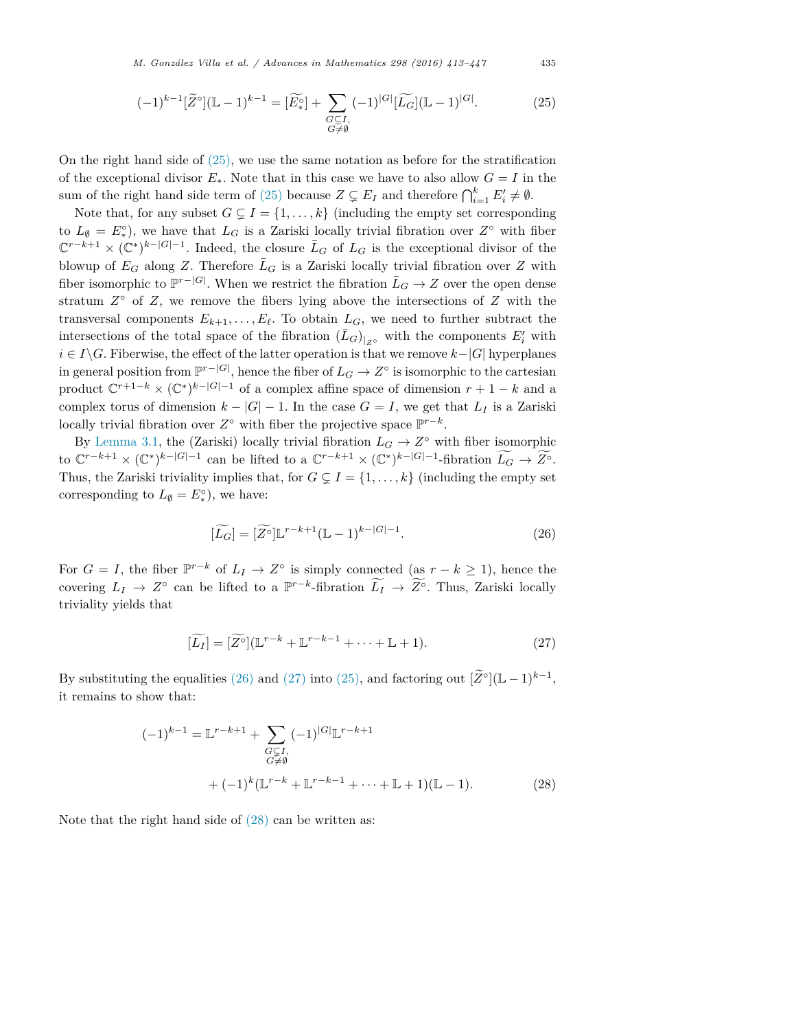$$(-1)^{k-1}[\widetilde{Z}^\circ](\mathbb{L}-1)^{k-1} = [\widetilde{E_*^\circ}] + \sum_{\substack{G\subseteq I,\\ G\neq\emptyset}} (-1)^{|G|}[\widetilde{L_G}](\mathbb{L}-1)^{|G|}. \tag{25}$$

On the right hand side of (25), we use the same notation as before for the stratification of the exceptional divisor $E_*$. Note that in this case we have to also allow $G = I$ in the sum of the right hand side term of (25) because $Z \subsetneq E_I$ and therefore $\bigcap_{i=1}^k E_i' \neq \emptyset$.

Note that, for any subset $G \subsetneq I = \{1, \ldots, k\}$ (including the empty set corresponding to $L_\emptyset = E_*^\circ$), we have that $L_G$ is a Zariski locally trivial fibration over $Z^\circ$ with fiber $\mathbb{C}^{r-k+1} \times (\mathbb{C}^*)^{k-|G|-1}$. Indeed, the closure $\bar{L}_G$ of $L_G$ is the exceptional divisor of the blowup of $E_G$ along $Z$. Therefore $\bar{L}_G$ is a Zariski locally trivial fibration over $Z$ with fiber isomorphic to $\mathbb{P}^{r-|G|}$. When we restrict the fibration $\bar{L}_G \to Z$ over the open dense stratum $Z^\circ$ of $Z$, we remove the fibers lying above the intersections of $Z$ with the transversal components $E_{k+1}, \ldots, E_\ell$. To obtain $L_G$, we need to further subtract the intersections of the total space of the fibration $(\bar{L}_G)_{|_{Z^\circ}}$ with the components $E_i'$ with $i \in I \backslash G$. Fiberwise, the effect of the latter operation is that we remove $k-|G|$ hyperplanes in general position from $\mathbb{P}^{r-|G|}$, hence the fiber of $L_G \to Z^\circ$ is isomorphic to the cartesian product $\mathbb{C}^{r+1-k} \times (\mathbb{C}^*)^{k-|G|-1}$ of a complex affine space of dimension $r+1-k$ and a complex torus of dimension $k-|G|-1$. In the case $G = I$, we get that $L_I$ is a Zariski locally trivial fibration over $Z^\circ$ with fiber the projective space $\mathbb{P}^{r-k}$.

By Lemma 3.1, the (Zariski) locally trivial fibration $L_G \to Z^\circ$ with fiber isomorphic to $\mathbb{C}^{r-k+1} \times (\mathbb{C}^*)^{k-|G|-1}$ can be lifted to a $\mathbb{C}^{r-k+1} \times (\mathbb{C}^*)^{k-|G|-1}$-fibration $\widetilde{L_G} \to \widetilde{Z^\circ}$. Thus, the Zariski triviality implies that, for $G \subsetneq I = \{1, \ldots, k\}$ (including the empty set corresponding to $L_\emptyset = E_*^\circ$), we have:

$$[\widetilde{L_G}] = [\widetilde{Z^\circ}]\mathbb{L}^{r-k+1}(\mathbb{L}-1)^{k-|G|-1}. \tag{26}$$

For $G = I$, the fiber $\mathbb{P}^{r-k}$ of $L_I \to Z^\circ$ is simply connected (as $r - k \geq 1$), hence the covering $L_I \to Z^\circ$ can be lifted to a $\mathbb{P}^{r-k}$-fibration $\widetilde{L_I} \to \widetilde{Z^\circ}$. Thus, Zariski locally triviality yields that

$$[\widetilde{L_I}] = [\widetilde{Z^\circ}](\mathbb{L}^{r-k} + \mathbb{L}^{r-k-1} + \cdots + \mathbb{L} + 1). \tag{27}$$

By substituting the equalities (26) and (27) into (25), and factoring out $[\widetilde{Z}^\circ](\mathbb{L}-1)^{k-1}$, it remains to show that:

$$\begin{aligned}(-1)^{k-1} = \mathbb{L}^{r-k+1} &+ \sum_{\substack{G\subsetneq I,\\ G\neq\emptyset}} (-1)^{|G|}\mathbb{L}^{r-k+1} \\ &+ (-1)^k(\mathbb{L}^{r-k} + \mathbb{L}^{r-k-1} + \cdots + \mathbb{L} + 1)(\mathbb{L}-1).\end{aligned} \tag{28}$$

Note that the right hand side of (28) can be written as: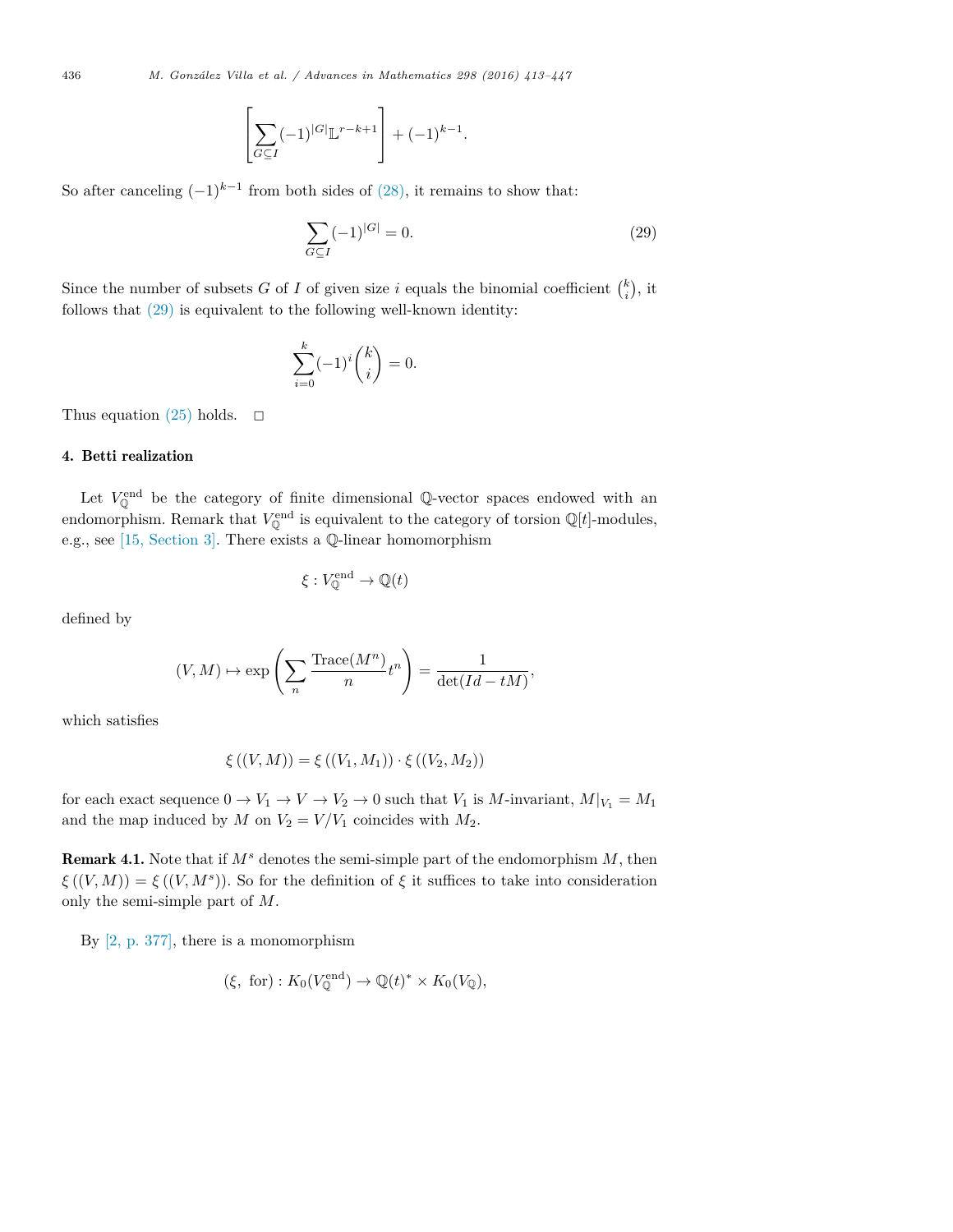$$\left[\sum_{G\subseteq I}(-1)^{|G|}\mathbb{L}^{r-k+1}\right]+(-1)^{k-1}.$$

So after canceling $(-1)^{k-1}$ from both sides of (28), it remains to show that:

$$\sum_{G\subseteq I}(-1)^{|G|}=0. \tag{29}$$

Since the number of subsets $G$ of $I$ of given size $i$ equals the binomial coefficient $\binom{k}{i}$, it follows that (29) is equivalent to the following well-known identity:

$$\sum_{i=0}^{k}(-1)^{i}\binom{k}{i}=0.$$

Thus equation (25) holds. □

## 4. Betti realization

Let $V_{\mathbb{Q}}^{\text{end}}$ be the category of finite dimensional $\mathbb{Q}$-vector spaces endowed with an endomorphism. Remark that $V_{\mathbb{Q}}^{\text{end}}$ is equivalent to the category of torsion $\mathbb{Q}[t]$-modules, e.g., see [15, Section 3]. There exists a $\mathbb{Q}$-linear homomorphism

$$\xi : V_{\mathbb{Q}}^{\text{end}} \to \mathbb{Q}(t)$$

defined by

$$(V,M)\mapsto \exp\left(\sum_{n}\frac{\text{Trace}(M^n)}{n}t^n\right)=\frac{1}{\det(Id-tM)},$$

which satisfies

$$\xi\left((V,M)\right)=\xi\left((V_1,M_1)\right)\cdot\xi\left((V_2,M_2)\right)$$

for each exact sequence $0\to V_1\to V\to V_2\to 0$ such that $V_1$ is $M$-invariant, $M|_{V_1}=M_1$ and the map induced by $M$ on $V_2=V/V_1$ coincides with $M_2$.

**Remark 4.1.** Note that if $M^s$ denotes the semi-simple part of the endomorphism $M$, then $\xi\left((V,M)\right)=\xi\left((V,M^s)\right)$. So for the definition of $\xi$ it suffices to take into consideration only the semi-simple part of $M$.

By [2, p. 377], there is a monomorphism

$$(\xi,\ \text{for}) : K_0(V_{\mathbb{Q}}^{\text{end}}) \to \mathbb{Q}(t)^{*}\times K_0(V_{\mathbb{Q}}),$$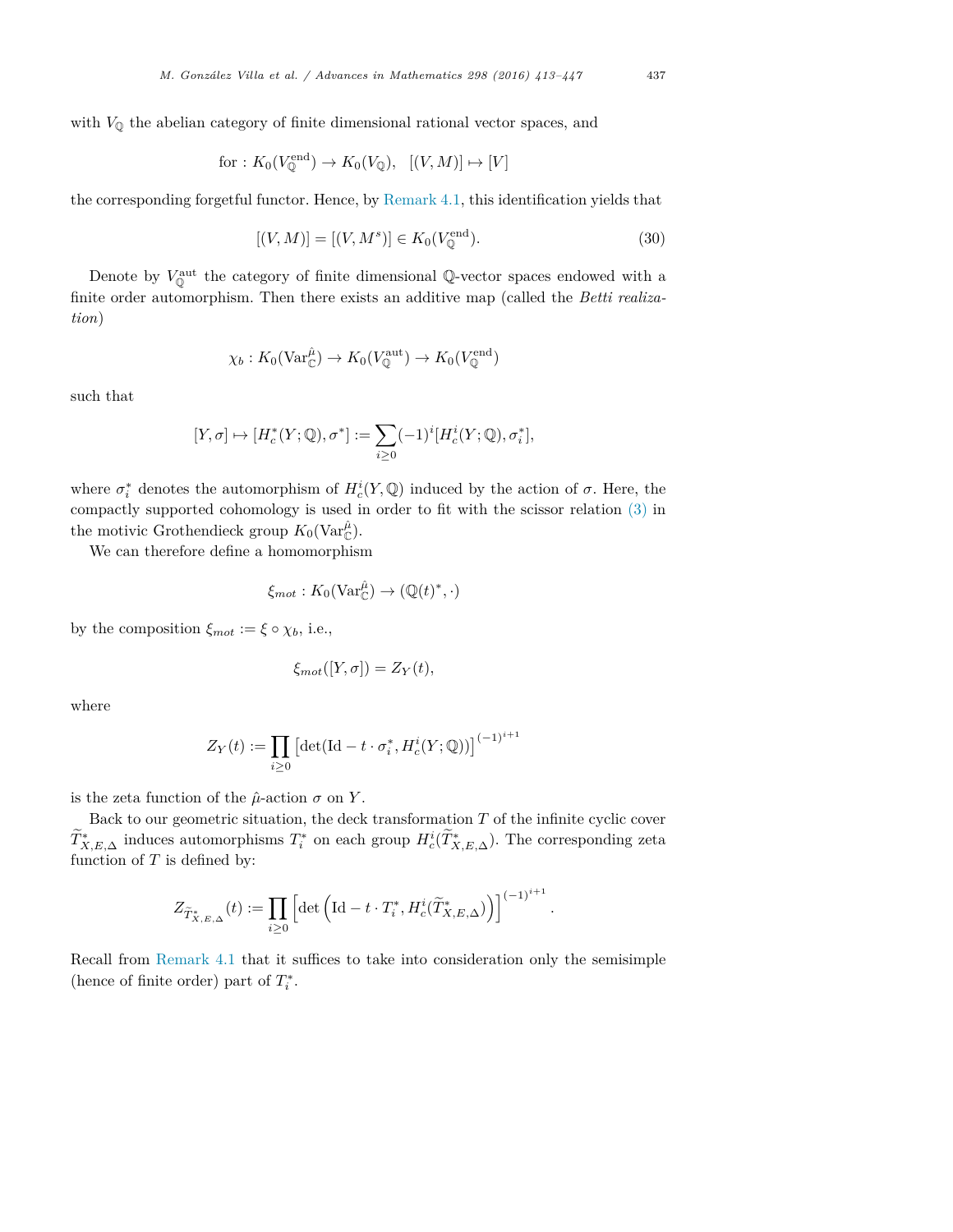with $V_{\mathbb{Q}}$ the abelian category of finite dimensional rational vector spaces, and

$$\text{for} : K_0(V_{\mathbb{Q}}^{\text{end}}) \to K_0(V_{\mathbb{Q}}), \quad [(V, M)] \mapsto [V]$$

the corresponding forgetful functor. Hence, by Remark 4.1, this identification yields that

$$[(V, M)] = [(V, M^s)] \in K_0(V_{\mathbb{Q}}^{\text{end}}). \tag{30}$$

Denote by $V_{\mathbb{Q}}^{\text{aut}}$ the category of finite dimensional $\mathbb{Q}$-vector spaces endowed with a finite order automorphism. Then there exists an additive map (called the *Betti realization*)

$$\chi_b : K_0(\text{Var}_{\mathbb{C}}^{\hat{\mu}}) \to K_0(V_{\mathbb{Q}}^{\text{aut}}) \to K_0(V_{\mathbb{Q}}^{\text{end}})$$

such that

$$[Y, \sigma] \mapsto [H_c^*(Y; \mathbb{Q}), \sigma^*] := \sum_{i \geq 0} (-1)^i [H_c^i(Y; \mathbb{Q}), \sigma_i^*],$$

where $\sigma_i^*$ denotes the automorphism of $H_c^i(Y, \mathbb{Q})$ induced by the action of $\sigma$. Here, the compactly supported cohomology is used in order to fit with the scissor relation (3) in the motivic Grothendieck group $K_0(\text{Var}_{\mathbb{C}}^{\hat{\mu}})$.

We can therefore define a homomorphism

$$\xi_{mot} : K_0(\text{Var}_{\mathbb{C}}^{\hat{\mu}}) \to (\mathbb{Q}(t)^*, \cdot)$$

by the composition $\xi_{mot} := \xi \circ \chi_b$, i.e.,

$$\xi_{mot}([Y, \sigma]) = Z_Y(t),$$

where

$$Z_Y(t) := \prod_{i \geq 0} \left[\det(\text{Id} - t \cdot \sigma_i^*, H_c^i(Y; \mathbb{Q}))\right]^{(-1)^{i+1}}$$

is the zeta function of the $\hat{\mu}$-action $\sigma$ on $Y$.

Back to our geometric situation, the deck transformation $T$ of the infinite cyclic cover $\widetilde{T}_{X,E,\Delta}^*$ induces automorphisms $T_i^*$ on each group $H_c^i(\widetilde{T}_{X,E,\Delta}^*)$. The corresponding zeta function of $T$ is defined by:

$$Z_{\widetilde{T}_{X,E,\Delta}^*}(t) := \prod_{i \geq 0} \left[\det\left(\text{Id} - t \cdot T_i^*, H_c^i(\widetilde{T}_{X,E,\Delta}^*)\right)\right]^{(-1)^{i+1}}.$$

Recall from Remark 4.1 that it suffices to take into consideration only the semisimple (hence of finite order) part of $T_i^*$.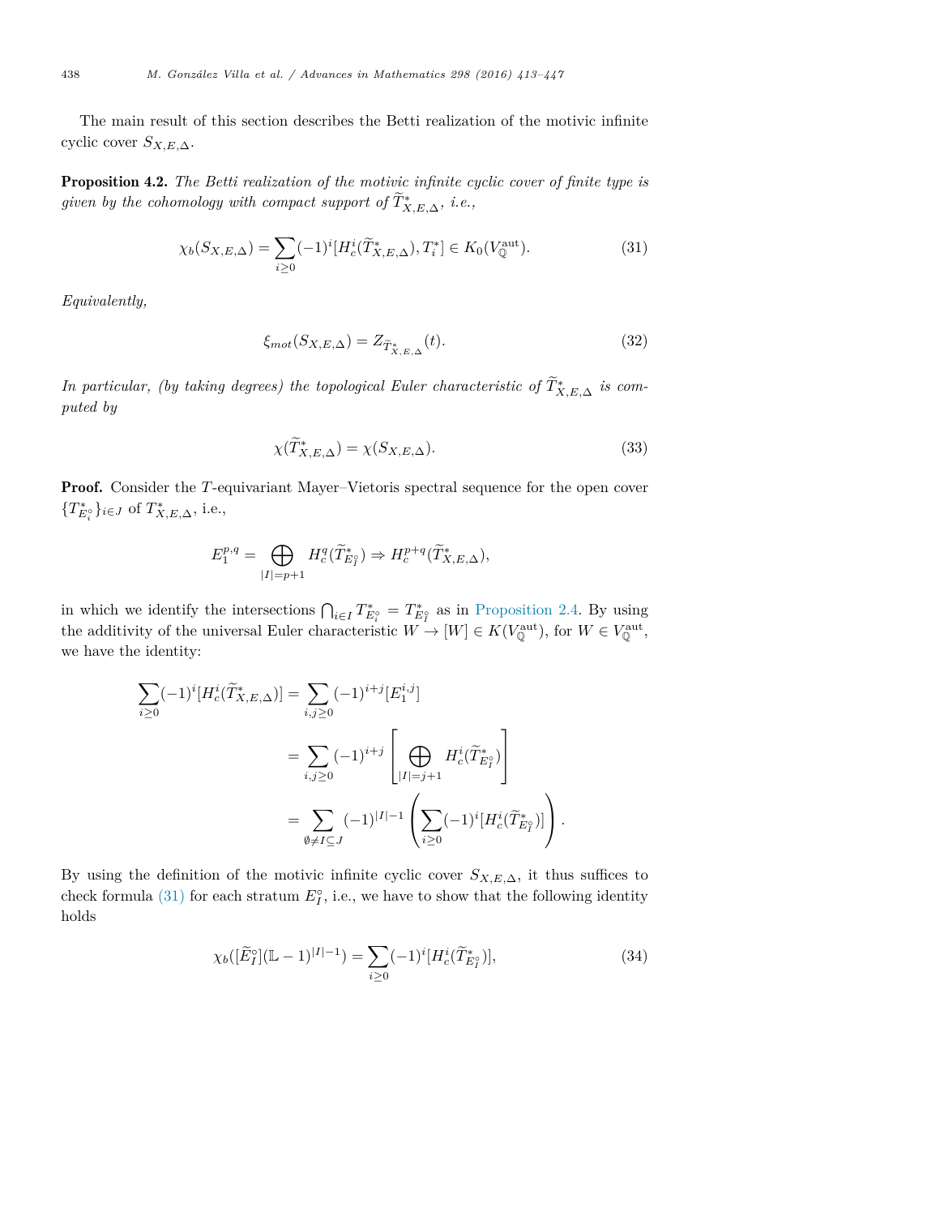The main result of this section describes the Betti realization of the motivic infinite cyclic cover $S_{X,E,\Delta}$.

**Proposition 4.2.** *The Betti realization of the motivic infinite cyclic cover of finite type is given by the cohomology with compact support of $\widetilde{T}^*_{X,E,\Delta}$, i.e.,*

$$\chi_b(S_{X,E,\Delta}) = \sum_{i\geq 0}(-1)^i[H^i_c(\widetilde{T}^*_{X,E,\Delta}), T^*_i] \in K_0(V^{\mathrm{aut}}_{\mathbb{Q}}). \tag{31}$$

*Equivalently,*

$$\xi_{mot}(S_{X,E,\Delta}) = Z_{\widetilde{T}^*_{X,E,\Delta}}(t). \tag{32}$$

*In particular, (by taking degrees) the topological Euler characteristic of $\widetilde{T}^*_{X,E,\Delta}$ is computed by*

$$\chi(\widetilde{T}^*_{X,E,\Delta}) = \chi(S_{X,E,\Delta}). \tag{33}$$

**Proof.** Consider the $T$-equivariant Mayer–Vietoris spectral sequence for the open cover $\{T^*_{E^\circ_i}\}_{i\in J}$ of $T^*_{X,E,\Delta}$, i.e.,

$$E^{p,q}_1 = \bigoplus_{|I|=p+1} H^q_c(\widetilde{T}^*_{E^\circ_I}) \Rightarrow H^{p+q}_c(\widetilde{T}^*_{X,E,\Delta}),$$

in which we identify the intersections $\bigcap_{i\in I} T^*_{E^\circ_i} = T^*_{E^\circ_I}$ as in Proposition 2.4. By using the additivity of the universal Euler characteristic $W \to [W] \in K(V^{\mathrm{aut}}_{\mathbb{Q}})$, for $W \in V^{\mathrm{aut}}_{\mathbb{Q}}$, we have the identity:

$$\begin{aligned}
\sum_{i\geq 0}(-1)^i[H^i_c(\widetilde{T}^*_{X,E,\Delta})] &= \sum_{i,j\geq 0}(-1)^{i+j}[E^{i,j}_1] \\
&= \sum_{i,j\geq 0}(-1)^{i+j}\left[\bigoplus_{|I|=j+1} H^i_c(\widetilde{T}^*_{E^\circ_I})\right] \\
&= \sum_{\emptyset\neq I\subseteq J}(-1)^{|I|-1}\left(\sum_{i\geq 0}(-1)^i[H^i_c(\widetilde{T}^*_{E^\circ_I})]\right).
\end{aligned}$$

By using the definition of the motivic infinite cyclic cover $S_{X,E,\Delta}$, it thus suffices to check formula (31) for each stratum $E^\circ_I$, i.e., we have to show that the following identity holds

$$\chi_b([\widetilde{E}^\circ_I](\mathbb{L}-1)^{|I|-1}) = \sum_{i\geq 0}(-1)^i[H^i_c(\widetilde{T}^*_{E^\circ_I})], \tag{34}$$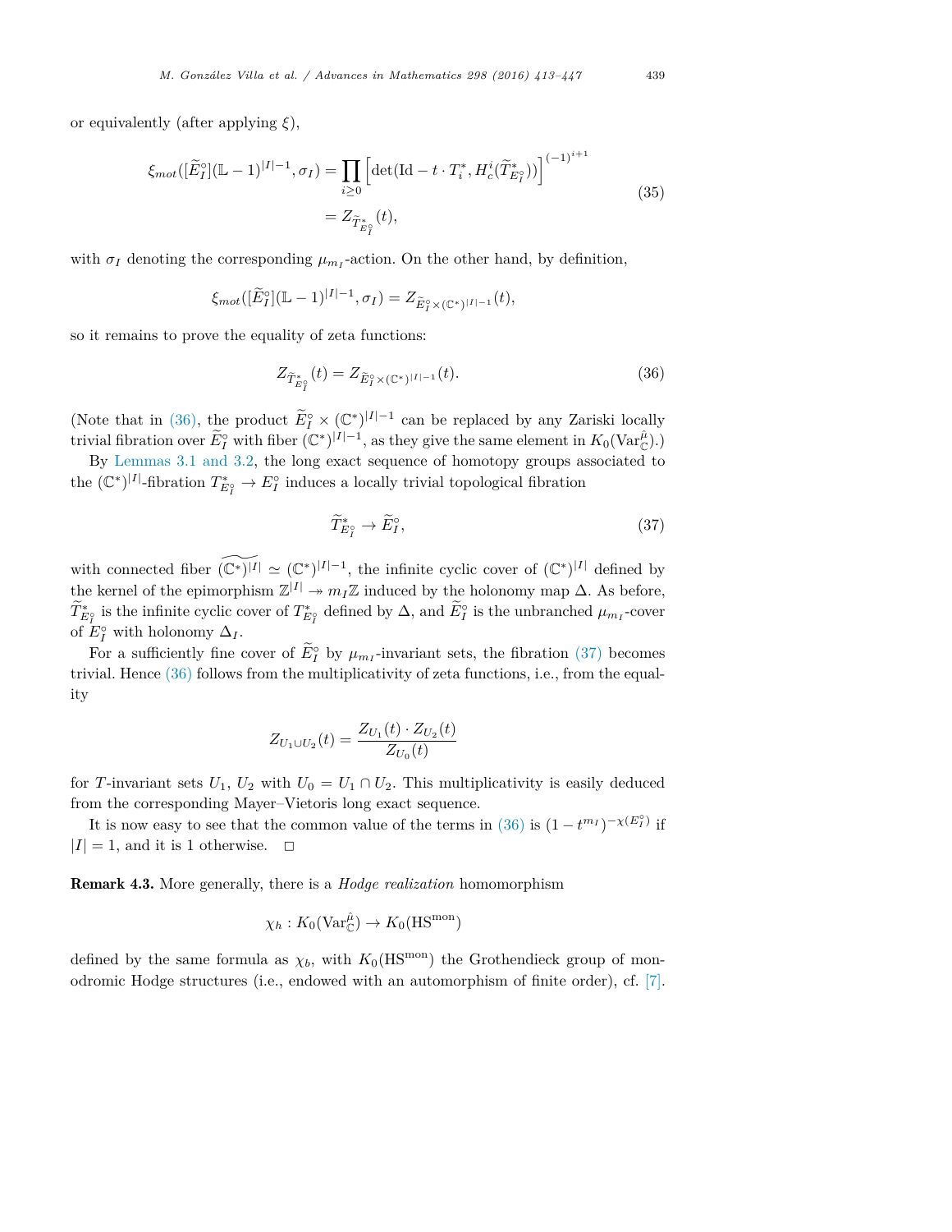or equivalently (after applying $\xi$),

$$
\begin{aligned}
\xi_{mot}([\widetilde{E}_I^\circ](\mathbb{L}-1)^{|I|-1}, \sigma_I) &= \prod_{i \geq 0} \left[ \det(\mathrm{Id} - t \cdot T_i^*, H_c^i(\widetilde{T}^*_{E_I^\circ})) \right]^{(-1)^{i+1}} \\
&= Z_{\widetilde{T}^*_{E_I^\circ}}(t),
\end{aligned}
\tag{35}
$$

with $\sigma_I$ denoting the corresponding $\mu_{m_I}$-action. On the other hand, by definition,

$$
\xi_{mot}([\widetilde{E}_I^\circ](\mathbb{L}-1)^{|I|-1}, \sigma_I) = Z_{\widetilde{E}_I^\circ \times (\mathbb{C}^*)^{|I|-1}}(t),
$$

so it remains to prove the equality of zeta functions:

$$
Z_{\widetilde{T}^*_{E_I^\circ}}(t) = Z_{\widetilde{E}_I^\circ \times (\mathbb{C}^*)^{|I|-1}}(t). \tag{36}
$$

(Note that in (36), the product $\widetilde{E}_I^\circ \times (\mathbb{C}^*)^{|I|-1}$ can be replaced by any Zariski locally trivial fibration over $\widetilde{E}_I^\circ$ with fiber $(\mathbb{C}^*)^{|I|-1}$, as they give the same element in $K_0(\mathrm{Var}_{\mathbb{C}}^{\hat{\mu}})$.)

By Lemmas 3.1 and 3.2, the long exact sequence of homotopy groups associated to the $(\mathbb{C}^*)^{|I|}$-fibration $T^*_{E_I^\circ} \to E_I^\circ$ induces a locally trivial topological fibration

$$
\widetilde{T}^*_{E_I^\circ} \to \widetilde{E}_I^\circ, \tag{37}
$$

with connected fiber $\widetilde{(\mathbb{C}^*)^{|I|}} \simeq (\mathbb{C}^*)^{|I|-1}$, the infinite cyclic cover of $(\mathbb{C}^*)^{|I|}$ defined by the kernel of the epimorphism $\mathbb{Z}^{|I|} \twoheadrightarrow m_I\mathbb{Z}$ induced by the holonomy map $\Delta$. As before, $\widetilde{T}^*_{E_I^\circ}$ is the infinite cyclic cover of $T^*_{E_I^\circ}$ defined by $\Delta$, and $\widetilde{E}_I^\circ$ is the unbranched $\mu_{m_I}$-cover of $E_I^\circ$ with holonomy $\Delta_I$.

For a sufficiently fine cover of $\widetilde{E}_I^\circ$ by $\mu_{m_I}$-invariant sets, the fibration (37) becomes trivial. Hence (36) follows from the multiplicativity of zeta functions, i.e., from the equality

$$
Z_{U_1 \cup U_2}(t) = \frac{Z_{U_1}(t) \cdot Z_{U_2}(t)}{Z_{U_0}(t)}
$$

for $T$-invariant sets $U_1$, $U_2$ with $U_0 = U_1 \cap U_2$. This multiplicativity is easily deduced from the corresponding Mayer–Vietoris long exact sequence.

It is now easy to see that the common value of the terms in (36) is $(1 - t^{m_I})^{-\chi(E_I^\circ)}$ if $|I| = 1$, and it is 1 otherwise. $\square$

**Remark 4.3.** More generally, there is a *Hodge realization* homomorphism

$$
\chi_h : K_0(\mathrm{Var}_{\mathbb{C}}^{\hat{\mu}}) \to K_0(\mathrm{HS}^{\mathrm{mon}})
$$

defined by the same formula as $\chi_b$, with $K_0(\mathrm{HS}^{\mathrm{mon}})$ the Grothendieck group of monodromic Hodge structures (i.e., endowed with an automorphism of finite order), cf. [7].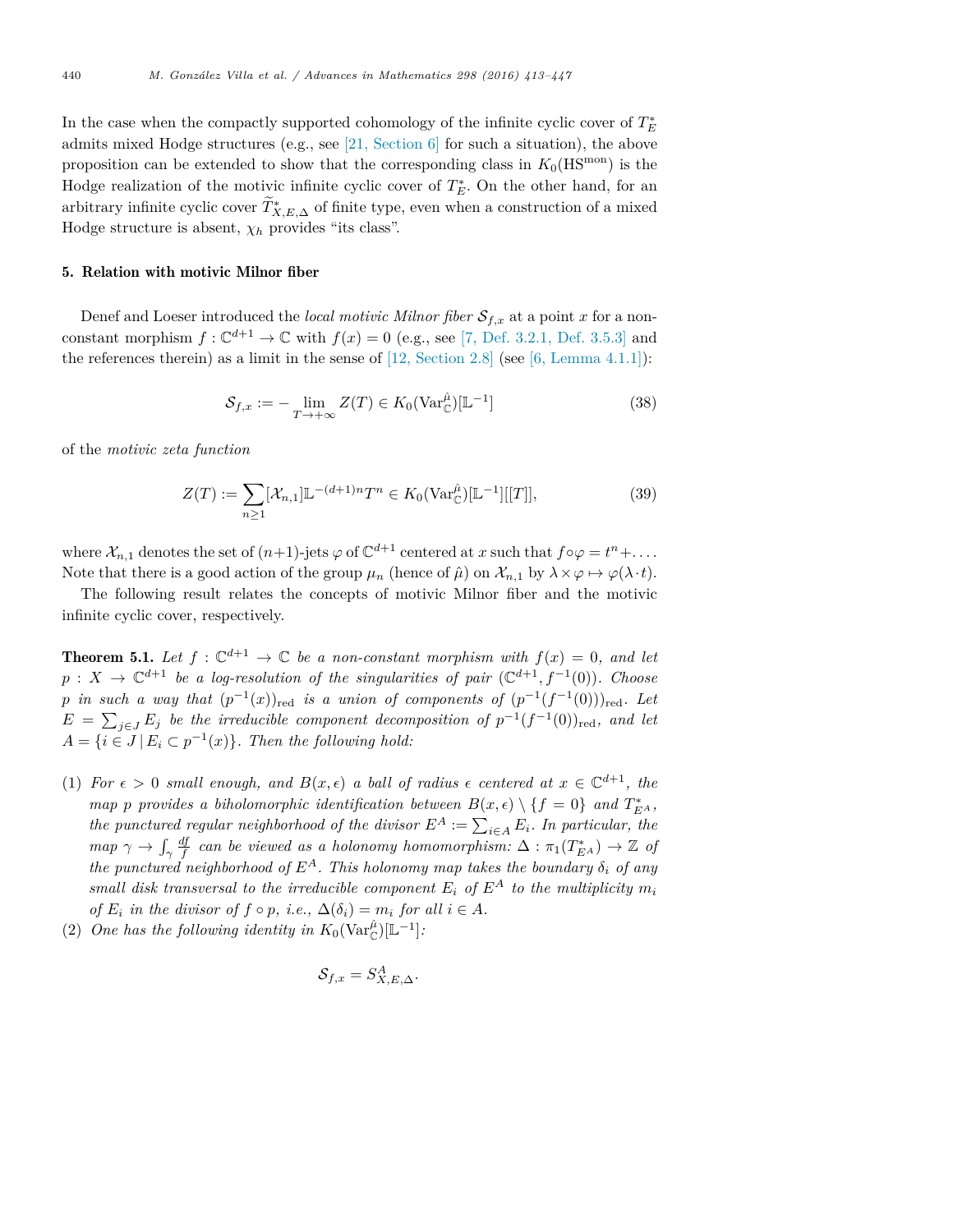In the case when the compactly supported cohomology of the infinite cyclic cover of $T_E^*$ admits mixed Hodge structures (e.g., see [21, Section 6] for such a situation), the above proposition can be extended to show that the corresponding class in $K_0(\mathrm{HS}^{\mathrm{mon}})$ is the Hodge realization of the motivic infinite cyclic cover of $T_E^*$. On the other hand, for an arbitrary infinite cyclic cover $\widetilde{T}^*_{X,E,\Delta}$ of finite type, even when a construction of a mixed Hodge structure is absent, $\chi_h$ provides "its class".

## 5. Relation with motivic Milnor fiber

Denef and Loeser introduced the *local motivic Milnor fiber* $\mathcal{S}_{f,x}$ at a point $x$ for a non-constant morphism $f : \mathbb{C}^{d+1} \to \mathbb{C}$ with $f(x) = 0$ (e.g., see [7, Def. 3.2.1, Def. 3.5.3] and the references therein) as a limit in the sense of [12, Section 2.8] (see [6, Lemma 4.1.1]):

$$\mathcal{S}_{f,x} := -\lim_{T \to +\infty} Z(T) \in K_0(\mathrm{Var}_{\mathbb{C}}^{\hat{\mu}})[\mathbb{L}^{-1}] \tag{38}$$

of the *motivic zeta function*

$$Z(T) := \sum_{n \geq 1} [\mathcal{X}_{n,1}] \mathbb{L}^{-(d+1)n} T^n \in K_0(\mathrm{Var}_{\mathbb{C}}^{\hat{\mu}})[\mathbb{L}^{-1}][[T]], \tag{39}$$

where $\mathcal{X}_{n,1}$ denotes the set of $(n+1)$-jets $\varphi$ of $\mathbb{C}^{d+1}$ centered at $x$ such that $f \circ \varphi = t^n + \ldots$. Note that there is a good action of the group $\mu_n$ (hence of $\hat{\mu}$) on $\mathcal{X}_{n,1}$ by $\lambda \times \varphi \mapsto \varphi(\lambda \cdot t)$.

The following result relates the concepts of motivic Milnor fiber and the motivic infinite cyclic cover, respectively.

**Theorem 5.1.** *Let $f : \mathbb{C}^{d+1} \to \mathbb{C}$ be a non-constant morphism with $f(x) = 0$, and let $p : X \to \mathbb{C}^{d+1}$ be a log-resolution of the singularities of pair $(\mathbb{C}^{d+1}, f^{-1}(0))$. Choose $p$ in such a way that $(p^{-1}(x))_{\mathrm{red}}$ is a union of components of $(p^{-1}(f^{-1}(0)))_{\mathrm{red}}$. Let $E = \sum_{j \in J} E_j$ be the irreducible component decomposition of $p^{-1}(f^{-1}(0))_{\mathrm{red}}$, and let $A = \{i \in J \mid E_i \subset p^{-1}(x)\}$. Then the following hold:*

1. *For $\epsilon > 0$ small enough, and $B(x, \epsilon)$ a ball of radius $\epsilon$ centered at $x \in \mathbb{C}^{d+1}$, the map $p$ provides a biholomorphic identification between $B(x, \epsilon) \setminus \{f = 0\}$ and $T^*_{E^A}$, the punctured regular neighborhood of the divisor $E^A := \sum_{i \in A} E_i$. In particular, the map $\gamma \to \int_\gamma \frac{df}{f}$ can be viewed as a holonomy homomorphism: $\Delta : \pi_1(T^*_{E^A}) \to \mathbb{Z}$ of the punctured neighborhood of $E^A$. This holonomy map takes the boundary $\delta_i$ of any small disk transversal to the irreducible component $E_i$ of $E^A$ to the multiplicity $m_i$ of $E_i$ in the divisor of $f \circ p$, i.e., $\Delta(\delta_i) = m_i$ for all $i \in A$.*
2. *One has the following identity in $K_0(\mathrm{Var}_{\mathbb{C}}^{\hat{\mu}})[\mathbb{L}^{-1}]$:*

$$\mathcal{S}_{f,x} = S^A_{X,E,\Delta}.$$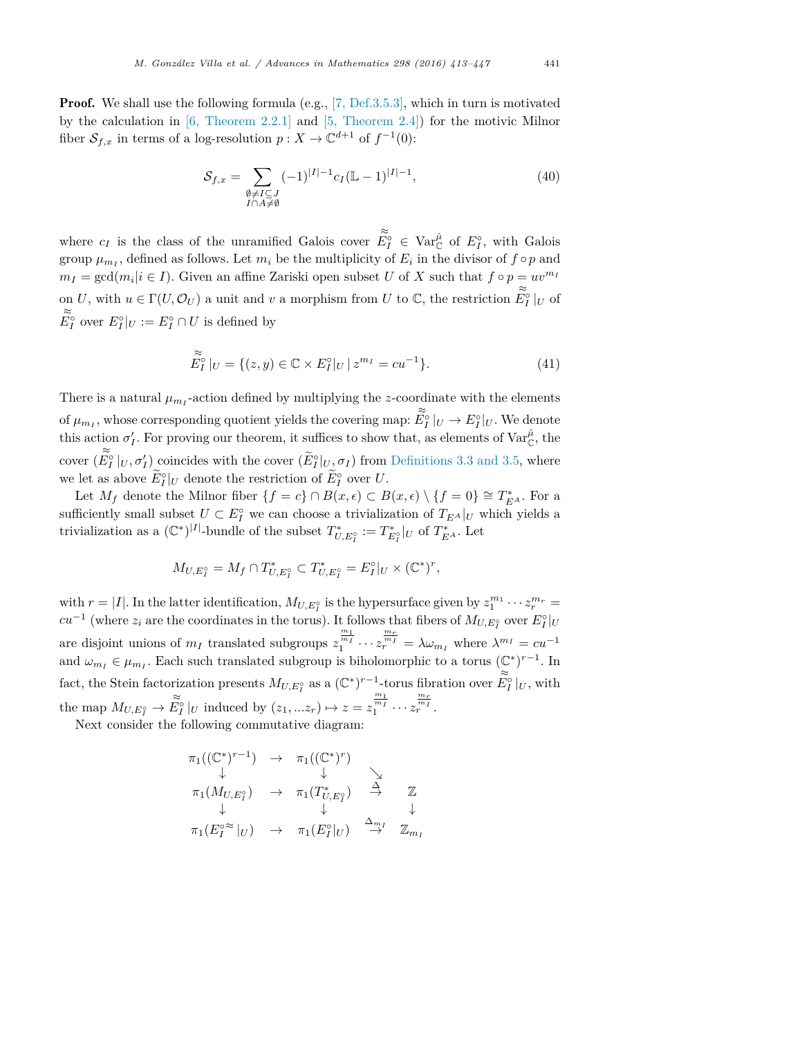**Proof.** We shall use the following formula (e.g., [7, Def.3.5.3], which in turn is motivated by the calculation in [6, Theorem 2.2.1] and [5, Theorem 2.4]) for the motivic Milnor fiber $\mathcal{S}_{f,x}$ in terms of a log-resolution $p : X \to \mathbb{C}^{d+1}$ of $f^{-1}(0)$:

$$\mathcal{S}_{f,x} = \sum_{\substack{\emptyset \neq I \subseteq J \\ I \cap A \neq \emptyset}} (-1)^{|I|-1} c_I (\mathbb{L} - 1)^{|I|-1}, \tag{40}$$

where $c_I$ is the class of the unramified Galois cover $\overset{\approx}{E_I^\circ} \in \mathrm{Var}_{\mathbb{C}}^{\hat{\mu}}$ of $E_I^\circ$, with Galois group $\mu_{m_I}$, defined as follows. Let $m_i$ be the multiplicity of $E_i$ in the divisor of $f \circ p$ and $m_I = \gcd(m_i | i \in I)$. Given an affine Zariski open subset $U$ of $X$ such that $f \circ p = uv^{m_I}$ on $U$, with $u \in \Gamma(U, \mathcal{O}_U)$ a unit and $v$ a morphism from $U$ to $\mathbb{C}$, the restriction $\overset{\approx}{E_I^\circ}|_U$ of $\overset{\approx}{E_I^\circ}$ over $E_I^\circ|_U := E_I^\circ \cap U$ is defined by

$$\overset{\approx}{E_I^\circ}|_U = \{(z, y) \in \mathbb{C} \times E_I^\circ|_U \mid z^{m_I} = cu^{-1}\}. \tag{41}$$

There is a natural $\mu_{m_I}$-action defined by multiplying the $z$-coordinate with the elements of $\mu_{m_I}$, whose corresponding quotient yields the covering map: $\overset{\approx}{E_I^\circ}|_U \to E_I^\circ|_U$. We denote this action $\sigma_I'$. For proving our theorem, it suffices to show that, as elements of $\mathrm{Var}_{\mathbb{C}}^{\hat{\mu}}$, the cover $(\overset{\approx}{E_I^\circ}|_U, \sigma_I')$ coincides with the cover $(\widetilde{E}_I^\circ|_U, \sigma_I)$ from Definitions 3.3 and 3.5, where we let as above $\widetilde{E}_I^\circ|_U$ denote the restriction of $\widetilde{E}_I^\circ$ over $U$.

Let $M_f$ denote the Milnor fiber $\{f = c\} \cap B(x, \epsilon) \subset B(x, \epsilon) \setminus \{f = 0\} \cong T_{E^A}^*$. For a sufficiently small subset $U \subset E_I^\circ$ we can choose a trivialization of $T_{E^A}|_U$ which yields a trivialization as a $(\mathbb{C}^*)^{|I|}$-bundle of the subset $T_{U,E_I^\circ}^* := T_{E_I^\circ}^*|_U$ of $T_{E^A}^*$. Let

$$M_{U,E_I^\circ} = M_f \cap T_{U,E_I^\circ}^* \subset T_{U,E_I^\circ}^* = E_I^\circ|_U \times (\mathbb{C}^*)^r,$$

with $r = |I|$. In the latter identification, $M_{U,E_I^\circ}$ is the hypersurface given by $z_1^{m_1} \cdots z_r^{m_r} = cu^{-1}$ (where $z_i$ are the coordinates in the torus). It follows that fibers of $M_{U,E_I^\circ}$ over $E_I^\circ|_U$ are disjoint unions of $m_I$ translated subgroups $z_1^{\frac{m_1}{m_I}} \cdots z_r^{\frac{m_r}{m_I}} = \lambda \omega_{m_I}$ where $\lambda^{m_I} = cu^{-1}$ and $\omega_{m_I} \in \mu_{m_I}$. Each such translated subgroup is biholomorphic to a torus $(\mathbb{C}^*)^{r-1}$. In fact, the Stein factorization presents $M_{U,E_I^\circ}$ as a $(\mathbb{C}^*)^{r-1}$-torus fibration over $\overset{\approx}{E_I^\circ}|_U$, with the map $M_{U,E_I^\circ} \to \overset{\approx}{E_I^\circ}|_U$ induced by $(z_1, \ldots z_r) \mapsto z = z_1^{\frac{m_1}{m_I}} \cdots z_r^{\frac{m_r}{m_I}}$.

Next consider the following commutative diagram:

$$\begin{array}{ccccc}
\pi_1((\mathbb{C}^*)^{r-1}) & \to & \pi_1((\mathbb{C}^*)^r) & & \\
\downarrow & & \downarrow & \searrow & \\
\pi_1(M_{U,E_I^\circ}) & \to & \pi_1(T_{U,E_I^\circ}^*) & \overset{\Delta}{\to} & \mathbb{Z} \\
\downarrow & & \downarrow & & \downarrow \\
\pi_1(E_I^{\circ\approx}|_U) & \to & \pi_1(E_I^\circ|_U) & \overset{\Delta_{m_I}}{\to} & \mathbb{Z}_{m_I}
\end{array}$$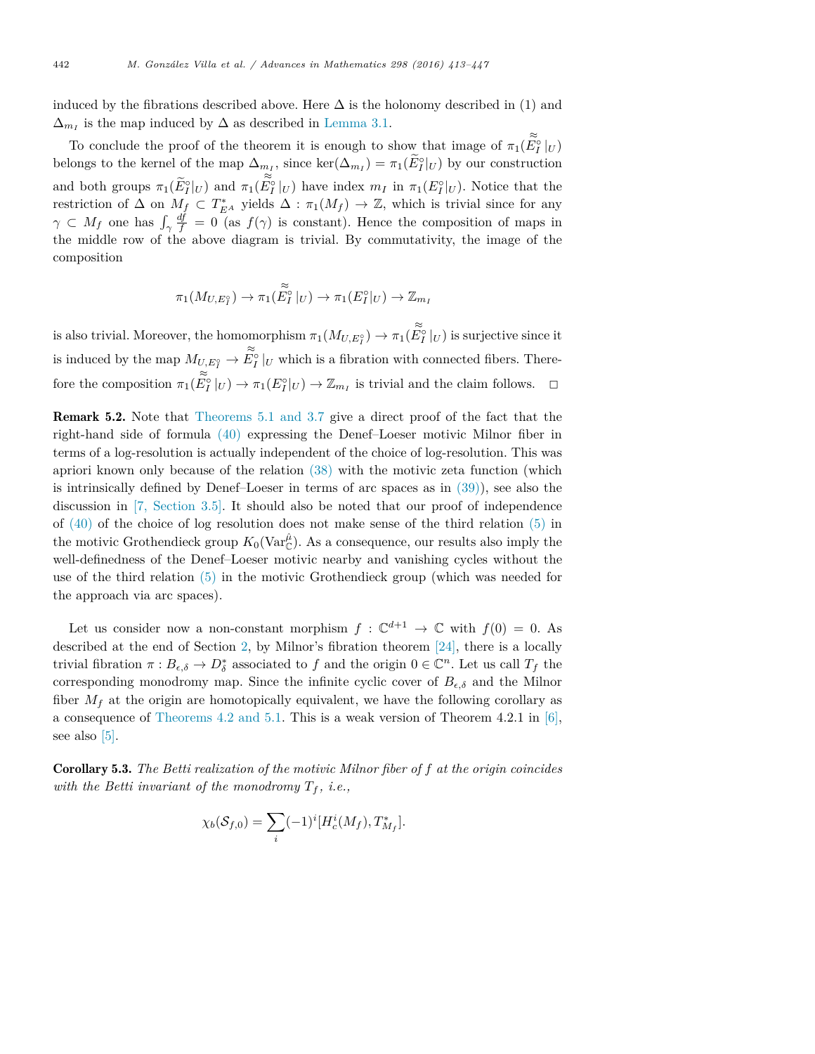induced by the fibrations described above. Here $\Delta$ is the holonomy described in (1) and $\Delta_{m_I}$ is the map induced by $\Delta$ as described in Lemma 3.1.

To conclude the proof of the theorem it is enough to show that image of $\pi_1(\overset{\approx}{E}{}_I^\circ|_U)$ belongs to the kernel of the map $\Delta_{m_I}$, since $\ker(\Delta_{m_I}) = \pi_1(\widetilde{E}_I^\circ|_U)$ by our construction and both groups $\pi_1(\widetilde{E}_I^\circ|_U)$ and $\pi_1(\overset{\approx}{E}{}_I^\circ|_U)$ have index $m_I$ in $\pi_1(E_I^\circ|_U)$. Notice that the restriction of $\Delta$ on $M_f \subset T^*_{E^A}$ yields $\Delta : \pi_1(M_f) \to \mathbb{Z}$, which is trivial since for any $\gamma \subset M_f$ one has $\int_\gamma \frac{df}{f} = 0$ (as $f(\gamma)$ is constant). Hence the composition of maps in the middle row of the above diagram is trivial. By commutativity, the image of the composition

$$\pi_1(M_{U,E_I^\circ}) \to \pi_1(\overset{\approx}{E}{}_I^\circ|_U) \to \pi_1(E_I^\circ|_U) \to \mathbb{Z}_{m_I}$$

is also trivial. Moreover, the homomorphism $\pi_1(M_{U,E_I^\circ}) \to \pi_1(\overset{\approx}{E}{}_I^\circ|_U)$ is surjective since it is induced by the map $M_{U,E_I^\circ} \to \overset{\approx}{E}{}_I^\circ|_U$ which is a fibration with connected fibers. Therefore the composition $\pi_1(\overset{\approx}{E}{}_I^\circ|_U) \to \pi_1(E_I^\circ|_U) \to \mathbb{Z}_{m_I}$ is trivial and the claim follows. □

**Remark 5.2.** Note that Theorems 5.1 and 3.7 give a direct proof of the fact that the right-hand side of formula (40) expressing the Denef–Loeser motivic Milnor fiber in terms of a log-resolution is actually independent of the choice of log-resolution. This was apriori known only because of the relation (38) with the motivic zeta function (which is intrinsically defined by Denef–Loeser in terms of arc spaces as in (39)), see also the discussion in [7, Section 3.5]. It should also be noted that our proof of independence of (40) of the choice of log resolution does not make sense of the third relation (5) in the motivic Grothendieck group $K_0(\mathrm{Var}_{\mathbb{C}}^{\hat{\mu}})$. As a consequence, our results also imply the well-definedness of the Denef–Loeser motivic nearby and vanishing cycles without the use of the third relation (5) in the motivic Grothendieck group (which was needed for the approach via arc spaces).

Let us consider now a non-constant morphism $f : \mathbb{C}^{d+1} \to \mathbb{C}$ with $f(0) = 0$. As described at the end of Section 2, by Milnor's fibration theorem [24], there is a locally trivial fibration $\pi : B_{\epsilon,\delta} \to D^*_\delta$ associated to $f$ and the origin $0 \in \mathbb{C}^n$. Let us call $T_f$ the corresponding monodromy map. Since the infinite cyclic cover of $B_{\epsilon,\delta}$ and the Milnor fiber $M_f$ at the origin are homotopically equivalent, we have the following corollary as a consequence of Theorems 4.2 and 5.1. This is a weak version of Theorem 4.2.1 in [6], see also [5].

**Corollary 5.3.** *The Betti realization of the motivic Milnor fiber of $f$ at the origin coincides with the Betti invariant of the monodromy $T_f$, i.e.,*

$$\chi_b(\mathcal{S}_{f,0}) = \sum_i (-1)^i [H^i_c(M_f), T^*_{M_f}].$$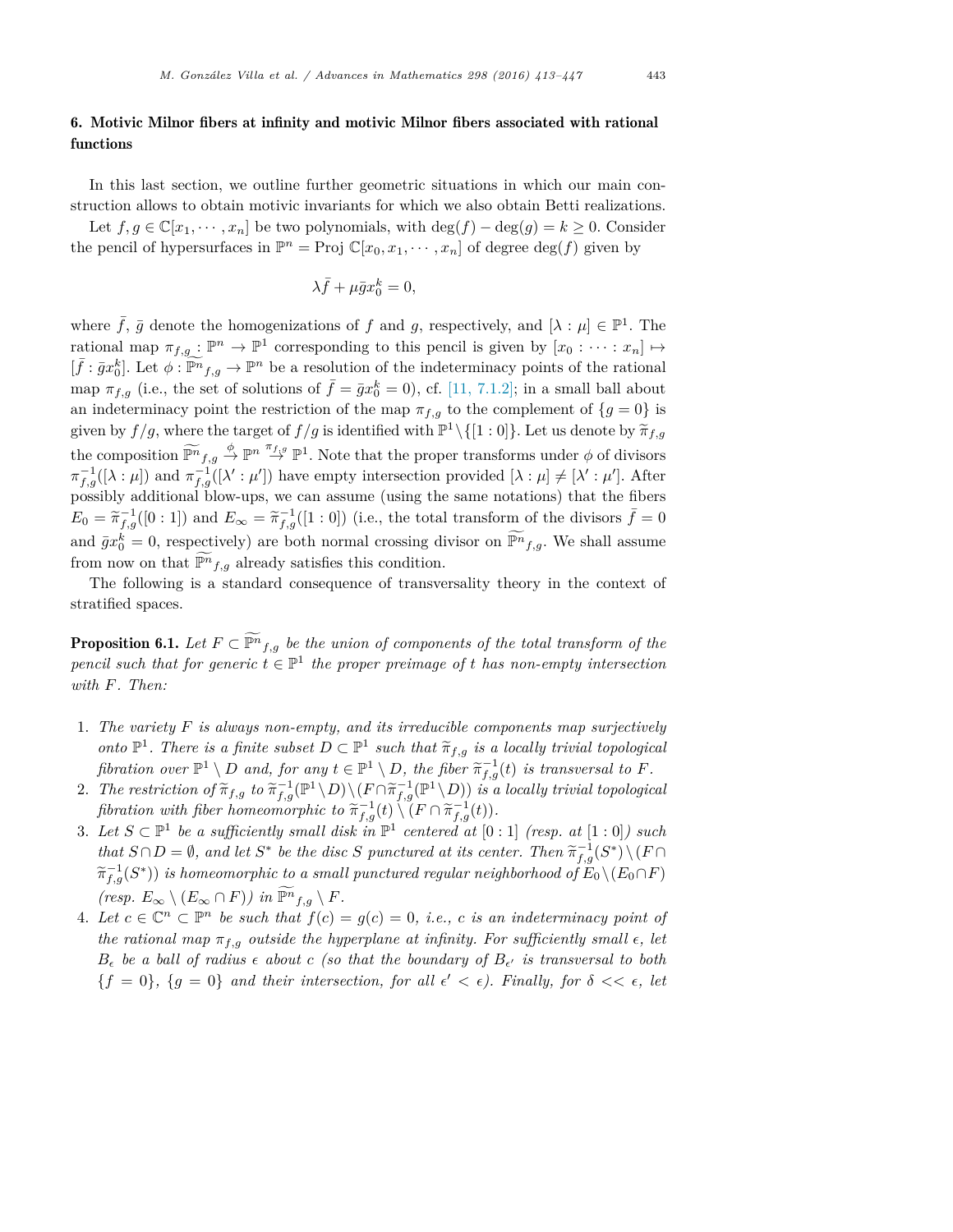## 6. Motivic Milnor fibers at infinity and motivic Milnor fibers associated with rational functions

In this last section, we outline further geometric situations in which our main construction allows to obtain motivic invariants for which we also obtain Betti realizations.

Let $f, g \in \mathbb{C}[x_1, \cdots, x_n]$ be two polynomials, with $\deg(f) - \deg(g) = k \geq 0$. Consider the pencil of hypersurfaces in $\mathbb{P}^n = \operatorname{Proj} \mathbb{C}[x_0, x_1, \cdots, x_n]$ of degree $\deg(f)$ given by

$$\lambda \bar{f} + \mu \bar{g} x_0^k = 0,$$

where $\bar{f}$, $\bar{g}$ denote the homogenizations of $f$ and $g$, respectively, and $[\lambda : \mu] \in \mathbb{P}^1$. The rational map $\pi_{f,g} : \mathbb{P}^n \to \mathbb{P}^1$ corresponding to this pencil is given by $[x_0 : \cdots : x_n] \mapsto [\bar{f} : \bar{g} x_0^k]$. Let $\phi : \widetilde{\mathbb{P}^n}_{f,g} \to \mathbb{P}^n$ be a resolution of the indeterminacy points of the rational map $\pi_{f,g}$ (i.e., the set of solutions of $\bar{f} = \bar{g} x_0^k = 0$), cf. [11, 7.1.2]; in a small ball about an indeterminacy point the restriction of the map $\pi_{f,g}$ to the complement of $\{g = 0\}$ is given by $f/g$, where the target of $f/g$ is identified with $\mathbb{P}^1 \setminus \{[1 : 0]\}$. Let us denote by $\widetilde{\pi}_{f,g}$ the composition $\widetilde{\mathbb{P}^n}_{f,g} \xrightarrow{\phi} \mathbb{P}^n \xrightarrow{\pi_{f,g}} \mathbb{P}^1$. Note that the proper transforms under $\phi$ of divisors $\pi_{f,g}^{-1}([\lambda : \mu])$ and $\pi_{f,g}^{-1}([\lambda' : \mu'])$ have empty intersection provided $[\lambda : \mu] \neq [\lambda' : \mu']$. After possibly additional blow-ups, we can assume (using the same notations) that the fibers $E_0 = \widetilde{\pi}_{f,g}^{-1}([0 : 1])$ and $E_\infty = \widetilde{\pi}_{f,g}^{-1}([1 : 0])$ (i.e., the total transform of the divisors $\bar{f} = 0$ and $\bar{g} x_0^k = 0$, respectively) are both normal crossing divisor on $\widetilde{\mathbb{P}^n}_{f,g}$. We shall assume from now on that $\widetilde{\mathbb{P}^n}_{f,g}$ already satisfies this condition.

The following is a standard consequence of transversality theory in the context of stratified spaces.

**Proposition 6.1.** *Let $F \subset \widetilde{\mathbb{P}^n}_{f,g}$ be the union of components of the total transform of the pencil such that for generic $t \in \mathbb{P}^1$ the proper preimage of $t$ has non-empty intersection with $F$. Then:*

1. *The variety $F$ is always non-empty, and its irreducible components map surjectively onto $\mathbb{P}^1$. There is a finite subset $D \subset \mathbb{P}^1$ such that $\widetilde{\pi}_{f,g}$ is a locally trivial topological fibration over $\mathbb{P}^1 \setminus D$ and, for any $t \in \mathbb{P}^1 \setminus D$, the fiber $\widetilde{\pi}_{f,g}^{-1}(t)$ is transversal to $F$.*
2. *The restriction of $\widetilde{\pi}_{f,g}$ to $\widetilde{\pi}_{f,g}^{-1}(\mathbb{P}^1 \setminus D) \setminus (F \cap \widetilde{\pi}_{f,g}^{-1}(\mathbb{P}^1 \setminus D))$ is a locally trivial topological fibration with fiber homeomorphic to $\widetilde{\pi}_{f,g}^{-1}(t) \setminus (F \cap \widetilde{\pi}_{f,g}^{-1}(t))$.*
3. *Let $S \subset \mathbb{P}^1$ be a sufficiently small disk in $\mathbb{P}^1$ centered at $[0 : 1]$ (resp. at $[1 : 0]$) such that $S \cap D = \emptyset$, and let $S^*$ be the disc $S$ punctured at its center. Then $\widetilde{\pi}_{f,g}^{-1}(S^*) \setminus (F \cap \widetilde{\pi}_{f,g}^{-1}(S^*))$ is homeomorphic to a small punctured regular neighborhood of $E_0 \setminus (E_0 \cap F)$ (resp. $E_\infty \setminus (E_\infty \cap F)$) in $\widetilde{\mathbb{P}^n}_{f,g} \setminus F$.*
4. *Let $c \in \mathbb{C}^n \subset \mathbb{P}^n$ be such that $f(c) = g(c) = 0$, i.e., $c$ is an indeterminacy point of the rational map $\pi_{f,g}$ outside the hyperplane at infinity. For sufficiently small $\epsilon$, let $B_\epsilon$ be a ball of radius $\epsilon$ about $c$ (so that the boundary of $B_{\epsilon'}$ is transversal to both $\{f = 0\}$, $\{g = 0\}$ and their intersection, for all $\epsilon' < \epsilon$). Finally, for $\delta << \epsilon$, let*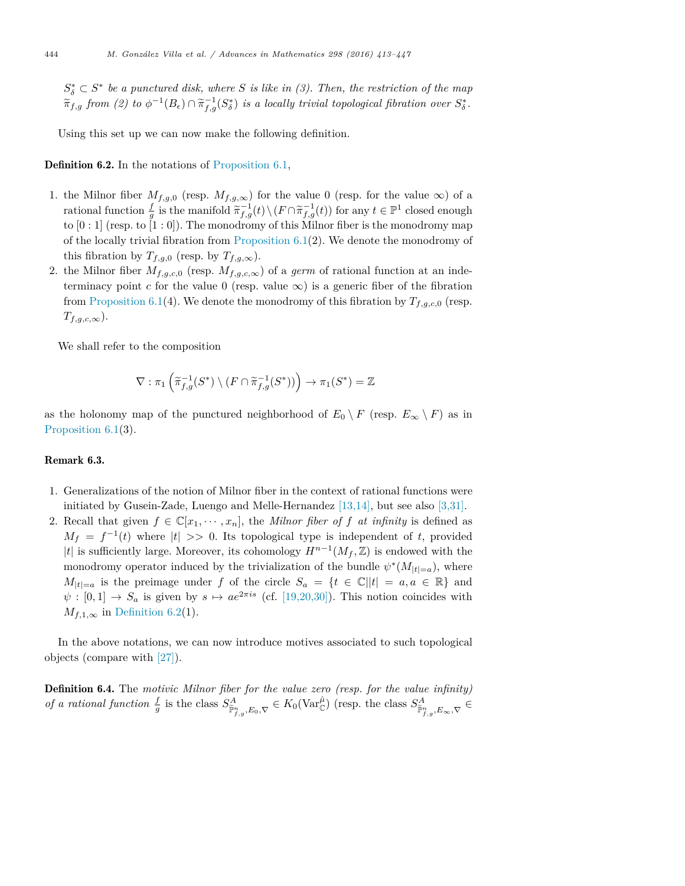*$S^*_\delta \subset S^*$ be a punctured disk, where $S$ is like in (3). Then, the restriction of the map $\widetilde{\pi}_{f,g}$ from (2) to $\phi^{-1}(B_\epsilon) \cap \widetilde{\pi}^{-1}_{f,g}(S^*_\delta)$ is a locally trivial topological fibration over $S^*_\delta$.*

Using this set up we can now make the following definition.

**Definition 6.2.** In the notations of Proposition 6.1,

1. the Milnor fiber $M_{f,g,0}$ (resp. $M_{f,g,\infty}$) for the value 0 (resp. for the value $\infty$) of a rational function $\frac{f}{g}$ is the manifold $\widetilde{\pi}^{-1}_{f,g}(t) \setminus (F \cap \widetilde{\pi}^{-1}_{f,g}(t))$ for any $t \in \mathbb{P}^1$ closed enough to $[0:1]$ (resp. to $[1:0]$). The monodromy of this Milnor fiber is the monodromy map of the locally trivial fibration from Proposition 6.1(2). We denote the monodromy of this fibration by $T_{f,g,0}$ (resp. by $T_{f,g,\infty}$).
2. the Milnor fiber $M_{f,g,c,0}$ (resp. $M_{f,g,c,\infty}$) of a *germ* of rational function at an indeterminacy point $c$ for the value 0 (resp. value $\infty$) is a generic fiber of the fibration from Proposition 6.1(4). We denote the monodromy of this fibration by $T_{f,g,c,0}$ (resp. $T_{f,g,c,\infty}$).

We shall refer to the composition

$$\nabla : \pi_1 \left( \widetilde{\pi}^{-1}_{f,g}(S^*) \setminus (F \cap \widetilde{\pi}^{-1}_{f,g}(S^*)) \right) \to \pi_1(S^*) = \mathbb{Z}$$

as the holonomy map of the punctured neighborhood of $E_0 \setminus F$ (resp. $E_\infty \setminus F$) as in Proposition 6.1(3).

**Remark 6.3.**

1. Generalizations of the notion of Milnor fiber in the context of rational functions were initiated by Gusein-Zade, Luengo and Melle-Hernandez [13,14], but see also [3,31].
2. Recall that given $f \in \mathbb{C}[x_1, \cdots, x_n]$, the *Milnor fiber of $f$ at infinity* is defined as $M_f = f^{-1}(t)$ where $|t| >> 0$. Its topological type is independent of $t$, provided $|t|$ is sufficiently large. Moreover, its cohomology $H^{n-1}(M_f, \mathbb{Z})$ is endowed with the monodromy operator induced by the trivialization of the bundle $\psi^*(M_{|t|=a})$, where $M_{|t|=a}$ is the preimage under $f$ of the circle $S_a = \{t \in \mathbb{C} | |t| = a, a \in \mathbb{R}\}$ and $\psi : [0,1] \to S_a$ is given by $s \mapsto ae^{2\pi i s}$ (cf. [19,20,30]). This notion coincides with $M_{f,1,\infty}$ in Definition 6.2(1).

In the above notations, we can now introduce motives associated to such topological objects (compare with [27]).

**Definition 6.4.** The *motivic Milnor fiber for the value zero (resp. for the value infinity) of a rational function $\frac{f}{g}$* is the class $S^A_{\widetilde{\mathbb{P}}^n_{f,g}, E_0, \nabla} \in K_0(\mathrm{Var}^{\hat{\mu}}_{\mathbb{C}})$ (resp. the class $S^A_{\widetilde{\mathbb{P}}^n_{f,g}, E_\infty, \nabla} \in$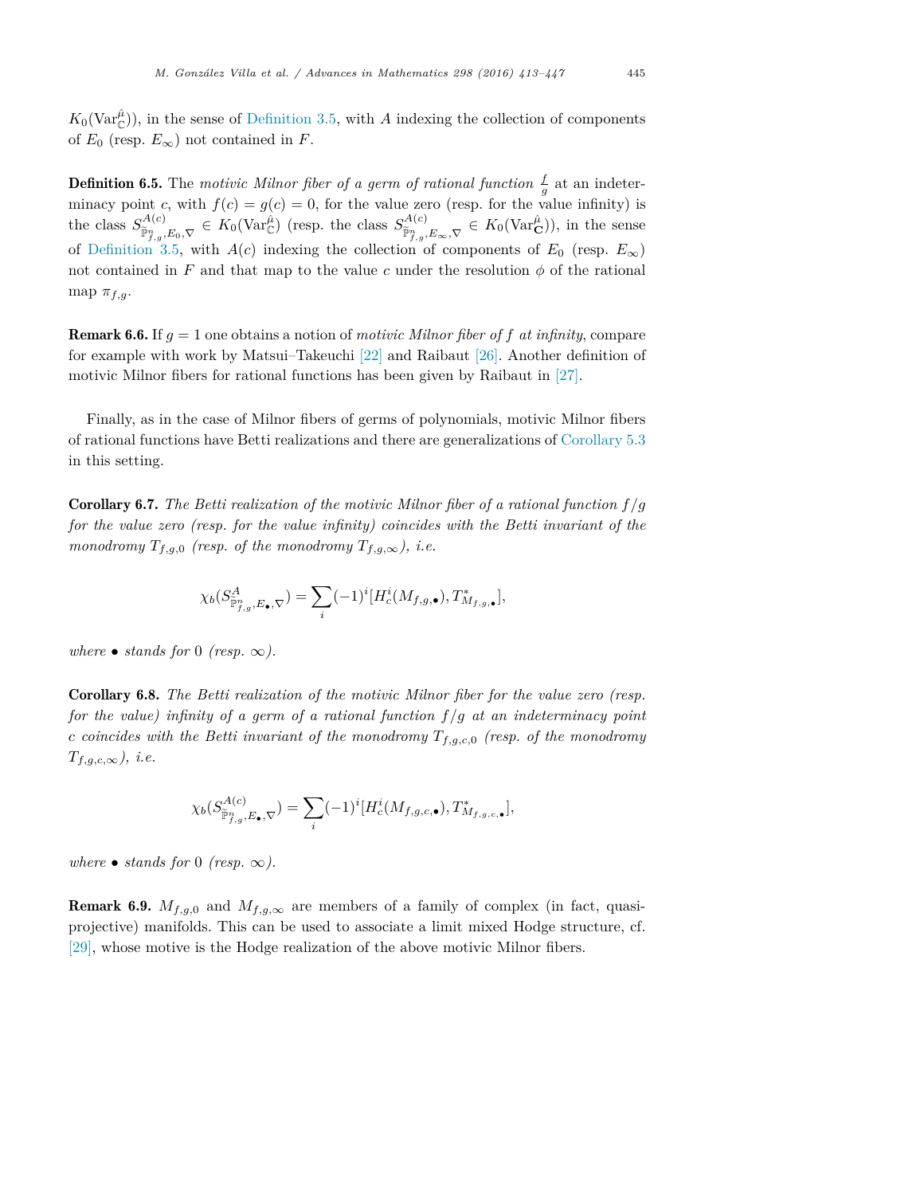$K_0(\mathrm{Var}_{\mathbb{C}}^{\hat{\mu}})$), in the sense of Definition 3.5, with $A$ indexing the collection of components of $E_0$ (resp. $E_\infty$) not contained in $F$.

**Definition 6.5.** The *motivic Milnor fiber of a germ of rational function* $\frac{f}{g}$ at an indeterminacy point $c$, with $f(c) = g(c) = 0$, for the value zero (resp. for the value infinity) is the class $S^{A(c)}_{\tilde{\mathbb{P}}^n_{f,g},E_0,\nabla} \in K_0(\mathrm{Var}_{\mathbb{C}}^{\hat{\mu}})$ (resp. the class $S^{A(c)}_{\tilde{\mathbb{P}}^n_{f,g},E_\infty,\nabla} \in K_0(\mathrm{Var}_{\mathbf{C}}^{\hat{\mu}})$), in the sense of Definition 3.5, with $A(c)$ indexing the collection of components of $E_0$ (resp. $E_\infty$) not contained in $F$ and that map to the value $c$ under the resolution $\phi$ of the rational map $\pi_{f,g}$.

**Remark 6.6.** If $g = 1$ one obtains a notion of *motivic Milnor fiber of $f$ at infinity*, compare for example with work by Matsui–Takeuchi [22] and Raibaut [26]. Another definition of motivic Milnor fibers for rational functions has been given by Raibaut in [27].

Finally, as in the case of Milnor fibers of germs of polynomials, motivic Milnor fibers of rational functions have Betti realizations and there are generalizations of Corollary 5.3 in this setting.

**Corollary 6.7.** *The Betti realization of the motivic Milnor fiber of a rational function $f/g$ for the value zero (resp. for the value infinity) coincides with the Betti invariant of the monodromy $T_{f,g,0}$ (resp. of the monodromy $T_{f,g,\infty}$), i.e.*

$$\chi_b(S^A_{\tilde{\mathbb{P}}^n_{f,g},E_\bullet,\nabla}) = \sum_i (-1)^i [H^i_c(M_{f,g,\bullet}), T^*_{M_{f,g,\bullet}}],$$

*where $\bullet$ stands for $0$ (resp. $\infty$).*

**Corollary 6.8.** *The Betti realization of the motivic Milnor fiber for the value zero (resp. for the value) infinity of a germ of a rational function $f/g$ at an indeterminacy point $c$ coincides with the Betti invariant of the monodromy $T_{f,g,c,0}$ (resp. of the monodromy $T_{f,g,c,\infty}$), i.e.*

$$\chi_b(S^{A(c)}_{\tilde{\mathbb{P}}^n_{f,g},E_\bullet,\nabla}) = \sum_i (-1)^i [H^i_c(M_{f,g,c,\bullet}), T^*_{M_{f,g,c,\bullet}}],$$

*where $\bullet$ stands for $0$ (resp. $\infty$).*

**Remark 6.9.** $M_{f,g,0}$ and $M_{f,g,\infty}$ are members of a family of complex (in fact, quasi-projective) manifolds. This can be used to associate a limit mixed Hodge structure, cf. [29], whose motive is the Hodge realization of the above motivic Milnor fibers.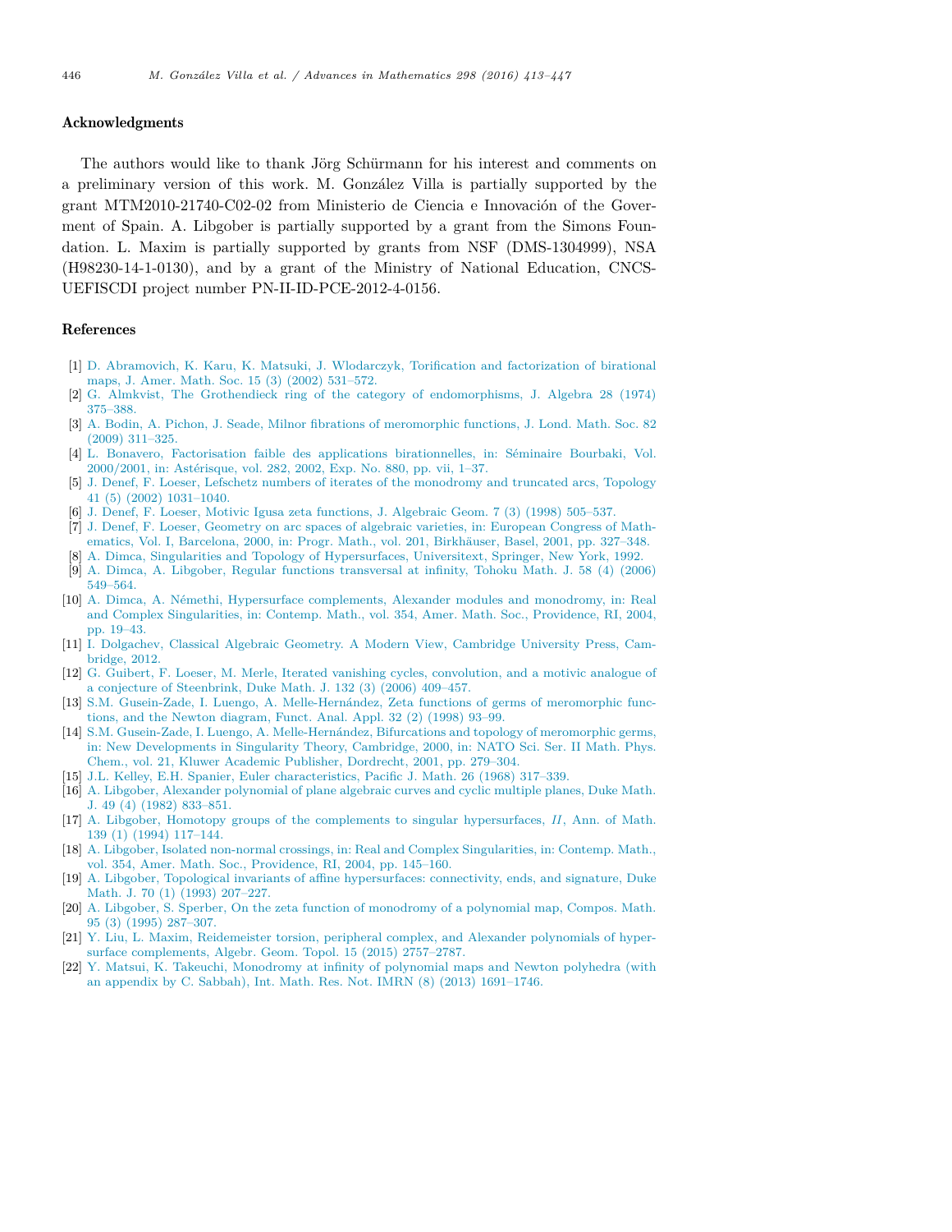## Acknowledgments

The authors would like to thank Jörg Schürmann for his interest and comments on a preliminary version of this work. M. González Villa is partially supported by the grant MTM2010-21740-C02-02 from Ministerio de Ciencia e Innovación of the Goverment of Spain. A. Libgober is partially supported by a grant from the Simons Foundation. L. Maxim is partially supported by grants from NSF (DMS-1304999), NSA (H98230-14-1-0130), and by a grant of the Ministry of National Education, CNCS-UEFISCDI project number PN-II-ID-PCE-2012-4-0156.

## References

[1] D. Abramovich, K. Karu, K. Matsuki, J. Wlodarczyk, Torification and factorization of birational maps, J. Amer. Math. Soc. 15 (3) (2002) 531–572.

[2] G. Almkvist, The Grothendieck ring of the category of endomorphisms, J. Algebra 28 (1974) 375–388.

[3] A. Bodin, A. Pichon, J. Seade, Milnor fibrations of meromorphic functions, J. Lond. Math. Soc. 82 (2009) 311–325.

[4] L. Bonavero, Factorisation faible des applications birationnelles, in: Séminaire Bourbaki, Vol. 2000/2001, in: Astérisque, vol. 282, 2002, Exp. No. 880, pp. vii, 1–37.

[5] J. Denef, F. Loeser, Lefschetz numbers of iterates of the monodromy and truncated arcs, Topology 41 (5) (2002) 1031–1040.

[6] J. Denef, F. Loeser, Motivic Igusa zeta functions, J. Algebraic Geom. 7 (3) (1998) 505–537.

[7] J. Denef, F. Loeser, Geometry on arc spaces of algebraic varieties, in: European Congress of Mathematics, Vol. I, Barcelona, 2000, in: Progr. Math., vol. 201, Birkhäuser, Basel, 2001, pp. 327–348.

[8] A. Dimca, Singularities and Topology of Hypersurfaces, Universitext, Springer, New York, 1992.

[9] A. Dimca, A. Libgober, Regular functions transversal at infinity, Tohoku Math. J. 58 (4) (2006) 549–564.

[10] A. Dimca, A. Némethi, Hypersurface complements, Alexander modules and monodromy, in: Real and Complex Singularities, in: Contemp. Math., vol. 354, Amer. Math. Soc., Providence, RI, 2004, pp. 19–43.

[11] I. Dolgachev, Classical Algebraic Geometry. A Modern View, Cambridge University Press, Cambridge, 2012.

[12] G. Guibert, F. Loeser, M. Merle, Iterated vanishing cycles, convolution, and a motivic analogue of a conjecture of Steenbrink, Duke Math. J. 132 (3) (2006) 409–457.

[13] S.M. Gusein-Zade, I. Luengo, A. Melle-Hernández, Zeta functions of germs of meromorphic functions, and the Newton diagram, Funct. Anal. Appl. 32 (2) (1998) 93–99.

[14] S.M. Gusein-Zade, I. Luengo, A. Melle-Hernández, Bifurcations and topology of meromorphic germs, in: New Developments in Singularity Theory, Cambridge, 2000, in: NATO Sci. Ser. II Math. Phys. Chem., vol. 21, Kluwer Academic Publisher, Dordrecht, 2001, pp. 279–304.

[15] J.L. Kelley, E.H. Spanier, Euler characteristics, Pacific J. Math. 26 (1968) 317–339.

[16] A. Libgober, Alexander polynomial of plane algebraic curves and cyclic multiple planes, Duke Math. J. 49 (4) (1982) 833–851.

[17] A. Libgober, Homotopy groups of the complements to singular hypersurfaces, *II*, Ann. of Math. 139 (1) (1994) 117–144.

[18] A. Libgober, Isolated non-normal crossings, in: Real and Complex Singularities, in: Contemp. Math., vol. 354, Amer. Math. Soc., Providence, RI, 2004, pp. 145–160.

[19] A. Libgober, Topological invariants of affine hypersurfaces: connectivity, ends, and signature, Duke Math. J. 70 (1) (1993) 207–227.

[20] A. Libgober, S. Sperber, On the zeta function of monodromy of a polynomial map, Compos. Math. 95 (3) (1995) 287–307.

[21] Y. Liu, L. Maxim, Reidemeister torsion, peripheral complex, and Alexander polynomials of hypersurface complements, Algebr. Geom. Topol. 15 (2015) 2757–2787.

[22] Y. Matsui, K. Takeuchi, Monodromy at infinity of polynomial maps and Newton polyhedra (with an appendix by C. Sabbah), Int. Math. Res. Not. IMRN (8) (2013) 1691–1746.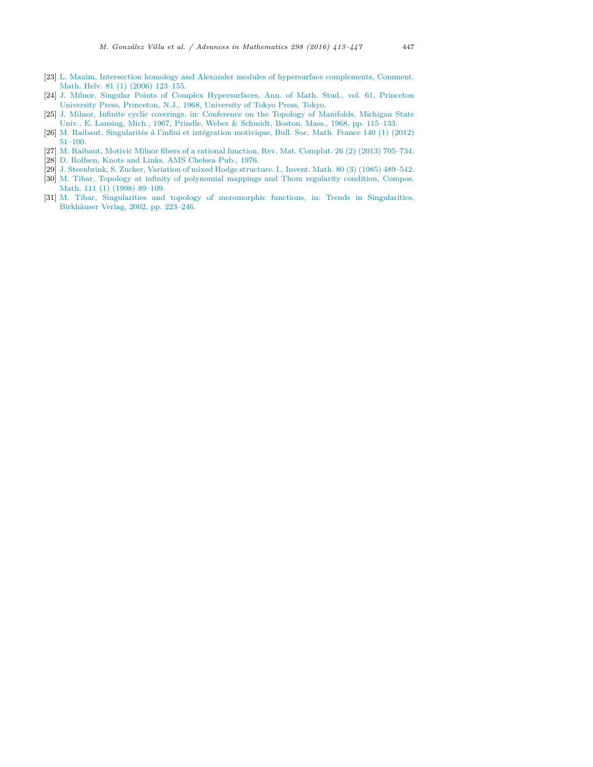[23] L. Maxim, Intersection homology and Alexander modules of hypersurface complements, Comment. Math. Helv. 81 (1) (2006) 123–155.

[24] J. Milnor, Singular Points of Complex Hypersurfaces, Ann. of Math. Stud., vol. 61, Princeton University Press, Princeton, N.J., 1968, University of Tokyo Press, Tokyo.

[25] J. Milnor, Infinite cyclic coverings, in: Conference on the Topology of Manifolds, Michigan State Univ., E. Lansing, Mich., 1967, Prindle, Weber & Schmidt, Boston, Mass., 1968, pp. 115–133.

[26] M. Raibaut, Singularités à l'infini et intégration motivique, Bull. Soc. Math. France 140 (1) (2012) 51–100.

[27] M. Raibaut, Motivic Milnor fibers of a rational function, Rev. Mat. Complut. 26 (2) (2013) 705–734.

[28] D. Rolfsen, Knots and Links, AMS Chelsea Pub., 1976.

[29] J. Steenbrink, S. Zucker, Variation of mixed Hodge structure. I., Invent. Math. 80 (3) (1985) 489–542.

[30] M. Tibar, Topology at infinity of polynomial mappings and Thom regularity condition, Compos. Math. 111 (1) (1998) 89–109.

[31] M. Tibar, Singularities and topology of meromorphic functions, in: Trends in Singularities, Birkhäuser Verlag, 2002, pp. 223–246.